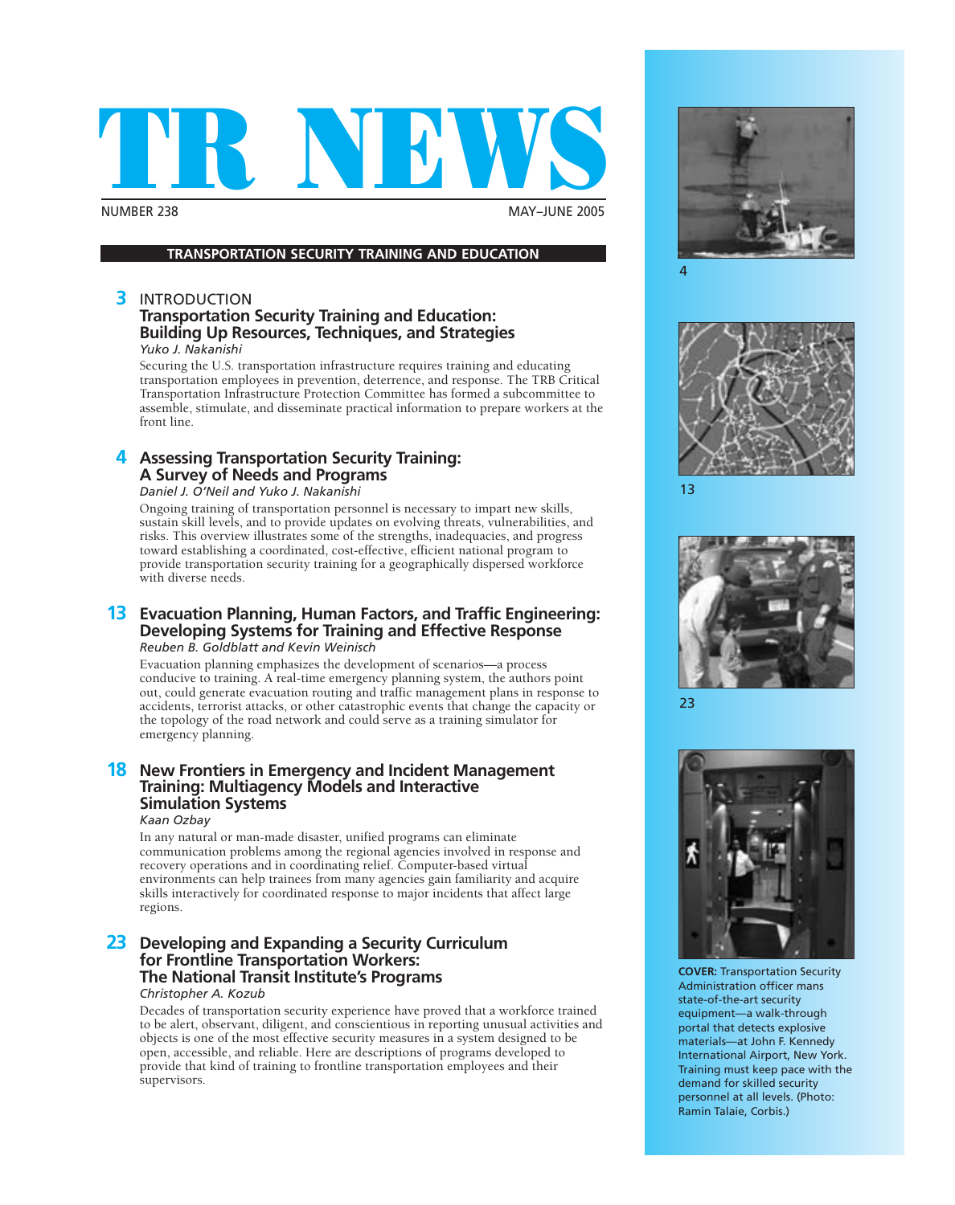# TR NEWS

NUMBER 238 MAY–JUNE 2005

## TRANSPORTATION SECURITY TRAINING AND EDUCATION

**3** INTRODUCTION
**Transportation Security Training and Education: Building Up Resources, Techniques, and Strategies**
*Yuko J. Nakanishi*

Securing the U.S. transportation infrastructure requires training and educating transportation employees in prevention, deterrence, and response. The TRB Critical Transportation Infrastructure Protection Committee has formed a subcommittee to assemble, stimulate, and disseminate practical information to prepare workers at the front line.

**4** **Assessing Transportation Security Training: A Survey of Needs and Programs**
*Daniel J. O'Neil and Yuko J. Nakanishi*

Ongoing training of transportation personnel is necessary to impart new skills, sustain skill levels, and to provide updates on evolving threats, vulnerabilities, and risks. This overview illustrates some of the strengths, inadequacies, and progress toward establishing a coordinated, cost-effective, efficient national program to provide transportation security training for a geographically dispersed workforce with diverse needs.

**13** **Evacuation Planning, Human Factors, and Traffic Engineering: Developing Systems for Training and Effective Response**
*Reuben B. Goldblatt and Kevin Weinisch*

Evacuation planning emphasizes the development of scenarios—a process conducive to training. A real-time emergency planning system, the authors point out, could generate evacuation routing and traffic management plans in response to accidents, terrorist attacks, or other catastrophic events that change the capacity or the topology of the road network and could serve as a training simulator for emergency planning.

**18** **New Frontiers in Emergency and Incident Management Training: Multiagency Models and Interactive Simulation Systems**
*Kaan Ozbay*

In any natural or man-made disaster, unified programs can eliminate communication problems among the regional agencies involved in response and recovery operations and in coordinating relief. Computer-based virtual environments can help trainees from many agencies gain familiarity and acquire skills interactively for coordinated response to major incidents that affect large regions.

**23** **Developing and Expanding a Security Curriculum for Frontline Transportation Workers: The National Transit Institute's Programs**
*Christopher A. Kozub*

Decades of transportation security experience have proved that a workforce trained to be alert, observant, diligent, and conscientious in reporting unusual activities and objects is one of the most effective security measures in a system designed to be open, accessible, and reliable. Here are descriptions of programs developed to provide that kind of training to frontline transportation employees and their supervisors.

4

13

23

**COVER:** Transportation Security Administration officer mans state-of-the-art security equipment—a walk-through portal that detects explosive materials—at John F. Kennedy International Airport, New York. Training must keep pace with the demand for skilled security personnel at all levels. (Photo: Ramin Talaie, Corbis.)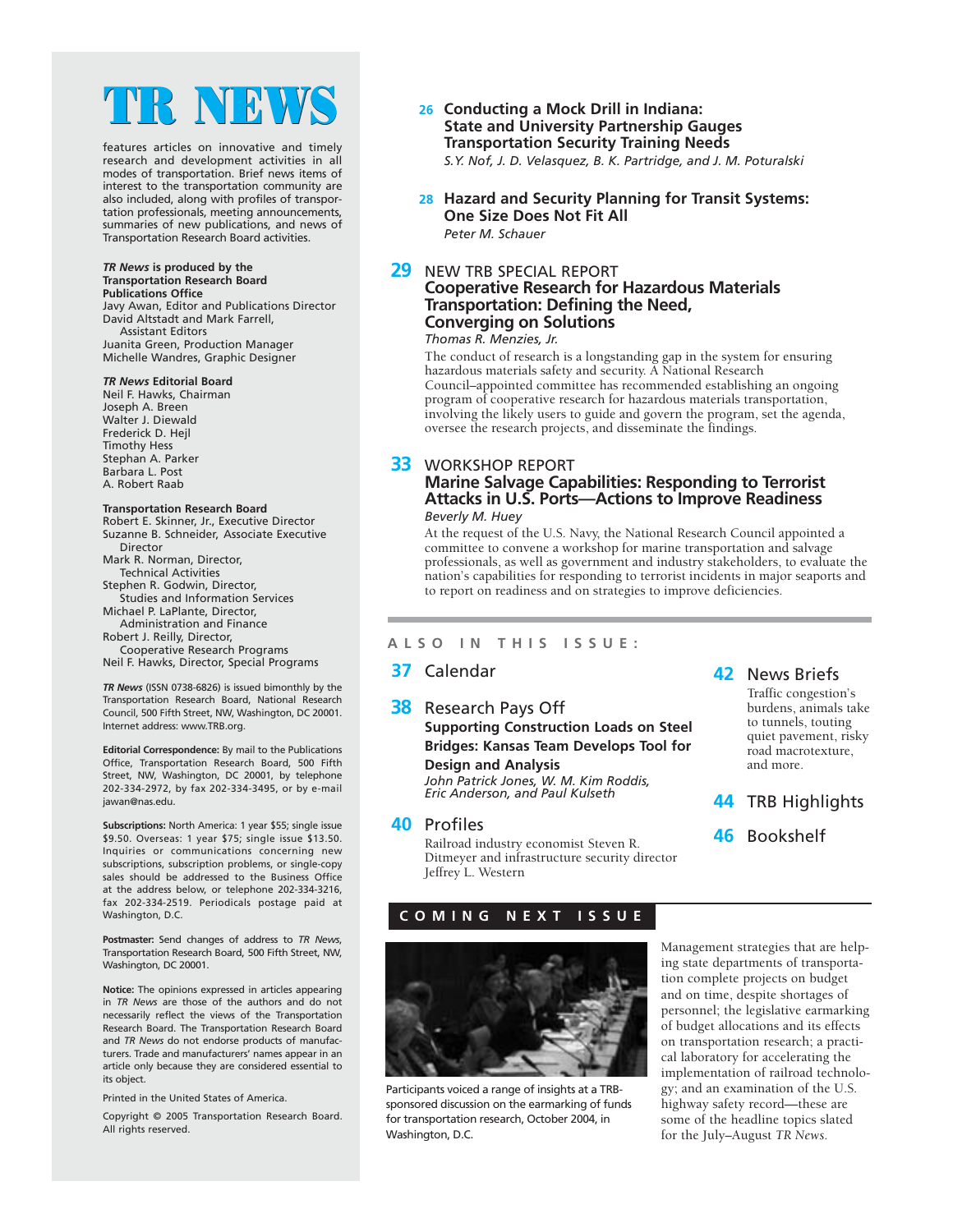# TR NEWS

features articles on innovative and timely research and development activities in all modes of transportation. Brief news items of interest to the transportation community are also included, along with profiles of transportation professionals, meeting announcements, summaries of new publications, and news of Transportation Research Board activities.

***TR News* is produced by the Transportation Research Board Publications Office**
Javy Awan, Editor and Publications Director
David Altstadt and Mark Farrell, Assistant Editors
Juanita Green, Production Manager
Michelle Wandres, Graphic Designer

***TR News* Editorial Board**
Neil F. Hawks, Chairman
Joseph A. Breen
Walter J. Diewald
Frederick D. Hejl
Timothy Hess
Stephan A. Parker
Barbara L. Post
A. Robert Raab

**Transportation Research Board**
Robert E. Skinner, Jr., Executive Director
Suzanne B. Schneider, Associate Executive Director
Mark R. Norman, Director, Technical Activities
Stephen R. Godwin, Director, Studies and Information Services
Michael P. LaPlante, Director, Administration and Finance
Robert J. Reilly, Director, Cooperative Research Programs
Neil F. Hawks, Director, Special Programs

***TR News*** (ISSN 0738-6826) is issued bimonthly by the Transportation Research Board, National Research Council, 500 Fifth Street, NW, Washington, DC 20001. Internet address: www.TRB.org.

**Editorial Correspondence:** By mail to the Publications Office, Transportation Research Board, 500 Fifth Street, NW, Washington, DC 20001, by telephone 202-334-2972, by fax 202-334-3495, or by e-mail jawan@nas.edu.

**Subscriptions:** North America: 1 year $55; single issue $9.50. Overseas: 1 year $75; single issue $13.50. Inquiries or communications concerning new subscriptions, subscription problems, or single-copy sales should be addressed to the Business Office at the address below, or telephone 202-334-3216, fax 202-334-2519. Periodicals postage paid at Washington, D.C.

**Postmaster:** Send changes of address to *TR News*, Transportation Research Board, 500 Fifth Street, NW, Washington, DC 20001.

**Notice:** The opinions expressed in articles appearing in *TR News* are those of the authors and do not necessarily reflect the views of the Transportation Research Board. The Transportation Research Board and *TR News* do not endorse products of manufacturers. Trade and manufacturers' names appear in an article only because they are considered essential to its object.

Printed in the United States of America.

Copyright © 2005 Transportation Research Board. All rights reserved.

**26 Conducting a Mock Drill in Indiana: State and University Partnership Gauges Transportation Security Training Needs**
*S.Y. Nof, J. D. Velasquez, B. K. Partridge, and J. M. Poturalski*

**28 Hazard and Security Planning for Transit Systems: One Size Does Not Fit All**
*Peter M. Schauer*

**29** NEW TRB SPECIAL REPORT
**Cooperative Research for Hazardous Materials Transportation: Defining the Need, Converging on Solutions**
*Thomas R. Menzies, Jr.*

The conduct of research is a longstanding gap in the system for ensuring hazardous materials safety and security. A National Research Council–appointed committee has recommended establishing an ongoing program of cooperative research for hazardous materials transportation, involving the likely users to guide and govern the program, set the agenda, oversee the research projects, and disseminate the findings.

**33** WORKSHOP REPORT
**Marine Salvage Capabilities: Responding to Terrorist Attacks in U.S. Ports—Actions to Improve Readiness**
*Beverly M. Huey*

At the request of the U.S. Navy, the National Research Council appointed a committee to convene a workshop for marine transportation and salvage professionals, as well as government and industry stakeholders, to evaluate the nation's capabilities for responding to terrorist incidents in major seaports and to report on readiness and on strategies to improve deficiencies.

## ALSO IN THIS ISSUE:

**37** Calendar

**38** Research Pays Off
**Supporting Construction Loads on Steel Bridges: Kansas Team Develops Tool for Design and Analysis**
*John Patrick Jones, W. M. Kim Roddis, Eric Anderson, and Paul Kulseth*

**40** Profiles
Railroad industry economist Steven R. Ditmeyer and infrastructure security director Jeffrey L. Western

**42** News Briefs
Traffic congestion's burdens, animals take to tunnels, touting quiet pavement, risky road macrotexture, and more.

**44** TRB Highlights

**46** Bookshelf

## COMING NEXT ISSUE

Participants voiced a range of insights at a TRB-sponsored discussion on the earmarking of funds for transportation research, October 2004, in Washington, D.C.

Management strategies that are helping state departments of transportation complete projects on budget and on time, despite shortages of personnel; the legislative earmarking of budget allocations and its effects on transportation research; a practical laboratory for accelerating the implementation of railroad technology; and an examination of the U.S. highway safety record—these are some of the headline topics slated for the July–August *TR News*.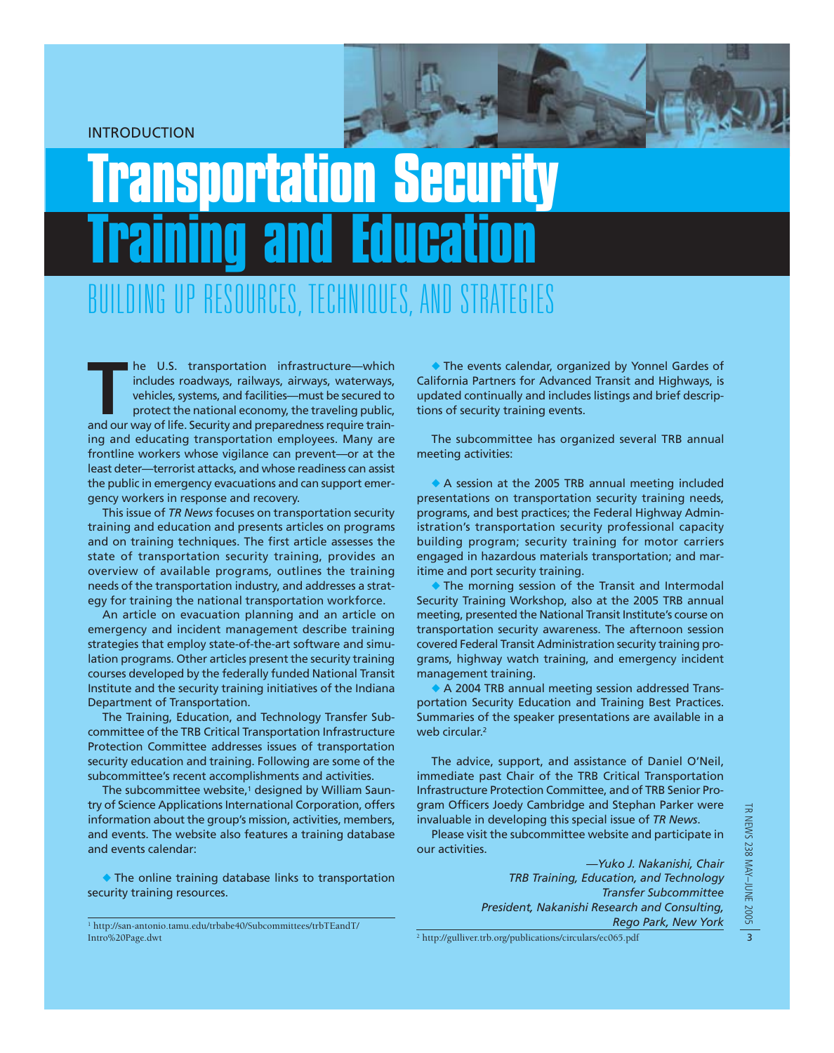INTRODUCTION

# Transportation Security Training and Education

## BUILDING UP RESOURCES, TECHNIQUES, AND STRATEGIES

The U.S. transportation infrastructure—which includes roadways, railways, airways, waterways, vehicles, systems, and facilities—must be secured to protect the national economy, the traveling public, and our way of life. Security and preparedness require training and educating transportation employees. Many are frontline workers whose vigilance can prevent—or at the least deter—terrorist attacks, and whose readiness can assist the public in emergency evacuations and can support emergency workers in response and recovery.

This issue of *TR News* focuses on transportation security training and education and presents articles on programs and on training techniques. The first article assesses the state of transportation security training, provides an overview of available programs, outlines the training needs of the transportation industry, and addresses a strategy for training the national transportation workforce.

An article on evacuation planning and an article on emergency and incident management describe training strategies that employ state-of-the-art software and simulation programs. Other articles present the security training courses developed by the federally funded National Transit Institute and the security training initiatives of the Indiana Department of Transportation.

The Training, Education, and Technology Transfer Subcommittee of the TRB Critical Transportation Infrastructure Protection Committee addresses issues of transportation security education and training. Following are some of the subcommittee's recent accomplishments and activities.

The subcommittee website,[1] designed by William Sauntry of Science Applications International Corporation, offers information about the group's mission, activities, members, and events. The website also features a training database and events calendar:

- The online training database links to transportation security training resources.
- The events calendar, organized by Yonnel Gardes of California Partners for Advanced Transit and Highways, is updated continually and includes listings and brief descriptions of security training events.

The subcommittee has organized several TRB annual meeting activities:

- A session at the 2005 TRB annual meeting included presentations on transportation security training needs, programs, and best practices; the Federal Highway Administration's transportation security professional capacity building program; security training for motor carriers engaged in hazardous materials transportation; and maritime and port security training.
- The morning session of the Transit and Intermodal Security Training Workshop, also at the 2005 TRB annual meeting, presented the National Transit Institute's course on transportation security awareness. The afternoon session covered Federal Transit Administration security training programs, highway watch training, and emergency incident management training.
- A 2004 TRB annual meeting session addressed Transportation Security Education and Training Best Practices. Summaries of the speaker presentations are available in a web circular.[2]

The advice, support, and assistance of Daniel O'Neil, immediate past Chair of the TRB Critical Transportation Infrastructure Protection Committee, and of TRB Senior Program Officers Joedy Cambridge and Stephan Parker were invaluable in developing this special issue of *TR News*.

Please visit the subcommittee website and participate in our activities.

*—Yuko J. Nakanishi, Chair*
*TRB Training, Education, and Technology Transfer Subcommittee*
*President, Nakanishi Research and Consulting, Rego Park, New York*

[1] http://san-antonio.tamu.edu/trbabe40/Subcommittees/trbTEandT/Intro%20Page.dwt

[2] http://gulliver.trb.org/publications/circulars/ec065.pdf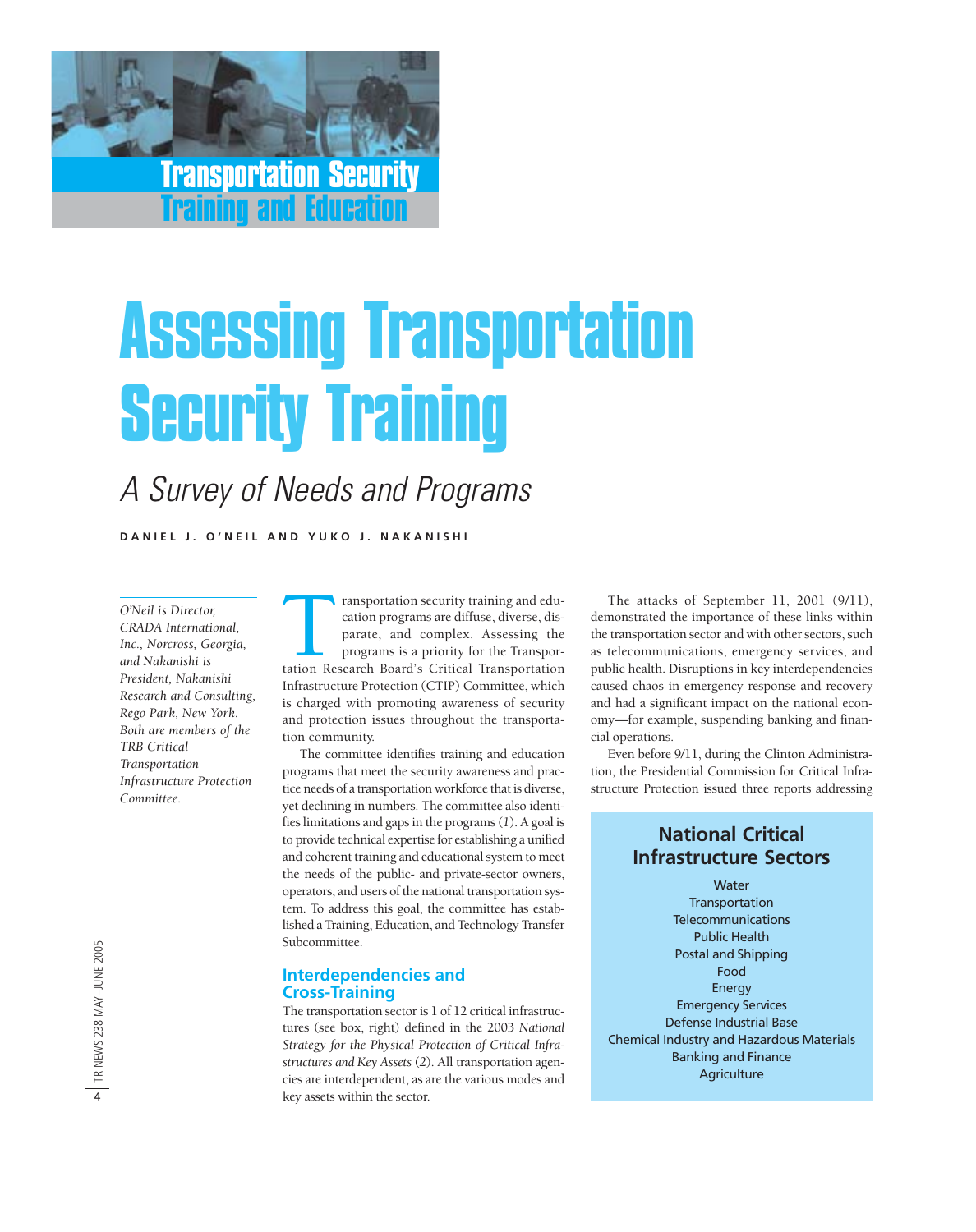Transportation Security Training and Education

# Assessing Transportation Security Training

## A Survey of Needs and Programs

**DANIEL J. O'NEIL AND YUKO J. NAKANISHI**

*O'Neil is Director, CRADA International, Inc., Norcross, Georgia, and Nakanishi is President, Nakanishi Research and Consulting, Rego Park, New York. Both are members of the TRB Critical Transportation Infrastructure Protection Committee.*

Transportation security training and education programs are diffuse, diverse, disparate, and complex. Assessing the programs is a priority for the Transportation Research Board's Critical Transportation Infrastructure Protection (CTIP) Committee, which is charged with promoting awareness of security and protection issues throughout the transportation community.

The committee identifies training and education programs that meet the security awareness and practice needs of a transportation workforce that is diverse, yet declining in numbers. The committee also identifies limitations and gaps in the programs (*1*). A goal is to provide technical expertise for establishing a unified and coherent training and educational system to meet the needs of the public- and private-sector owners, operators, and users of the national transportation system. To address this goal, the committee has established a Training, Education, and Technology Transfer Subcommittee.

### Interdependencies and Cross-Training

The transportation sector is 1 of 12 critical infrastructures (see box, right) defined in the 2003 *National Strategy for the Physical Protection of Critical Infrastructures and Key Assets* (*2*). All transportation agencies are interdependent, as are the various modes and key assets within the sector.

The attacks of September 11, 2001 (9/11), demonstrated the importance of these links within the transportation sector and with other sectors, such as telecommunications, emergency services, and public health. Disruptions in key interdependencies caused chaos in emergency response and recovery and had a significant impact on the national economy—for example, suspending banking and financial operations.

Even before 9/11, during the Clinton Administration, the Presidential Commission for Critical Infrastructure Protection issued three reports addressing

**National Critical Infrastructure Sectors**

Water
Transportation
Telecommunications
Public Health
Postal and Shipping
Food
Energy
Emergency Services
Defense Industrial Base
Chemical Industry and Hazardous Materials
Banking and Finance
Agriculture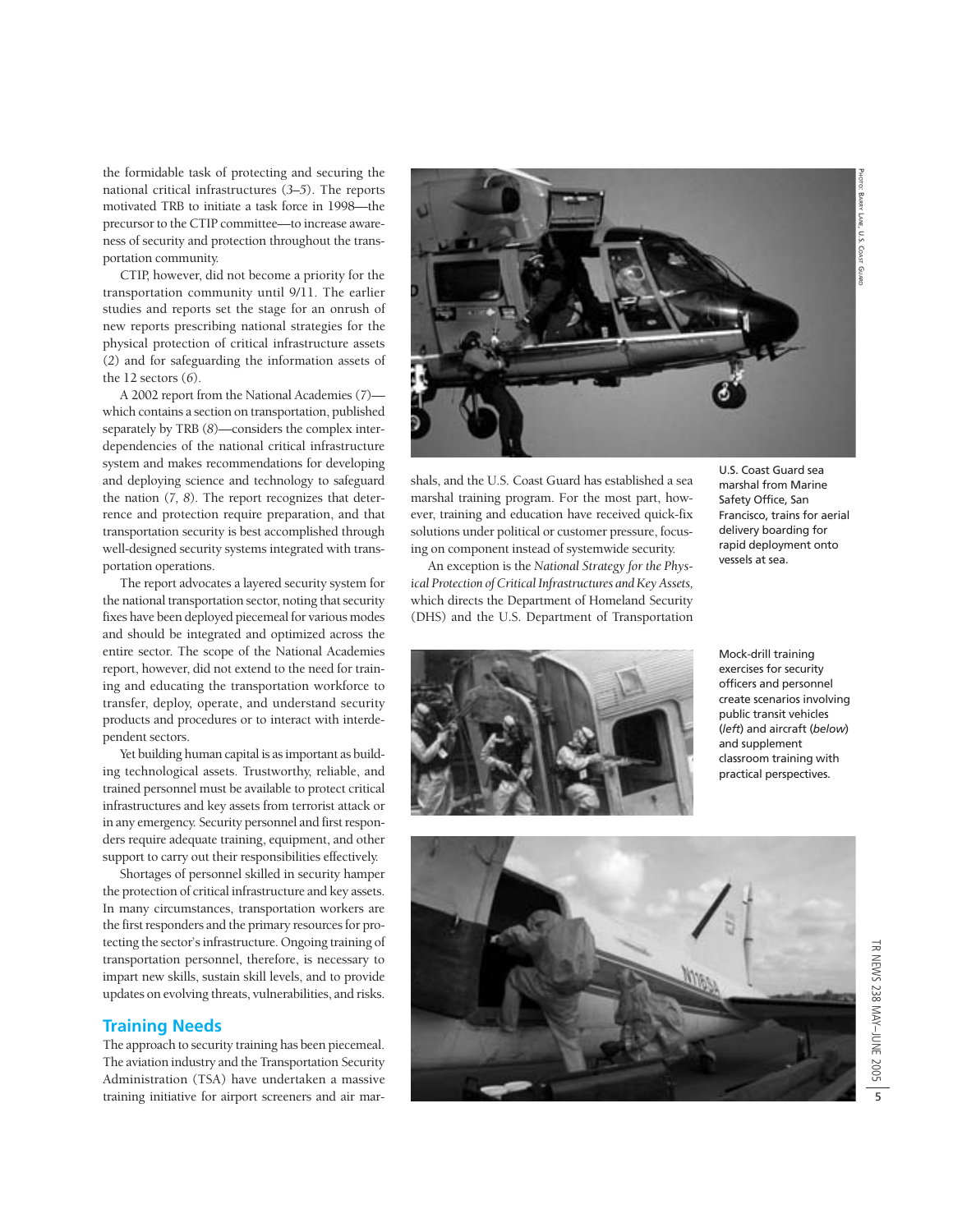the formidable task of protecting and securing the national critical infrastructures (*3–5*). The reports motivated TRB to initiate a task force in 1998—the precursor to the CTIP committee—to increase awareness of security and protection throughout the transportation community.

CTIP, however, did not become a priority for the transportation community until 9/11. The earlier studies and reports set the stage for an onrush of new reports prescribing national strategies for the physical protection of critical infrastructure assets (*2*) and for safeguarding the information assets of the 12 sectors (*6*).

A 2002 report from the National Academies (*7*)—which contains a section on transportation, published separately by TRB (*8*)—considers the complex interdependencies of the national critical infrastructure system and makes recommendations for developing and deploying science and technology to safeguard the nation (*7, 8*). The report recognizes that deterrence and protection require preparation, and that transportation security is best accomplished through well-designed security systems integrated with transportation operations.

The report advocates a layered security system for the national transportation sector, noting that security fixes have been deployed piecemeal for various modes and should be integrated and optimized across the entire sector. The scope of the National Academies report, however, did not extend to the need for training and educating the transportation workforce to transfer, deploy, operate, and understand security products and procedures or to interact with interdependent sectors.

Yet building human capital is as important as building technological assets. Trustworthy, reliable, and trained personnel must be available to protect critical infrastructures and key assets from terrorist attack or in any emergency. Security personnel and first responders require adequate training, equipment, and other support to carry out their responsibilities effectively.

Shortages of personnel skilled in security hamper the protection of critical infrastructure and key assets. In many circumstances, transportation workers are the first responders and the primary resources for protecting the sector's infrastructure. Ongoing training of transportation personnel, therefore, is necessary to impart new skills, sustain skill levels, and to provide updates on evolving threats, vulnerabilities, and risks.

## Training Needs

The approach to security training has been piecemeal. The aviation industry and the Transportation Security Administration (TSA) have undertaken a massive training initiative for airport screeners and air marshals, and the U.S. Coast Guard has established a sea marshal training program. For the most part, however, training and education have received quick-fix solutions under political or customer pressure, focusing on component instead of systemwide security.

An exception is the *National Strategy for the Physical Protection of Critical Infrastructures and Key Assets,* which directs the Department of Homeland Security (DHS) and the U.S. Department of Transportation

Photo: Barry Lane, U.S. Coast Guard

U.S. Coast Guard sea marshal from Marine Safety Office, San Francisco, trains for aerial delivery boarding for rapid deployment onto vessels at sea.

Mock-drill training exercises for security officers and personnel create scenarios involving public transit vehicles (*left*) and aircraft (*below*) and supplement classroom training with practical perspectives.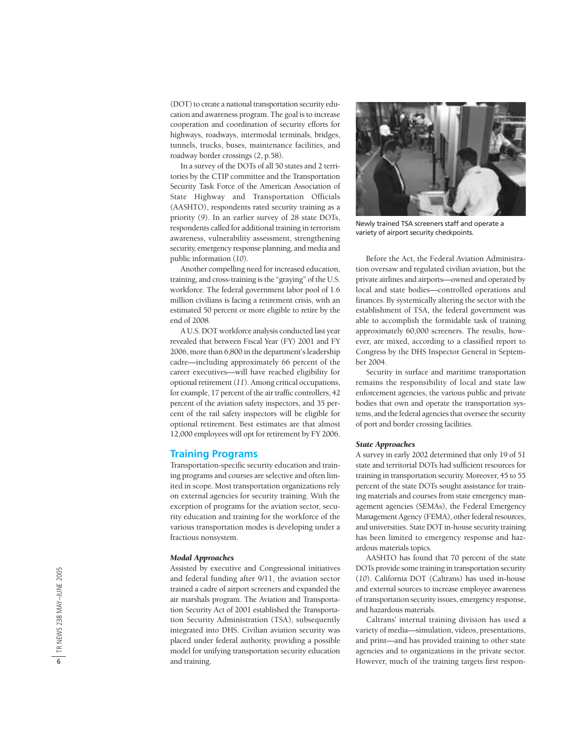(DOT) to create a national transportation security education and awareness program. The goal is to increase cooperation and coordination of security efforts for highways, roadways, intermodal terminals, bridges, tunnels, trucks, buses, maintenance facilities, and roadway border crossings (*2*, p.58).

In a survey of the DOTs of all 50 states and 2 territories by the CTIP committee and the Transportation Security Task Force of the American Association of State Highway and Transportation Officials (AASHTO), respondents rated security training as a priority (*9*). In an earlier survey of 28 state DOTs, respondents called for additional training in terrorism awareness, vulnerability assessment, strengthening security, emergency response planning, and media and public information (*10*).

Another compelling need for increased education, training, and cross-training is the "graying" of the U.S. workforce. The federal government labor pool of 1.6 million civilians is facing a retirement crisis, with an estimated 50 percent or more eligible to retire by the end of 2008.

A U.S. DOT workforce analysis conducted last year revealed that between Fiscal Year (FY) 2001 and FY 2006, more than 6,800 in the department's leadership cadre—including approximately 66 percent of the career executives—will have reached eligibility for optional retirement (*11*). Among critical occupations, for example, 17 percent of the air traffic controllers, 42 percent of the aviation safety inspectors, and 35 percent of the rail safety inspectors will be eligible for optional retirement. Best estimates are that almost 12,000 employees will opt for retirement by FY 2006.

## Training Programs

Transportation-specific security education and training programs and courses are selective and often limited in scope. Most transportation organizations rely on external agencies for security training. With the exception of programs for the aviation sector, security education and training for the workforce of the various transportation modes is developing under a fractious nonsystem.

### *Modal Approaches*

Assisted by executive and Congressional initiatives and federal funding after 9/11, the aviation sector trained a cadre of airport screeners and expanded the air marshals program. The Aviation and Transportation Security Act of 2001 established the Transportation Security Administration (TSA), subsequently integrated into DHS. Civilian aviation security was placed under federal authority, providing a possible model for unifying transportation security education and training.

Newly trained TSA screeners staff and operate a variety of airport security checkpoints.

Before the Act, the Federal Aviation Administration oversaw and regulated civilian aviation, but the private airlines and airports—owned and operated by local and state bodies—controlled operations and finances. By systemically altering the sector with the establishment of TSA, the federal government was able to accomplish the formidable task of training approximately 60,000 screeners. The results, however, are mixed, according to a classified report to Congress by the DHS Inspector General in September 2004.

Security in surface and maritime transportation remains the responsibility of local and state law enforcement agencies, the various public and private bodies that own and operate the transportation systems, and the federal agencies that oversee the security of port and border crossing facilities.

### *State Approaches*

A survey in early 2002 determined that only 19 of 51 state and territorial DOTs had sufficient resources for training in transportation security. Moreover, 45 to 55 percent of the state DOTs sought assistance for training materials and courses from state emergency management agencies (SEMAs), the Federal Emergency Management Agency (FEMA), other federal resources, and universities. State DOT in-house security training has been limited to emergency response and hazardous materials topics.

AASHTO has found that 70 percent of the state DOTs provide some training in transportation security (*10*). California DOT (Caltrans) has used in-house and external sources to increase employee awareness of transportation security issues, emergency response, and hazardous materials.

Caltrans' internal training division has used a variety of media—simulation, videos, presentations, and print—and has provided training to other state agencies and to organizations in the private sector. However, much of the training targets first respon-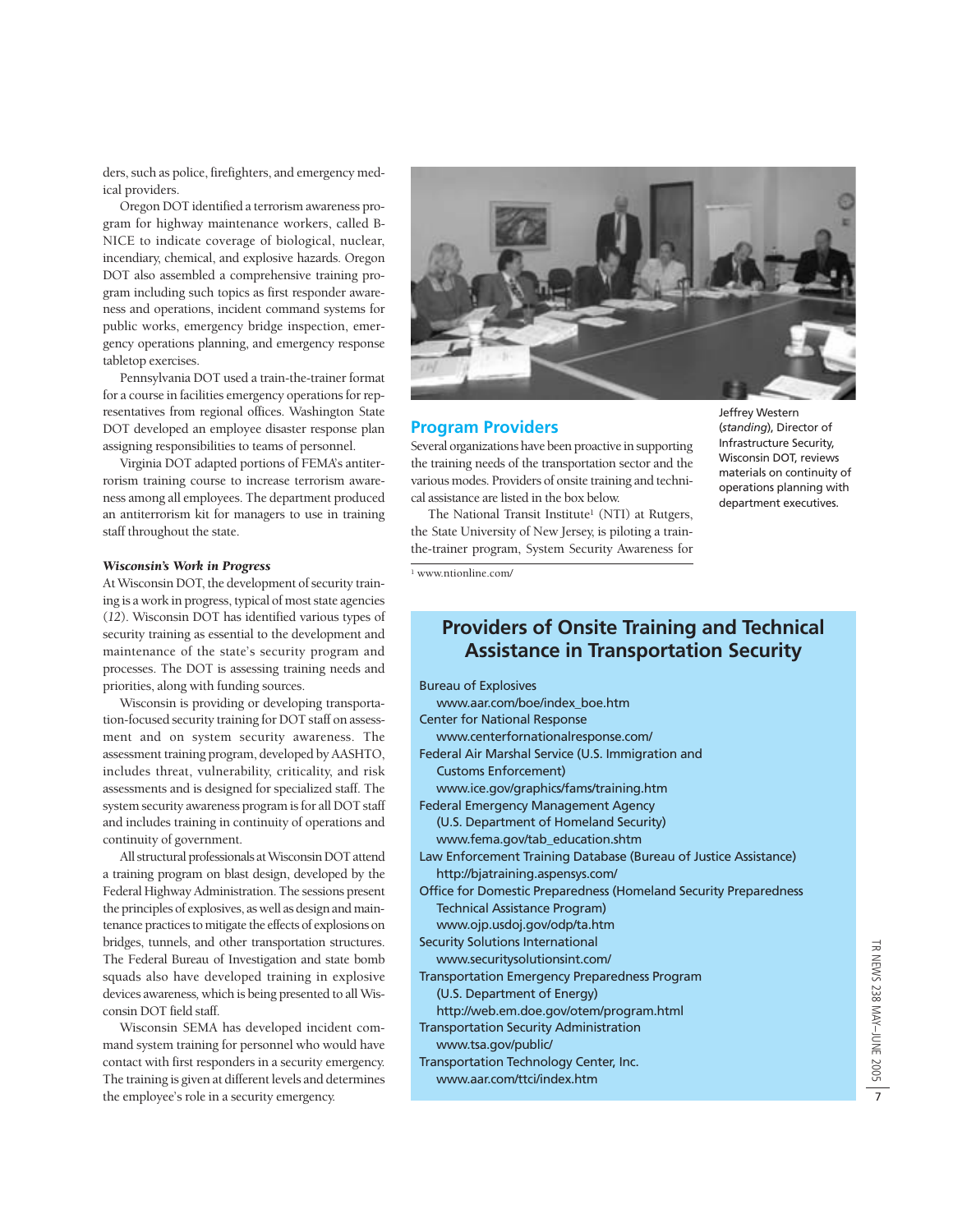ders, such as police, firefighters, and emergency medical providers.

Oregon DOT identified a terrorism awareness program for highway maintenance workers, called B-NICE to indicate coverage of biological, nuclear, incendiary, chemical, and explosive hazards. Oregon DOT also assembled a comprehensive training program including such topics as first responder awareness and operations, incident command systems for public works, emergency bridge inspection, emergency operations planning, and emergency response tabletop exercises.

Pennsylvania DOT used a train-the-trainer format for a course in facilities emergency operations for representatives from regional offices. Washington State DOT developed an employee disaster response plan assigning responsibilities to teams of personnel.

Virginia DOT adapted portions of FEMA's antiterrorism training course to increase terrorism awareness among all employees. The department produced an antiterrorism kit for managers to use in training staff throughout the state.

### *Wisconsin's Work in Progress*

At Wisconsin DOT, the development of security training is a work in progress, typical of most state agencies (*12*). Wisconsin DOT has identified various types of security training as essential to the development and maintenance of the state's security program and processes. The DOT is assessing training needs and priorities, along with funding sources.

Wisconsin is providing or developing transportation-focused security training for DOT staff on assessment and on system security awareness. The assessment training program, developed by AASHTO, includes threat, vulnerability, criticality, and risk assessments and is designed for specialized staff. The system security awareness program is for all DOT staff and includes training in continuity of operations and continuity of government.

All structural professionals at Wisconsin DOT attend a training program on blast design, developed by the Federal Highway Administration. The sessions present the principles of explosives, as well as design and maintenance practices to mitigate the effects of explosions on bridges, tunnels, and other transportation structures. The Federal Bureau of Investigation and state bomb squads also have developed training in explosive devices awareness, which is being presented to all Wisconsin DOT field staff.

Wisconsin SEMA has developed incident command system training for personnel who would have contact with first responders in a security emergency. The training is given at different levels and determines the employee's role in a security emergency.

Jeffrey Western (*standing*), Director of Infrastructure Security, Wisconsin DOT, reviews materials on continuity of operations planning with department executives.

## Program Providers

Several organizations have been proactive in supporting the training needs of the transportation sector and the various modes. Providers of onsite training and technical assistance are listed in the box below.

The National Transit Institute[1] (NTI) at Rutgers, the State University of New Jersey, is piloting a train-the-trainer program, System Security Awareness for

[1] www.ntionline.com/

## Providers of Onsite Training and Technical Assistance in Transportation Security

Bureau of Explosives
 www.aar.com/boe/index_boe.htm

Center for National Response
 www.centerfornationalresponse.com/

Federal Air Marshal Service (U.S. Immigration and Customs Enforcement)
 www.ice.gov/graphics/fams/training.htm

Federal Emergency Management Agency (U.S. Department of Homeland Security)
 www.fema.gov/tab_education.shtm

Law Enforcement Training Database (Bureau of Justice Assistance)
 http://bjatraining.aspensys.com/

Office for Domestic Preparedness (Homeland Security Preparedness Technical Assistance Program)
 www.ojp.usdoj.gov/odp/ta.htm

Security Solutions International
 www.securitysolutionsint.com/

Transportation Emergency Preparedness Program (U.S. Department of Energy)
 http://web.em.doe.gov/otem/program.html

Transportation Security Administration
 www.tsa.gov/public/

Transportation Technology Center, Inc.
 www.aar.com/ttci/index.htm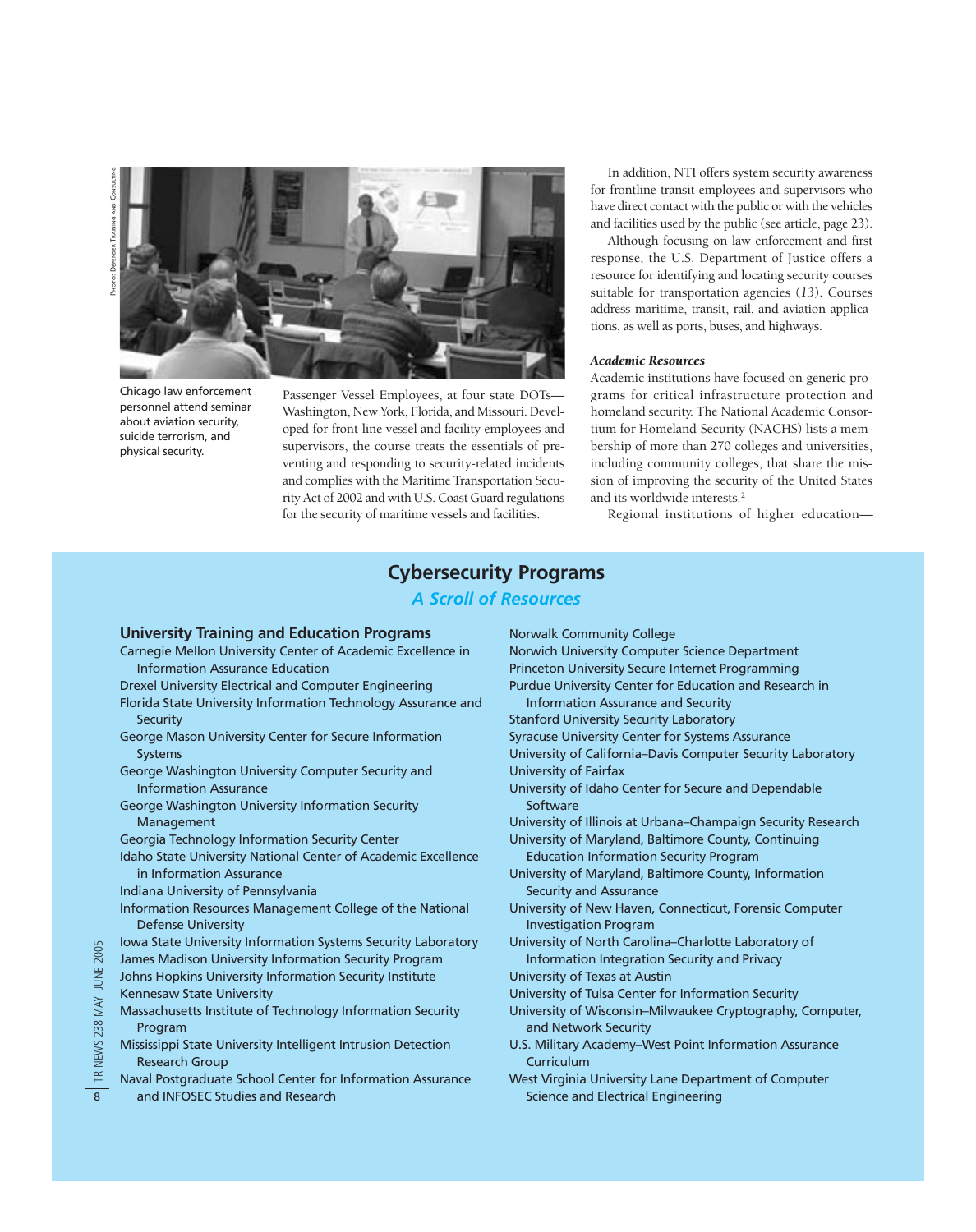Chicago law enforcement personnel attend seminar about aviation security, suicide terrorism, and physical security.

Passenger Vessel Employees, at four state DOTs—Washington, New York, Florida, and Missouri. Developed for front-line vessel and facility employees and supervisors, the course treats the essentials of preventing and responding to security-related incidents and complies with the Maritime Transportation Security Act of 2002 and with U.S. Coast Guard regulations for the security of maritime vessels and facilities.

In addition, NTI offers system security awareness for frontline transit employees and supervisors who have direct contact with the public or with the vehicles and facilities used by the public (see article, page 23).

Although focusing on law enforcement and first response, the U.S. Department of Justice offers a resource for identifying and locating security courses suitable for transportation agencies (*13*). Courses address maritime, transit, rail, and aviation applications, as well as ports, buses, and highways.

### *Academic Resources*

Academic institutions have focused on generic programs for critical infrastructure protection and homeland security. The National Academic Consortium for Homeland Security (NACHS) lists a membership of more than 270 colleges and universities, including community colleges, that share the mission of improving the security of the United States and its worldwide interests.[2]

Regional institutions of higher education—

## Cybersecurity Programs

### *A Scroll of Resources*

**University Training and Education Programs**

- Carnegie Mellon University Center of Academic Excellence in Information Assurance Education
- Drexel University Electrical and Computer Engineering
- Florida State University Information Technology Assurance and Security
- George Mason University Center for Secure Information Systems
- George Washington University Computer Security and Information Assurance
- George Washington University Information Security Management
- Georgia Technology Information Security Center
- Idaho State University National Center of Academic Excellence in Information Assurance
- Indiana University of Pennsylvania
- Information Resources Management College of the National Defense University
- Iowa State University Information Systems Security Laboratory
- James Madison University Information Security Program
- Johns Hopkins University Information Security Institute
- Kennesaw State University
- Massachusetts Institute of Technology Information Security Program
- Mississippi State University Intelligent Intrusion Detection Research Group
- Naval Postgraduate School Center for Information Assurance and INFOSEC Studies and Research
- Norwalk Community College
- Norwich University Computer Science Department
- Princeton University Secure Internet Programming
- Purdue University Center for Education and Research in Information Assurance and Security
- Stanford University Security Laboratory
- Syracuse University Center for Systems Assurance
- University of California–Davis Computer Security Laboratory
- University of Fairfax
- University of Idaho Center for Secure and Dependable Software
- University of Illinois at Urbana–Champaign Security Research
- University of Maryland, Baltimore County, Continuing Education Information Security Program
- University of Maryland, Baltimore County, Information Security and Assurance
- University of New Haven, Connecticut, Forensic Computer Investigation Program
- University of North Carolina–Charlotte Laboratory of Information Integration Security and Privacy
- University of Texas at Austin
- University of Tulsa Center for Information Security
- University of Wisconsin–Milwaukee Cryptography, Computer, and Network Security
- U.S. Military Academy–West Point Information Assurance Curriculum
- West Virginia University Lane Department of Computer Science and Electrical Engineering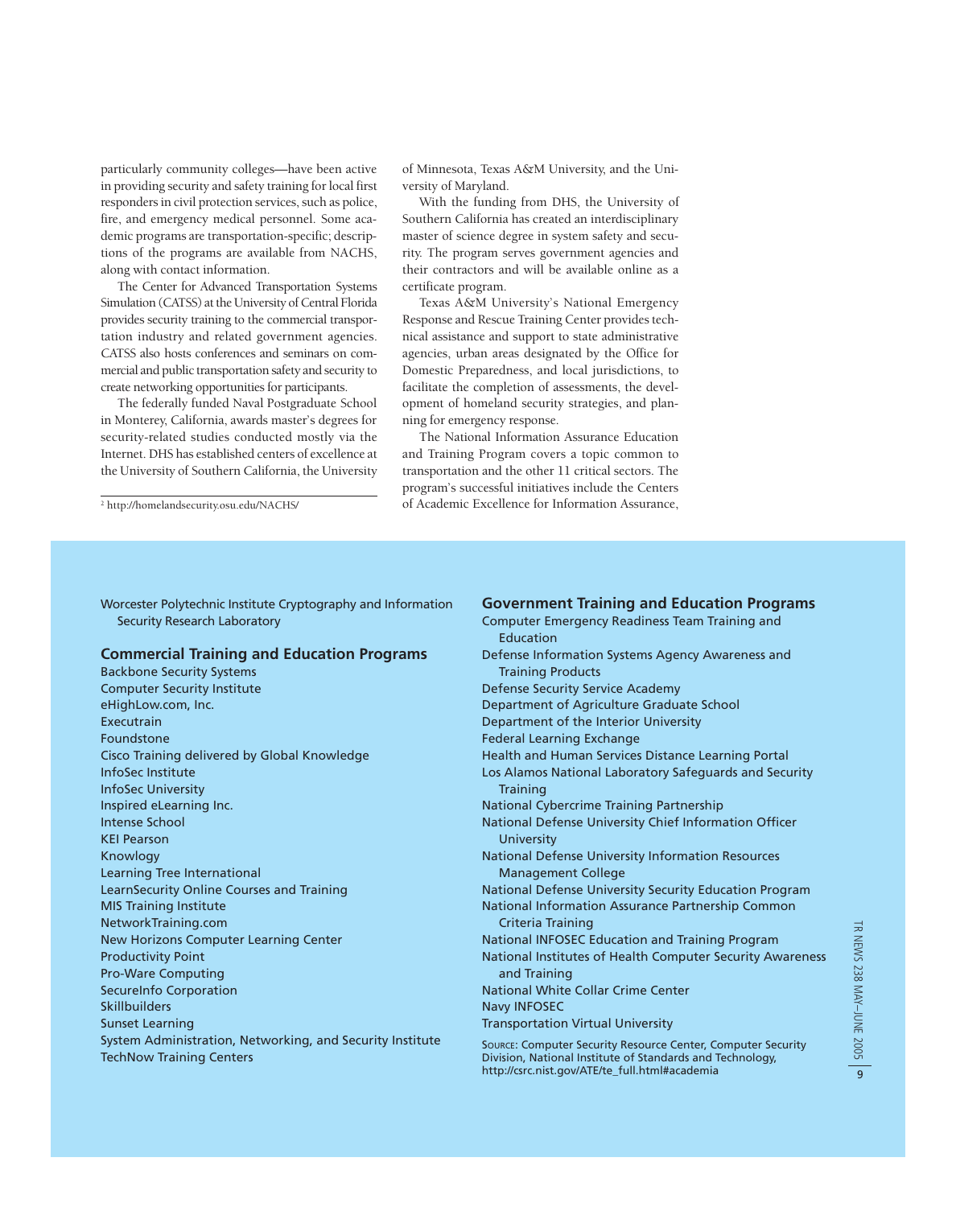particularly community colleges—have been active in providing security and safety training for local first responders in civil protection services, such as police, fire, and emergency medical personnel. Some academic programs are transportation-specific; descriptions of the programs are available from NACHS, along with contact information.

The Center for Advanced Transportation Systems Simulation (CATSS) at the University of Central Florida provides security training to the commercial transportation industry and related government agencies. CATSS also hosts conferences and seminars on commercial and public transportation safety and security to create networking opportunities for participants.

The federally funded Naval Postgraduate School in Monterey, California, awards master's degrees for security-related studies conducted mostly via the Internet. DHS has established centers of excellence at the University of Southern California, the University of Minnesota, Texas A&M University, and the University of Maryland.

With the funding from DHS, the University of Southern California has created an interdisciplinary master of science degree in system safety and security. The program serves government agencies and their contractors and will be available online as a certificate program.

Texas A&M University's National Emergency Response and Rescue Training Center provides technical assistance and support to state administrative agencies, urban areas designated by the Office for Domestic Preparedness, and local jurisdictions, to facilitate the completion of assessments, the development of homeland security strategies, and planning for emergency response.

The National Information Assurance Education and Training Program covers a topic common to transportation and the other 11 critical sectors. The program's successful initiatives include the Centers of Academic Excellence for Information Assurance,

[2] http://homelandsecurity.osu.edu/NACHS/

---

Worcester Polytechnic Institute Cryptography and Information Security Research Laboratory

### Commercial Training and Education Programs

- Backbone Security Systems
- Computer Security Institute
- eHighLow.com, Inc.
- Executrain
- Foundstone
- Cisco Training delivered by Global Knowledge
- InfoSec Institute
- InfoSec University
- Inspired eLearning Inc.
- Intense School
- KEI Pearson
- Knowlogy
- Learning Tree International
- LearnSecurity Online Courses and Training
- MIS Training Institute
- NetworkTraining.com
- New Horizons Computer Learning Center
- Productivity Point
- Pro-Ware Computing
- SecureInfo Corporation
- Skillbuilders
- Sunset Learning
- System Administration, Networking, and Security Institute
- TechNow Training Centers

### Government Training and Education Programs

- Computer Emergency Readiness Team Training and Education
- Defense Information Systems Agency Awareness and Training Products
- Defense Security Service Academy
- Department of Agriculture Graduate School
- Department of the Interior University
- Federal Learning Exchange
- Health and Human Services Distance Learning Portal
- Los Alamos National Laboratory Safeguards and Security Training
- National Cybercrime Training Partnership
- National Defense University Chief Information Officer University
- National Defense University Information Resources Management College
- National Defense University Security Education Program
- National Information Assurance Partnership Common Criteria Training
- National INFOSEC Education and Training Program
- National Institutes of Health Computer Security Awareness and Training
- National White Collar Crime Center
- Navy INFOSEC
- Transportation Virtual University

SOURCE: Computer Security Resource Center, Computer Security Division, National Institute of Standards and Technology, http://csrc.nist.gov/ATE/te_full.html#academia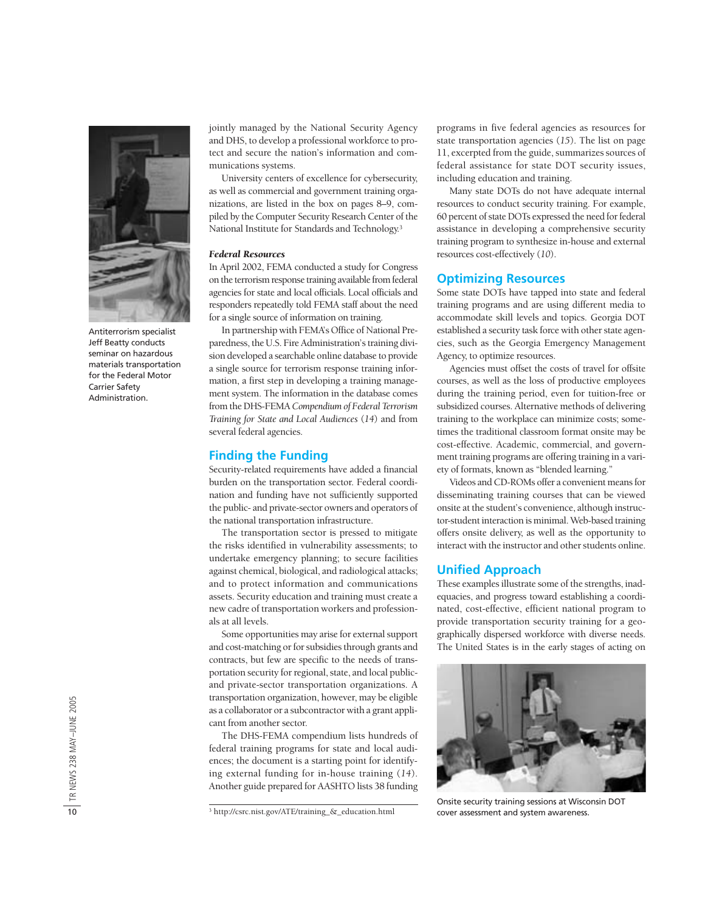jointly managed by the National Security Agency and DHS, to develop a professional workforce to protect and secure the nation's information and communications systems.

University centers of excellence for cybersecurity, as well as commercial and government training organizations, are listed in the box on pages 8–9, compiled by the Computer Security Research Center of the National Institute for Standards and Technology.[3]

### *Federal Resources*

In April 2002, FEMA conducted a study for Congress on the terrorism response training available from federal agencies for state and local officials. Local officials and responders repeatedly told FEMA staff about the need for a single source of information on training.

In partnership with FEMA's Office of National Preparedness, the U.S. Fire Administration's training division developed a searchable online database to provide a single source for terrorism response training information, a first step in developing a training management system. The information in the database comes from the DHS-FEMA *Compendium of Federal Terrorism Training for State and Local Audiences* (*14*) and from several federal agencies.

## Finding the Funding

Security-related requirements have added a financial burden on the transportation sector. Federal coordination and funding have not sufficiently supported the public- and private-sector owners and operators of the national transportation infrastructure.

The transportation sector is pressed to mitigate the risks identified in vulnerability assessments; to undertake emergency planning; to secure facilities against chemical, biological, and radiological attacks; and to protect information and communications assets. Security education and training must create a new cadre of transportation workers and professionals at all levels.

Some opportunities may arise for external support and cost-matching or for subsidies through grants and contracts, but few are specific to the needs of transportation security for regional, state, and local public- and private-sector transportation organizations. A transportation organization, however, may be eligible as a collaborator or a subcontractor with a grant applicant from another sector.

The DHS-FEMA compendium lists hundreds of federal training programs for state and local audiences; the document is a starting point for identifying external funding for in-house training (*14*). Another guide prepared for AASHTO lists 38 funding programs in five federal agencies as resources for state transportation agencies (*15*). The list on page 11, excerpted from the guide, summarizes sources of federal assistance for state DOT security issues, including education and training.

Many state DOTs do not have adequate internal resources to conduct security training. For example, 60 percent of state DOTs expressed the need for federal assistance in developing a comprehensive security training program to synthesize in-house and external resources cost-effectively (*10*).

## Optimizing Resources

Some state DOTs have tapped into state and federal training programs and are using different media to accommodate skill levels and topics. Georgia DOT established a security task force with other state agencies, such as the Georgia Emergency Management Agency, to optimize resources.

Agencies must offset the costs of travel for offsite courses, as well as the loss of productive employees during the training period, even for tuition-free or subsidized courses. Alternative methods of delivering training to the workplace can minimize costs; sometimes the traditional classroom format onsite may be cost-effective. Academic, commercial, and government training programs are offering training in a variety of formats, known as "blended learning."

Videos and CD-ROMs offer a convenient means for disseminating training courses that can be viewed onsite at the student's convenience, although instructor-student interaction is minimal. Web-based training offers onsite delivery, as well as the opportunity to interact with the instructor and other students online.

## Unified Approach

These examples illustrate some of the strengths, inadequacies, and progress toward establishing a coordinated, cost-effective, efficient national program to provide transportation security training for a geographically dispersed workforce with diverse needs. The United States is in the early stages of acting on

Antiterrorism specialist Jeff Beatty conducts seminar on hazardous materials transportation for the Federal Motor Carrier Safety Administration.

Onsite security training sessions at Wisconsin DOT cover assessment and system awareness.

[3] http://csrc.nist.gov/ATE/training_&_education.html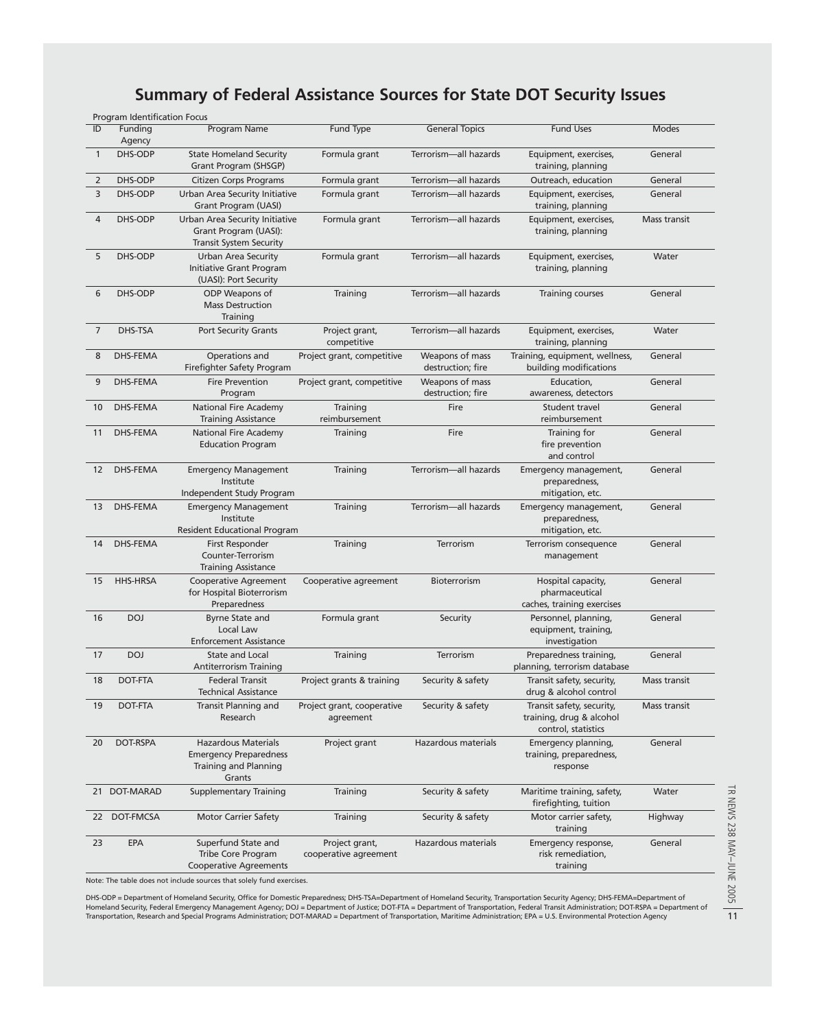## Summary of Federal Assistance Sources for State DOT Security Issues

| Program Identification Focus | | | | | | |
|---|---|---|---|---|---|---|
| ID | Funding Agency | Program Name | Fund Type | General Topics | Fund Uses | Modes |
| 1 | DHS-ODP | State Homeland Security Grant Program (SHSGP) | Formula grant | Terrorism—all hazards | Equipment, exercises, training, planning | General |
| 2 | DHS-ODP | Citizen Corps Programs | Formula grant | Terrorism—all hazards | Outreach, education | General |
| 3 | DHS-ODP | Urban Area Security Initiative Grant Program (UASI) | Formula grant | Terrorism—all hazards | Equipment, exercises, training, planning | General |
| 4 | DHS-ODP | Urban Area Security Initiative Grant Program (UASI): Transit System Security | Formula grant | Terrorism—all hazards | Equipment, exercises, training, planning | Mass transit |
| 5 | DHS-ODP | Urban Area Security Initiative Grant Program (UASI): Port Security | Formula grant | Terrorism—all hazards | Equipment, exercises, training, planning | Water |
| 6 | DHS-ODP | ODP Weapons of Mass Destruction Training | Training | Terrorism—all hazards | Training courses | General |
| 7 | DHS-TSA | Port Security Grants | Project grant, competitive | Terrorism—all hazards | Equipment, exercises, training, planning | Water |
| 8 | DHS-FEMA | Operations and Firefighter Safety Program | Project grant, competitive | Weapons of mass destruction; fire | Training, equipment, wellness, building modifications | General |
| 9 | DHS-FEMA | Fire Prevention Program | Project grant, competitive | Weapons of mass destruction; fire | Education, awareness, detectors | General |
| 10 | DHS-FEMA | National Fire Academy Training Assistance | Training reimbursement | Fire | Student travel reimbursement | General |
| 11 | DHS-FEMA | National Fire Academy Education Program | Training | Fire | Training for fire prevention and control | General |
| 12 | DHS-FEMA | Emergency Management Institute Independent Study Program | Training | Terrorism—all hazards | Emergency management, preparedness, mitigation, etc. | General |
| 13 | DHS-FEMA | Emergency Management Institute Resident Educational Program | Training | Terrorism—all hazards | Emergency management, preparedness, mitigation, etc. | General |
| 14 | DHS-FEMA | First Responder Counter-Terrorism Training Assistance | Training | Terrorism | Terrorism consequence management | General |
| 15 | HHS-HRSA | Cooperative Agreement for Hospital Bioterrorism Preparedness | Cooperative agreement | Bioterrorism | Hospital capacity, pharmaceutical caches, training exercises | General |
| 16 | DOJ | Byrne State and Local Law Enforcement Assistance | Formula grant | Security | Personnel, planning, equipment, training, investigation | General |
| 17 | DOJ | State and Local Antiterrorism Training | Training | Terrorism | Preparedness training, planning, terrorism database | General |
| 18 | DOT-FTA | Federal Transit Technical Assistance | Project grants & training | Security & safety | Transit safety, security, drug & alcohol control | Mass transit |
| 19 | DOT-FTA | Transit Planning and Research | Project grant, cooperative agreement | Security & safety | Transit safety, security, training, drug & alcohol control, statistics | Mass transit |
| 20 | DOT-RSPA | Hazardous Materials Emergency Preparedness Training and Planning Grants | Project grant | Hazardous materials | Emergency planning, training, preparedness, response | General |
| 21 | DOT-MARAD | Supplementary Training | Training | Security & safety | Maritime training, safety, firefighting, tuition | Water |
| 22 | DOT-FMCSA | Motor Carrier Safety | Training | Security & safety | Motor carrier safety, training | Highway |
| 23 | EPA | Superfund State and Tribe Core Program Cooperative Agreements | Project grant, cooperative agreement | Hazardous materials | Emergency response, risk remediation, training | General |

Note: The table does not include sources that solely fund exercises.

DHS-ODP = Department of Homeland Security, Office for Domestic Preparedness; DHS-TSA=Department of Homeland Security, Transportation Security Agency; DHS-FEMA=Department of Homeland Security, Federal Emergency Management Agency; DOJ = Department of Justice; DOT-FTA = Department of Transportation, Federal Transit Administration; DOT-RSPA = Department of Transportation, Research and Special Programs Administration; DOT-MARAD = Department of Transportation, Maritime Administration; EPA = U.S. Environmental Protection Agency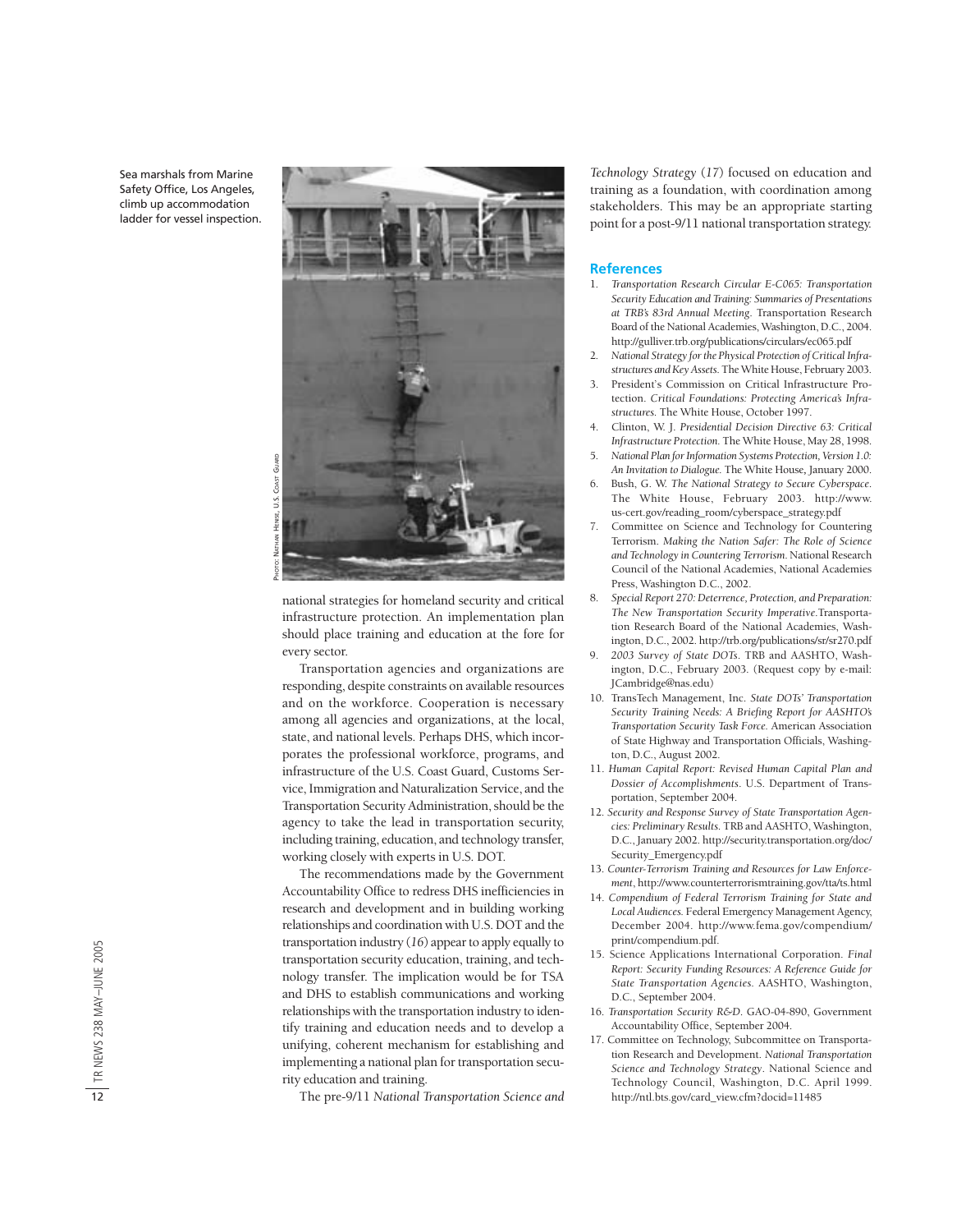Sea marshals from Marine Safety Office, Los Angeles, climb up accommodation ladder for vessel inspection.

PHOTO: NATHAN HENISE, U.S. COAST GUARD

national strategies for homeland security and critical infrastructure protection. An implementation plan should place training and education at the fore for every sector.

Transportation agencies and organizations are responding, despite constraints on available resources and on the workforce. Cooperation is necessary among all agencies and organizations, at the local, state, and national levels. Perhaps DHS, which incorporates the professional workforce, programs, and infrastructure of the U.S. Coast Guard, Customs Service, Immigration and Naturalization Service, and the Transportation Security Administration, should be the agency to take the lead in transportation security, including training, education, and technology transfer, working closely with experts in U.S. DOT.

The recommendations made by the Government Accountability Office to redress DHS inefficiencies in research and development and in building working relationships and coordination with U.S. DOT and the transportation industry (*16*) appear to apply equally to transportation security education, training, and technology transfer. The implication would be for TSA and DHS to establish communications and working relationships with the transportation industry to identify training and education needs and to develop a unifying, coherent mechanism for establishing and implementing a national plan for transportation security education and training.

The pre-9/11 *National Transportation Science and Technology Strategy* (*17*) focused on education and training as a foundation, with coordination among stakeholders. This may be an appropriate starting point for a post-9/11 national transportation strategy.

## References

1. *Transportation Research Circular E-C065: Transportation Security Education and Training: Summaries of Presentations at TRB's 83rd Annual Meeting.* Transportation Research Board of the National Academies, Washington, D.C., 2004. http://gulliver.trb.org/publications/circulars/ec065.pdf
2. *National Strategy for the Physical Protection of Critical Infrastructures and Key Assets.* The White House, February 2003.
3. President's Commission on Critical Infrastructure Protection. *Critical Foundations: Protecting America's Infrastructures.* The White House, October 1997.
4. Clinton, W. J. *Presidential Decision Directive 63: Critical Infrastructure Protection.* The White House, May 28, 1998.
5. *National Plan for Information Systems Protection, Version 1.0: An Invitation to Dialogue.* The White House, January 2000.
6. Bush, G. W. *The National Strategy to Secure Cyberspace.* The White House, February 2003. http://www.us-cert.gov/reading_room/cyberspace_strategy.pdf
7. Committee on Science and Technology for Countering Terrorism. *Making the Nation Safer: The Role of Science and Technology in Countering Terrorism.* National Research Council of the National Academies, National Academies Press, Washington D.C., 2002.
8. *Special Report 270: Deterrence, Protection, and Preparation: The New Transportation Security Imperative.*Transportation Research Board of the National Academies, Washington, D.C., 2002. http://trb.org/publications/sr/sr270.pdf
9. *2003 Survey of State DOTs.* TRB and AASHTO, Washington, D.C., February 2003. (Request copy by e-mail: JCambridge@nas.edu)
10. TransTech Management, Inc. *State DOTs' Transportation Security Training Needs: A Briefing Report for AASHTO's Transportation Security Task Force.* American Association of State Highway and Transportation Officials, Washington, D.C., August 2002.
11. *Human Capital Report: Revised Human Capital Plan and Dossier of Accomplishments.* U.S. Department of Transportation, September 2004.
12. *Security and Response Survey of State Transportation Agencies: Preliminary Results.* TRB and AASHTO, Washington, D.C., January 2002. http://security.transportation.org/doc/Security_Emergency.pdf
13. *Counter-Terrorism Training and Resources for Law Enforcement*, http://www.counterterrorismtraining.gov/tta/ts.html
14. *Compendium of Federal Terrorism Training for State and Local Audiences.* Federal Emergency Management Agency, December 2004. http://www.fema.gov/compendium/print/compendium.pdf.
15. Science Applications International Corporation. *Final Report: Security Funding Resources: A Reference Guide for State Transportation Agencies.* AASHTO, Washington, D.C., September 2004.
16. *Transportation Security R&D.* GAO-04-890, Government Accountability Office, September 2004.
17. Committee on Technology, Subcommittee on Transportation Research and Development. *National Transportation Science and Technology Strategy*. National Science and Technology Council, Washington, D.C. April 1999. http://ntl.bts.gov/card_view.cfm?docid=11485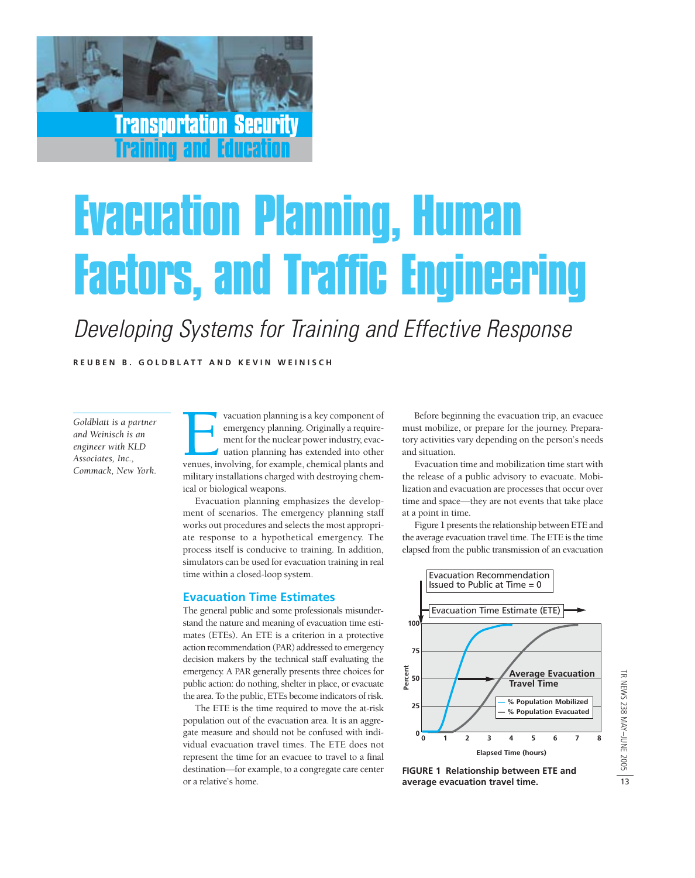Transportation Security Training and Education

# Evacuation Planning, Human Factors, and Traffic Engineering

*Developing Systems for Training and Effective Response*

**REUBEN B. GOLDBLATT AND KEVIN WEINISCH**

*Goldblatt is a partner and Weinisch is an engineer with KLD Associates, Inc., Commack, New York.*

Evacuation planning is a key component of emergency planning. Originally a requirement for the nuclear power industry, evacuation planning has extended into other venues, involving, for example, chemical plants and military installations charged with destroying chemical or biological weapons.

Evacuation planning emphasizes the development of scenarios. The emergency planning staff works out procedures and selects the most appropriate response to a hypothetical emergency. The process itself is conducive to training. In addition, simulators can be used for evacuation training in real time within a closed-loop system.

## Evacuation Time Estimates

The general public and some professionals misunderstand the nature and meaning of evacuation time estimates (ETEs). An ETE is a criterion in a protective action recommendation (PAR) addressed to emergency decision makers by the technical staff evaluating the emergency. A PAR generally presents three choices for public action: do nothing, shelter in place, or evacuate the area. To the public, ETEs become indicators of risk.

The ETE is the time required to move the at-risk population out of the evacuation area. It is an aggregate measure and should not be confused with individual evacuation travel times. The ETE does not represent the time for an evacuee to travel to a final destination—for example, to a congregate care center or a relative's home.

Before beginning the evacuation trip, an evacuee must mobilize, or prepare for the journey. Preparatory activities vary depending on the person's needs and situation.

Evacuation time and mobilization time start with the release of a public advisory to evacuate. Mobilization and evacuation are processes that occur over time and space—they are not events that take place at a point in time.

Figure 1 presents the relationship between ETE and the average evacuation travel time. The ETE is the time elapsed from the public transmission of an evacuation

**FIGURE 1 Relationship between ETE and average evacuation travel time.**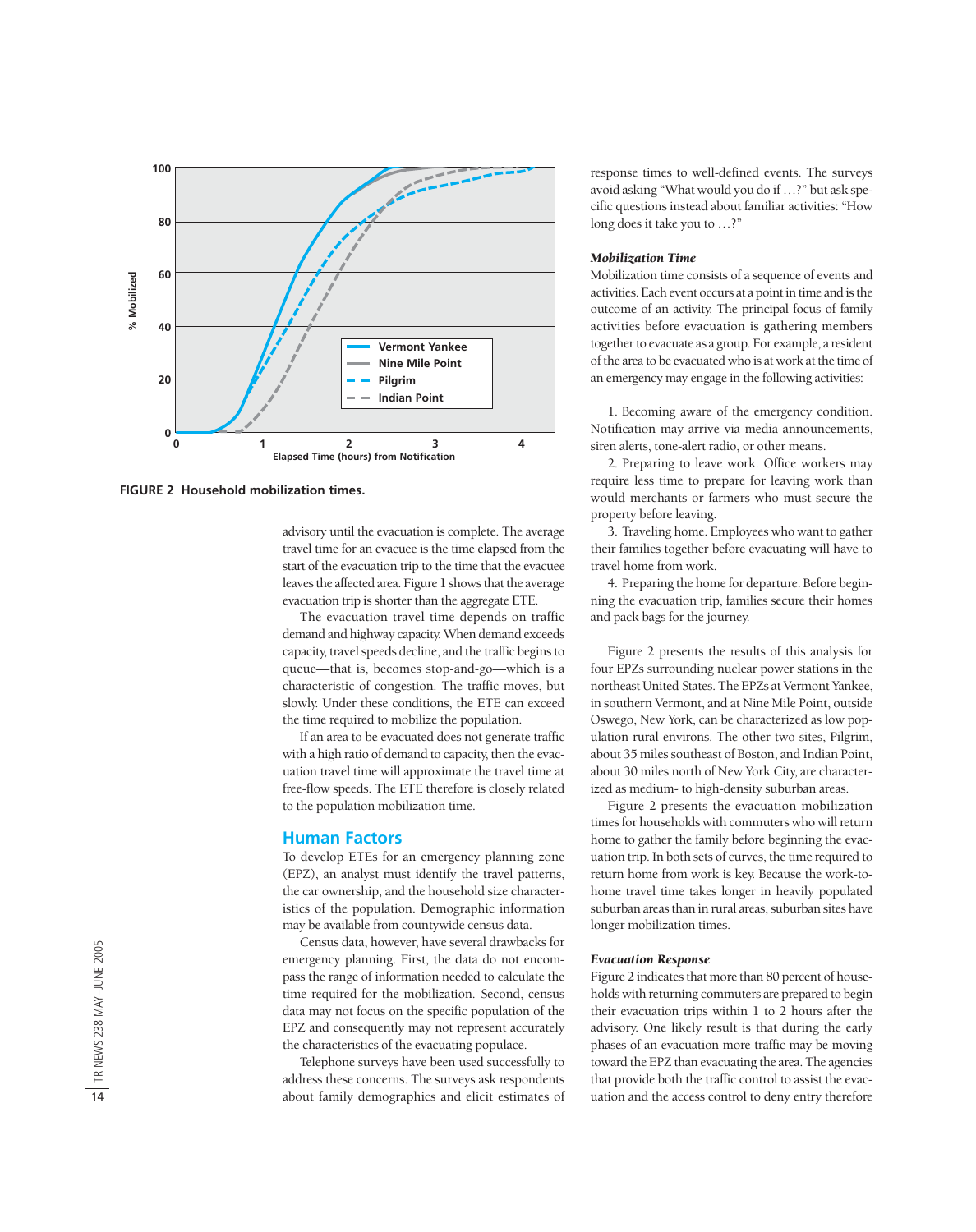FIGURE 2 Household mobilization times.

advisory until the evacuation is complete. The average travel time for an evacuee is the time elapsed from the start of the evacuation trip to the time that the evacuee leaves the affected area. Figure 1 shows that the average evacuation trip is shorter than the aggregate ETE.

The evacuation travel time depends on traffic demand and highway capacity. When demand exceeds capacity, travel speeds decline, and the traffic begins to queue—that is, becomes stop-and-go—which is a characteristic of congestion. The traffic moves, but slowly. Under these conditions, the ETE can exceed the time required to mobilize the population.

If an area to be evacuated does not generate traffic with a high ratio of demand to capacity, then the evacuation travel time will approximate the travel time at free-flow speeds. The ETE therefore is closely related to the population mobilization time.

## Human Factors

To develop ETEs for an emergency planning zone (EPZ), an analyst must identify the travel patterns, the car ownership, and the household size characteristics of the population. Demographic information may be available from countywide census data.

Census data, however, have several drawbacks for emergency planning. First, the data do not encompass the range of information needed to calculate the time required for the mobilization. Second, census data may not focus on the specific population of the EPZ and consequently may not represent accurately the characteristics of the evacuating populace.

Telephone surveys have been used successfully to address these concerns. The surveys ask respondents about family demographics and elicit estimates of response times to well-defined events. The surveys avoid asking "What would you do if …?" but ask specific questions instead about familiar activities: "How long does it take you to …?"

### *Mobilization Time*

Mobilization time consists of a sequence of events and activities. Each event occurs at a point in time and is the outcome of an activity. The principal focus of family activities before evacuation is gathering members together to evacuate as a group. For example, a resident of the area to be evacuated who is at work at the time of an emergency may engage in the following activities:

1. Becoming aware of the emergency condition. Notification may arrive via media announcements, siren alerts, tone-alert radio, or other means.
2. Preparing to leave work. Office workers may require less time to prepare for leaving work than would merchants or farmers who must secure the property before leaving.
3. Traveling home. Employees who want to gather their families together before evacuating will have to travel home from work.
4. Preparing the home for departure. Before beginning the evacuation trip, families secure their homes and pack bags for the journey.

Figure 2 presents the results of this analysis for four EPZs surrounding nuclear power stations in the northeast United States. The EPZs at Vermont Yankee, in southern Vermont, and at Nine Mile Point, outside Oswego, New York, can be characterized as low population rural environs. The other two sites, Pilgrim, about 35 miles southeast of Boston, and Indian Point, about 30 miles north of New York City, are characterized as medium- to high-density suburban areas.

Figure 2 presents the evacuation mobilization times for households with commuters who will return home to gather the family before beginning the evacuation trip. In both sets of curves, the time required to return home from work is key. Because the work-to-home travel time takes longer in heavily populated suburban areas than in rural areas, suburban sites have longer mobilization times.

### *Evacuation Response*

Figure 2 indicates that more than 80 percent of households with returning commuters are prepared to begin their evacuation trips within 1 to 2 hours after the advisory. One likely result is that during the early phases of an evacuation more traffic may be moving toward the EPZ than evacuating the area. The agencies that provide both the traffic control to assist the evacuation and the access control to deny entry therefore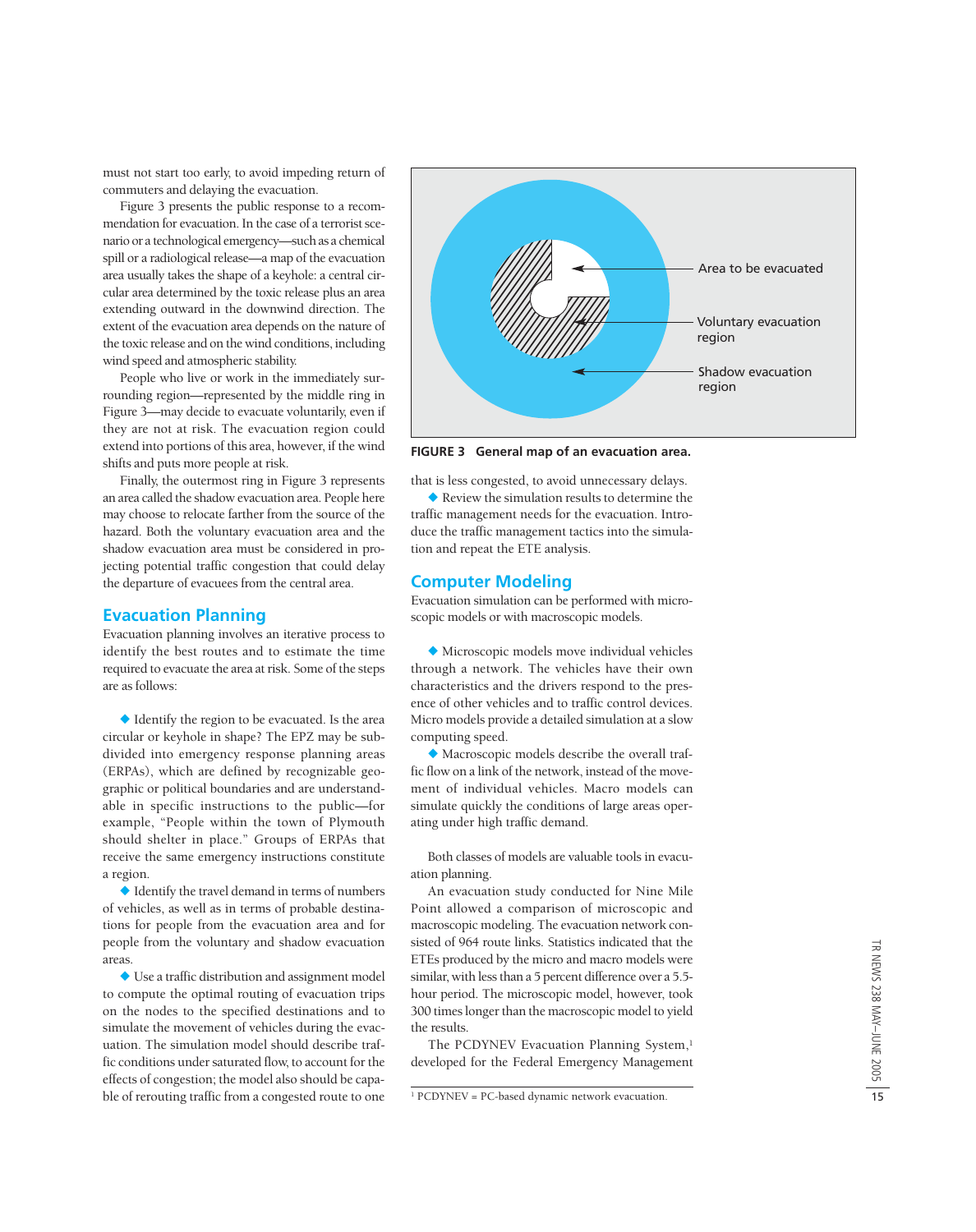must not start too early, to avoid impeding return of commuters and delaying the evacuation.

Figure 3 presents the public response to a recommendation for evacuation. In the case of a terrorist scenario or a technological emergency—such as a chemical spill or a radiological release—a map of the evacuation area usually takes the shape of a keyhole: a central circular area determined by the toxic release plus an area extending outward in the downwind direction. The extent of the evacuation area depends on the nature of the toxic release and on the wind conditions, including wind speed and atmospheric stability.

People who live or work in the immediately surrounding region—represented by the middle ring in Figure 3—may decide to evacuate voluntarily, even if they are not at risk. The evacuation region could extend into portions of this area, however, if the wind shifts and puts more people at risk.

Finally, the outermost ring in Figure 3 represents an area called the shadow evacuation area. People here may choose to relocate farther from the source of the hazard. Both the voluntary evacuation area and the shadow evacuation area must be considered in projecting potential traffic congestion that could delay the departure of evacuees from the central area.

Area to be evacuated

Voluntary evacuation region

Shadow evacuation region

**FIGURE 3 General map of an evacuation area.**

## Evacuation Planning

Evacuation planning involves an iterative process to identify the best routes and to estimate the time required to evacuate the area at risk. Some of the steps are as follows:

- Identify the region to be evacuated. Is the area circular or keyhole in shape? The EPZ may be subdivided into emergency response planning areas (ERPAs), which are defined by recognizable geographic or political boundaries and are understandable in specific instructions to the public—for example, "People within the town of Plymouth should shelter in place." Groups of ERPAs that receive the same emergency instructions constitute a region.
- Identify the travel demand in terms of numbers of vehicles, as well as in terms of probable destinations for people from the evacuation area and for people from the voluntary and shadow evacuation areas.
- Use a traffic distribution and assignment model to compute the optimal routing of evacuation trips on the nodes to the specified destinations and to simulate the movement of vehicles during the evacuation. The simulation model should describe traffic conditions under saturated flow, to account for the effects of congestion; the model also should be capable of rerouting traffic from a congested route to one that is less congested, to avoid unnecessary delays.
- Review the simulation results to determine the traffic management needs for the evacuation. Introduce the traffic management tactics into the simulation and repeat the ETE analysis.

## Computer Modeling

Evacuation simulation can be performed with microscopic models or with macroscopic models.

- Microscopic models move individual vehicles through a network. The vehicles have their own characteristics and the drivers respond to the presence of other vehicles and to traffic control devices. Micro models provide a detailed simulation at a slow computing speed.
- Macroscopic models describe the overall traffic flow on a link of the network, instead of the movement of individual vehicles. Macro models can simulate quickly the conditions of large areas operating under high traffic demand.

Both classes of models are valuable tools in evacuation planning.

An evacuation study conducted for Nine Mile Point allowed a comparison of microscopic and macroscopic modeling. The evacuation network consisted of 964 route links. Statistics indicated that the ETEs produced by the micro and macro models were similar, with less than a 5 percent difference over a 5.5-hour period. The microscopic model, however, took 300 times longer than the macroscopic model to yield the results.

The PCDYNEV Evacuation Planning System,[1] developed for the Federal Emergency Management

[1] PCDYNEV = PC-based dynamic network evacuation.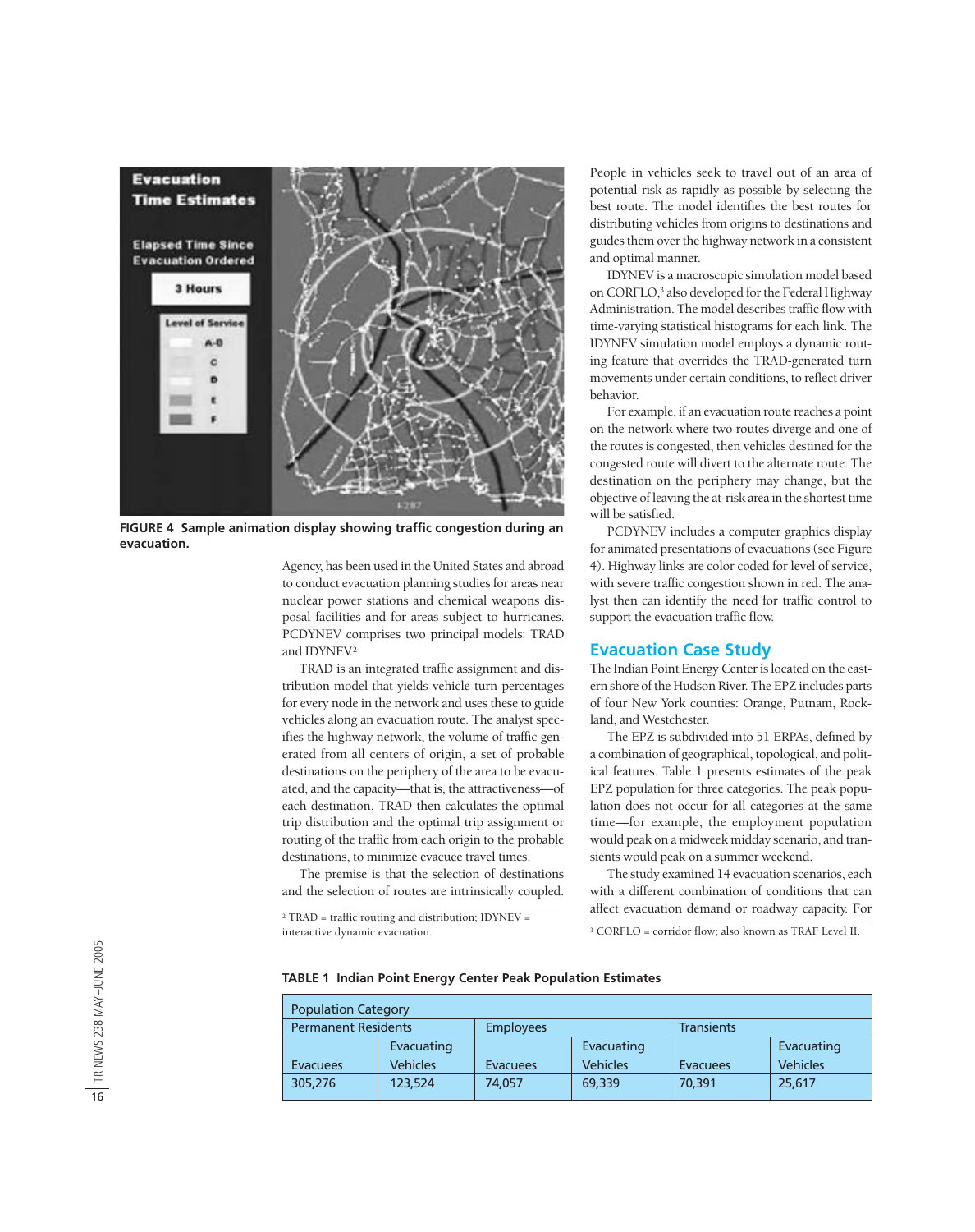FIGURE 4 Sample animation display showing traffic congestion during an evacuation.

Agency, has been used in the United States and abroad to conduct evacuation planning studies for areas near nuclear power stations and chemical weapons disposal facilities and for areas subject to hurricanes. PCDYNEV comprises two principal models: TRAD and IDYNEV.[2]

TRAD is an integrated traffic assignment and distribution model that yields vehicle turn percentages for every node in the network and uses these to guide vehicles along an evacuation route. The analyst specifies the highway network, the volume of traffic generated from all centers of origin, a set of probable destinations on the periphery of the area to be evacuated, and the capacity—that is, the attractiveness—of each destination. TRAD then calculates the optimal trip distribution and the optimal trip assignment or routing of the traffic from each origin to the probable destinations, to minimize evacuee travel times.

The premise is that the selection of destinations and the selection of routes are intrinsically coupled. People in vehicles seek to travel out of an area of potential risk as rapidly as possible by selecting the best route. The model identifies the best routes for distributing vehicles from origins to destinations and guides them over the highway network in a consistent and optimal manner.

IDYNEV is a macroscopic simulation model based on CORFLO,[3] also developed for the Federal Highway Administration. The model describes traffic flow with time-varying statistical histograms for each link. The IDYNEV simulation model employs a dynamic routing feature that overrides the TRAD-generated turn movements under certain conditions, to reflect driver behavior.

For example, if an evacuation route reaches a point on the network where two routes diverge and one of the routes is congested, then vehicles destined for the congested route will divert to the alternate route. The destination on the periphery may change, but the objective of leaving the at-risk area in the shortest time will be satisfied.

PCDYNEV includes a computer graphics display for animated presentations of evacuations (see Figure 4). Highway links are color coded for level of service, with severe traffic congestion shown in red. The analyst then can identify the need for traffic control to support the evacuation traffic flow.

## Evacuation Case Study

The Indian Point Energy Center is located on the eastern shore of the Hudson River. The EPZ includes parts of four New York counties: Orange, Putnam, Rockland, and Westchester.

The EPZ is subdivided into 51 ERPAs, defined by a combination of geographical, topological, and political features. Table 1 presents estimates of the peak EPZ population for three categories. The peak population does not occur for all categories at the same time—for example, the employment population would peak on a midweek midday scenario, and transients would peak on a summer weekend.

The study examined 14 evacuation scenarios, each with a different combination of conditions that can affect evacuation demand or roadway capacity. For

[2] TRAD = traffic routing and distribution; IDYNEV = interactive dynamic evacuation.

[3] CORFLO = corridor flow; also known as TRAF Level II.

**TABLE 1 Indian Point Energy Center Peak Population Estimates**

| Population Category | | | | | |
|---|---|---|---|---|---|
| Permanent Residents | | Employees | | Transients | |
| Evacuees | Evacuating Vehicles | Evacuees | Evacuating Vehicles | Evacuees | Evacuating Vehicles |
| 305,276 | 123,524 | 74,057 | 69,339 | 70,391 | 25,617 |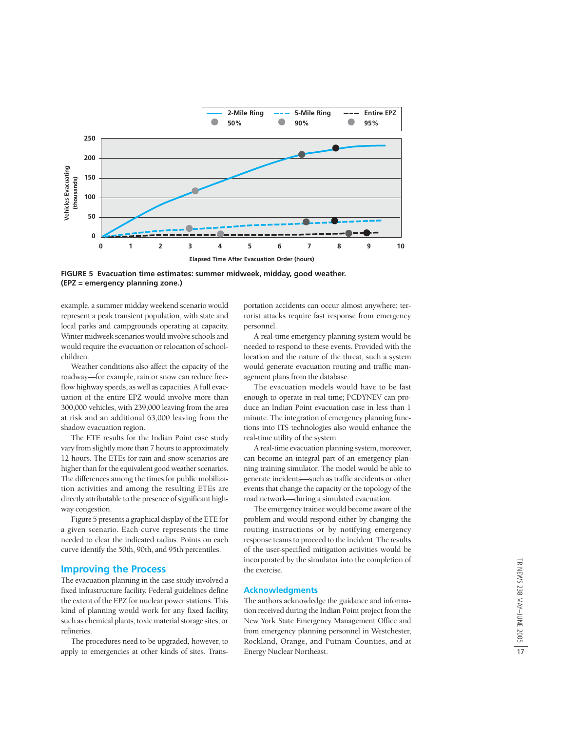FIGURE 5 Evacuation time estimates: summer midweek, midday, good weather. (EPZ = emergency planning zone.)

example, a summer midday weekend scenario would represent a peak transient population, with state and local parks and campgrounds operating at capacity. Winter midweek scenarios would involve schools and would require the evacuation or relocation of schoolchildren.

Weather conditions also affect the capacity of the roadway—for example, rain or snow can reduce free-flow highway speeds, as well as capacities. A full evacuation of the entire EPZ would involve more than 300,000 vehicles, with 239,000 leaving from the area at risk and an additional 63,000 leaving from the shadow evacuation region.

The ETE results for the Indian Point case study vary from slightly more than 7 hours to approximately 12 hours. The ETEs for rain and snow scenarios are higher than for the equivalent good weather scenarios. The differences among the times for public mobilization activities and among the resulting ETEs are directly attributable to the presence of significant highway congestion.

Figure 5 presents a graphical display of the ETE for a given scenario. Each curve represents the time needed to clear the indicated radius. Points on each curve identify the 50th, 90th, and 95th percentiles.

## Improving the Process

The evacuation planning in the case study involved a fixed infrastructure facility. Federal guidelines define the extent of the EPZ for nuclear power stations. This kind of planning would work for any fixed facility, such as chemical plants, toxic material storage sites, or refineries.

The procedures need to be upgraded, however, to apply to emergencies at other kinds of sites. Transportation accidents can occur almost anywhere; terrorist attacks require fast response from emergency personnel.

A real-time emergency planning system would be needed to respond to these events. Provided with the location and the nature of the threat, such a system would generate evacuation routing and traffic management plans from the database.

The evacuation models would have to be fast enough to operate in real time; PCDYNEV can produce an Indian Point evacuation case in less than 1 minute. The integration of emergency planning functions into ITS technologies also would enhance the real-time utility of the system.

A real-time evacuation planning system, moreover, can become an integral part of an emergency planning training simulator. The model would be able to generate incidents—such as traffic accidents or other events that change the capacity or the topology of the road network—during a simulated evacuation.

The emergency trainee would become aware of the problem and would respond either by changing the routing instructions or by notifying emergency response teams to proceed to the incident. The results of the user-specified mitigation activities would be incorporated by the simulator into the completion of the exercise.

## Acknowledgments

The authors acknowledge the guidance and information received during the Indian Point project from the New York State Emergency Management Office and from emergency planning personnel in Westchester, Rockland, Orange, and Putnam Counties, and at Energy Nuclear Northeast.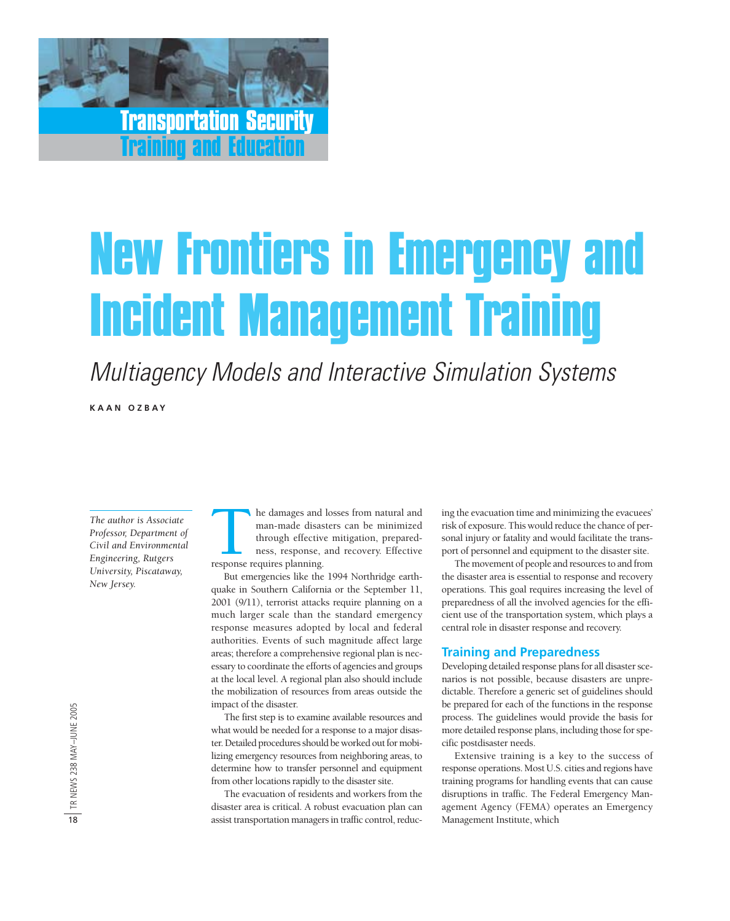Transportation Security Training and Education

# New Frontiers in Emergency and Incident Management Training

## *Multiagency Models and Interactive Simulation Systems*

**KAAN OZBAY**

*The author is Associate Professor, Department of Civil and Environmental Engineering, Rutgers University, Piscataway, New Jersey.*

The damages and losses from natural and man-made disasters can be minimized through effective mitigation, preparedness, response, and recovery. Effective response requires planning.

But emergencies like the 1994 Northridge earthquake in Southern California or the September 11, 2001 (9/11), terrorist attacks require planning on a much larger scale than the standard emergency response measures adopted by local and federal authorities. Events of such magnitude affect large areas; therefore a comprehensive regional plan is necessary to coordinate the efforts of agencies and groups at the local level. A regional plan also should include the mobilization of resources from areas outside the impact of the disaster.

The first step is to examine available resources and what would be needed for a response to a major disaster. Detailed procedures should be worked out for mobilizing emergency resources from neighboring areas, to determine how to transfer personnel and equipment from other locations rapidly to the disaster site.

The evacuation of residents and workers from the disaster area is critical. A robust evacuation plan can assist transportation managers in traffic control, reducing the evacuation time and minimizing the evacuees' risk of exposure. This would reduce the chance of personal injury or fatality and would facilitate the transport of personnel and equipment to the disaster site.

The movement of people and resources to and from the disaster area is essential to response and recovery operations. This goal requires increasing the level of preparedness of all the involved agencies for the efficient use of the transportation system, which plays a central role in disaster response and recovery.

### Training and Preparedness

Developing detailed response plans for all disaster scenarios is not possible, because disasters are unpredictable. Therefore a generic set of guidelines should be prepared for each of the functions in the response process. The guidelines would provide the basis for more detailed response plans, including those for specific postdisaster needs.

Extensive training is a key to the success of response operations. Most U.S. cities and regions have training programs for handling events that can cause disruptions in traffic. The Federal Emergency Management Agency (FEMA) operates an Emergency Management Institute, which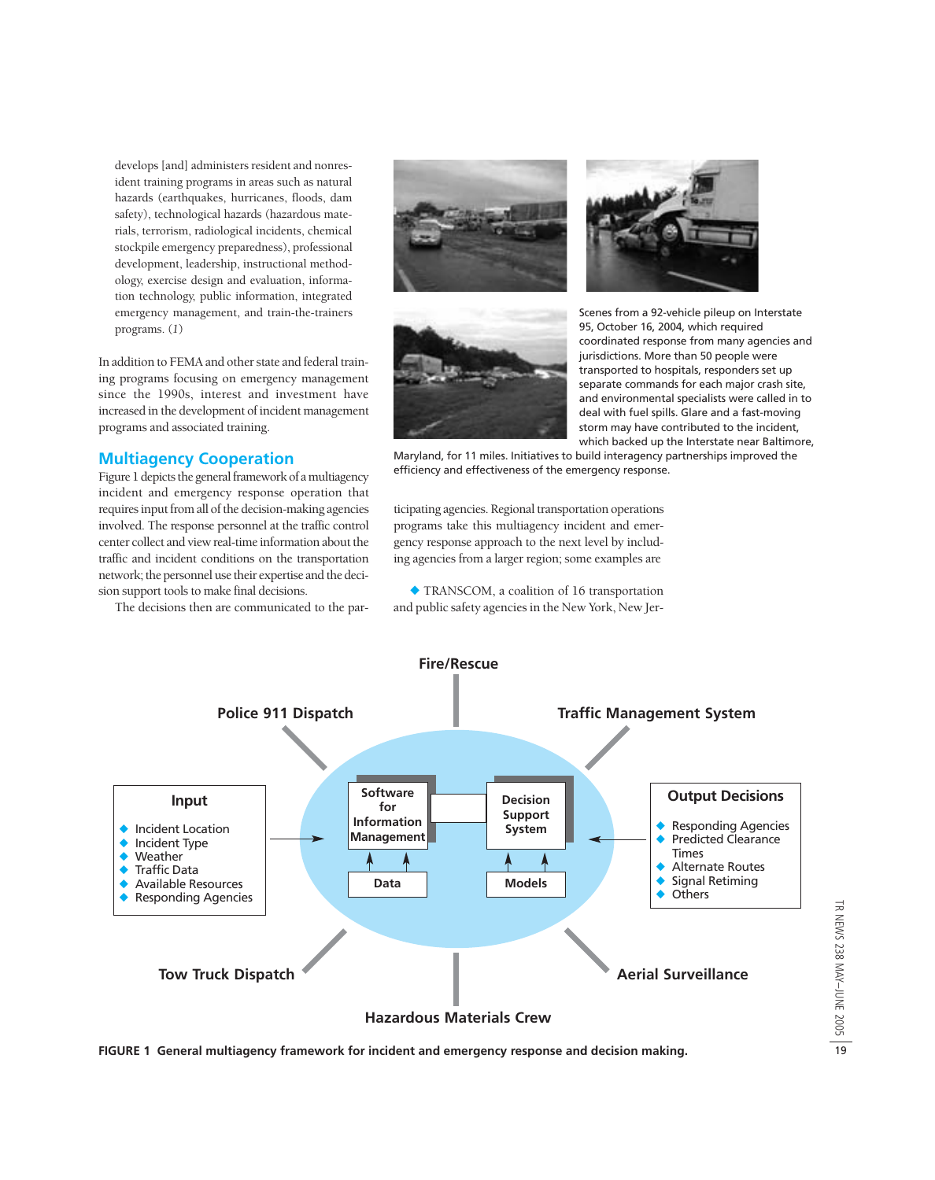develops [and] administers resident and nonresident training programs in areas such as natural hazards (earthquakes, hurricanes, floods, dam safety), technological hazards (hazardous materials, terrorism, radiological incidents, chemical stockpile emergency preparedness), professional development, leadership, instructional methodology, exercise design and evaluation, information technology, public information, integrated emergency management, and train-the-trainers programs. (*1*)

In addition to FEMA and other state and federal training programs focusing on emergency management since the 1990s, interest and investment have increased in the development of incident management programs and associated training.

## Multiagency Cooperation

Figure 1 depicts the general framework of a multiagency incident and emergency response operation that requires input from all of the decision-making agencies involved. The response personnel at the traffic control center collect and view real-time information about the traffic and incident conditions on the transportation network; the personnel use their expertise and the decision support tools to make final decisions.

The decisions then are communicated to the participating agencies. Regional transportation operations programs take this multiagency incident and emergency response approach to the next level by including agencies from a larger region; some examples are

- TRANSCOM, a coalition of 16 transportation and public safety agencies in the New York, New Jer-

Scenes from a 92-vehicle pileup on Interstate 95, October 16, 2004, which required coordinated response from many agencies and jurisdictions. More than 50 people were transported to hospitals, responders set up separate commands for each major crash site, and environmental specialists were called in to deal with fuel spills. Glare and a fast-moving storm may have contributed to the incident, which backed up the Interstate near Baltimore, Maryland, for 11 miles. Initiatives to build interagency partnerships improved the efficiency and effectiveness of the emergency response.

**FIGURE 1 General multiagency framework for incident and emergency response and decision making.**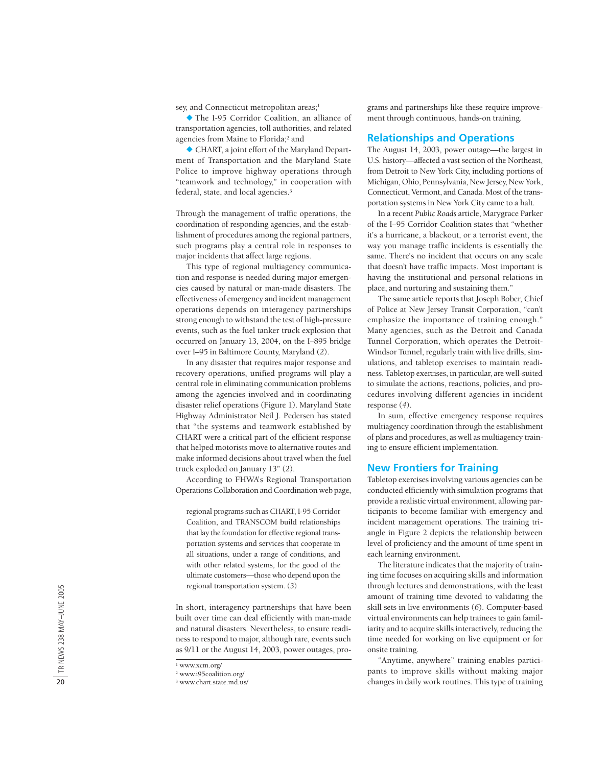sey, and Connecticut metropolitan areas;[1]

- The I-95 Corridor Coalition, an alliance of transportation agencies, toll authorities, and related agencies from Maine to Florida;[2] and
- CHART, a joint effort of the Maryland Department of Transportation and the Maryland State Police to improve highway operations through "teamwork and technology," in cooperation with federal, state, and local agencies.[3]

Through the management of traffic operations, the coordination of responding agencies, and the establishment of procedures among the regional partners, such programs play a central role in responses to major incidents that affect large regions.

This type of regional multiagency communication and response is needed during major emergencies caused by natural or man-made disasters. The effectiveness of emergency and incident management operations depends on interagency partnerships strong enough to withstand the test of high-pressure events, such as the fuel tanker truck explosion that occurred on January 13, 2004, on the I–895 bridge over I–95 in Baltimore County, Maryland (*2*).

In any disaster that requires major response and recovery operations, unified programs will play a central role in eliminating communication problems among the agencies involved and in coordinating disaster relief operations (Figure 1). Maryland State Highway Administrator Neil J. Pedersen has stated that "the systems and teamwork established by CHART were a critical part of the efficient response that helped motorists move to alternative routes and make informed decisions about travel when the fuel truck exploded on January 13" (*2*).

According to FHWA's Regional Transportation Operations Collaboration and Coordination web page,

> regional programs such as CHART, I-95 Corridor Coalition, and TRANSCOM build relationships that lay the foundation for effective regional transportation systems and services that cooperate in all situations, under a range of conditions, and with other related systems, for the good of the ultimate customers—those who depend upon the regional transportation system. (*3*)

In short, interagency partnerships that have been built over time can deal efficiently with man-made and natural disasters. Nevertheless, to ensure readiness to respond to major, although rare, events such as 9/11 or the August 14, 2003, power outages, programs and partnerships like these require improvement through continuous, hands-on training.

## Relationships and Operations

The August 14, 2003, power outage—the largest in U.S. history—affected a vast section of the Northeast, from Detroit to New York City, including portions of Michigan, Ohio, Pennsylvania, New Jersey, New York, Connecticut, Vermont, and Canada. Most of the transportation systems in New York City came to a halt.

In a recent *Public Roads* article, Marygrace Parker of the I–95 Corridor Coalition states that "whether it's a hurricane, a blackout, or a terrorist event, the way you manage traffic incidents is essentially the same. There's no incident that occurs on any scale that doesn't have traffic impacts. Most important is having the institutional and personal relations in place, and nurturing and sustaining them."

The same article reports that Joseph Bober, Chief of Police at New Jersey Transit Corporation, "can't emphasize the importance of training enough." Many agencies, such as the Detroit and Canada Tunnel Corporation, which operates the Detroit-Windsor Tunnel, regularly train with live drills, simulations, and tabletop exercises to maintain readiness. Tabletop exercises, in particular, are well-suited to simulate the actions, reactions, policies, and procedures involving different agencies in incident response (*4*).

In sum, effective emergency response requires multiagency coordination through the establishment of plans and procedures, as well as multiagency training to ensure efficient implementation.

## New Frontiers for Training

Tabletop exercises involving various agencies can be conducted efficiently with simulation programs that provide a realistic virtual environment, allowing participants to become familiar with emergency and incident management operations. The training triangle in Figure 2 depicts the relationship between level of proficiency and the amount of time spent in each learning environment.

The literature indicates that the majority of training time focuses on acquiring skills and information through lectures and demonstrations, with the least amount of training time devoted to validating the skill sets in live environments (*6*). Computer-based virtual environments can help trainees to gain familiarity and to acquire skills interactively, reducing the time needed for working on live equipment or for onsite training.

"Anytime, anywhere" training enables participants to improve skills without making major changes in daily work routines. This type of training

---

[1] www.xcm.org/
[2] www.i95coalition.org/
[3] www.chart.state.md.us/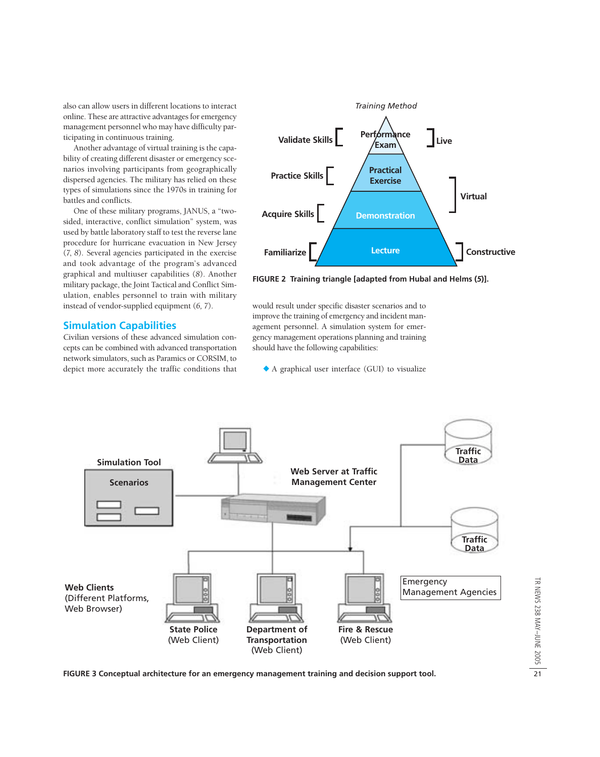also can allow users in different locations to interact online. These are attractive advantages for emergency management personnel who may have difficulty participating in continuous training.

Another advantage of virtual training is the capability of creating different disaster or emergency scenarios involving participants from geographically dispersed agencies. The military has relied on these types of simulations since the 1970s in training for battles and conflicts.

One of these military programs, JANUS, a "two-sided, interactive, conflict simulation" system, was used by battle laboratory staff to test the reverse lane procedure for hurricane evacuation in New Jersey (*7, 8*). Several agencies participated in the exercise and took advantage of the program's advanced graphical and multiuser capabilities (*8*). Another military package, the Joint Tactical and Conflict Simulation, enables personnel to train with military instead of vendor-supplied equipment (*6, 7*).

## Simulation Capabilities

Civilian versions of these advanced simulation concepts can be combined with advanced transportation network simulators, such as Paramics or CORSIM, to depict more accurately the traffic conditions that would result under specific disaster scenarios and to improve the training of emergency and incident management personnel. A simulation system for emergency management operations planning and training should have the following capabilities:

- A graphical user interface (GUI) to visualize

**FIGURE 2 Training triangle [adapted from Hubal and Helms (*5*)].**

**FIGURE 3 Conceptual architecture for an emergency management training and decision support tool.**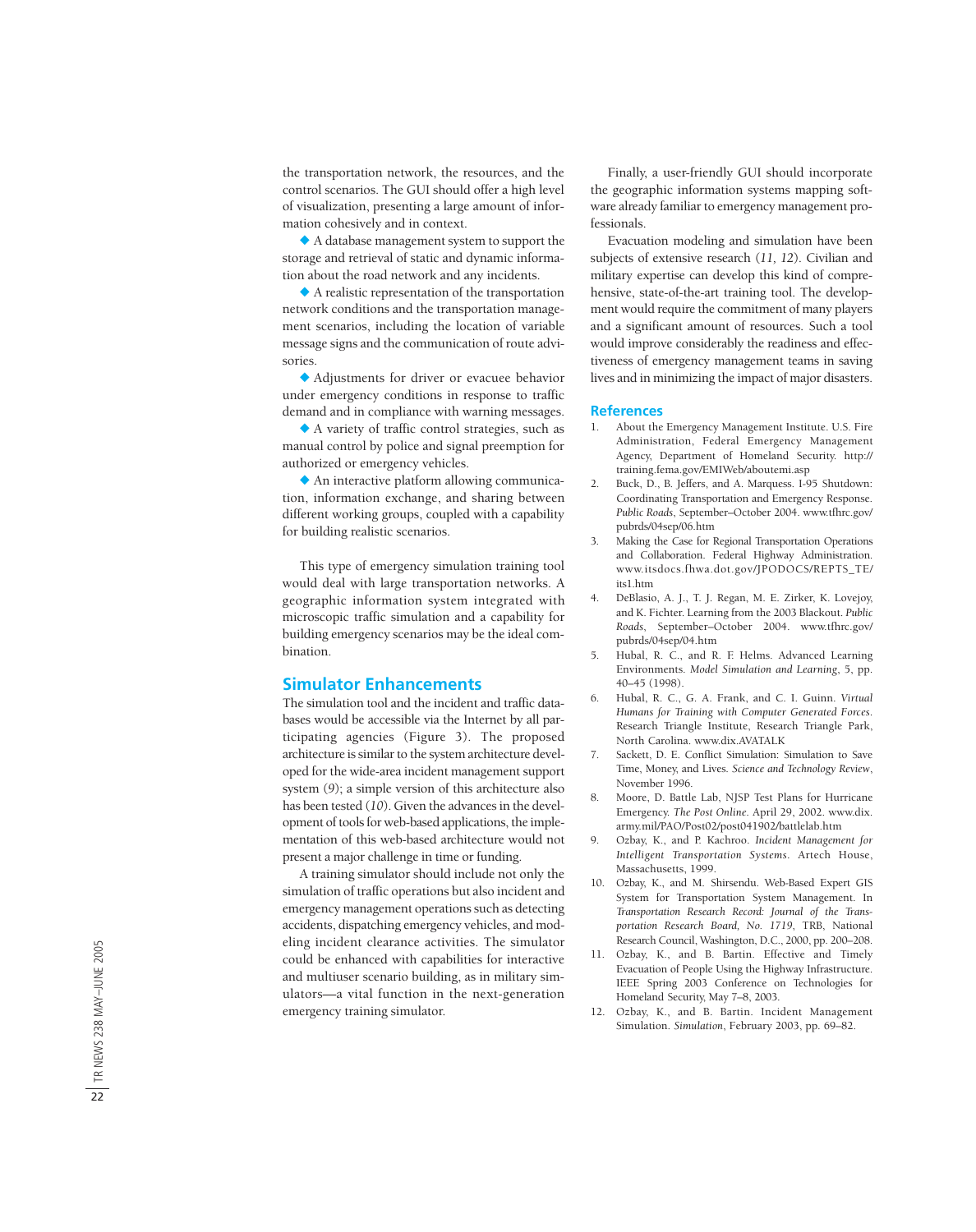the transportation network, the resources, and the control scenarios. The GUI should offer a high level of visualization, presenting a large amount of information cohesively and in context.

◆ A database management system to support the storage and retrieval of static and dynamic information about the road network and any incidents.

◆ A realistic representation of the transportation network conditions and the transportation management scenarios, including the location of variable message signs and the communication of route advisories.

◆ Adjustments for driver or evacuee behavior under emergency conditions in response to traffic demand and in compliance with warning messages.

◆ A variety of traffic control strategies, such as manual control by police and signal preemption for authorized or emergency vehicles.

◆ An interactive platform allowing communication, information exchange, and sharing between different working groups, coupled with a capability for building realistic scenarios.

This type of emergency simulation training tool would deal with large transportation networks. A geographic information system integrated with microscopic traffic simulation and a capability for building emergency scenarios may be the ideal combination.

## Simulator Enhancements

The simulation tool and the incident and traffic databases would be accessible via the Internet by all participating agencies (Figure 3). The proposed architecture is similar to the system architecture developed for the wide-area incident management support system (*9*); a simple version of this architecture also has been tested (*10*). Given the advances in the development of tools for web-based applications, the implementation of this web-based architecture would not present a major challenge in time or funding.

A training simulator should include not only the simulation of traffic operations but also incident and emergency management operations such as detecting accidents, dispatching emergency vehicles, and modeling incident clearance activities. The simulator could be enhanced with capabilities for interactive and multiuser scenario building, as in military simulators—a vital function in the next-generation emergency training simulator.

Finally, a user-friendly GUI should incorporate the geographic information systems mapping software already familiar to emergency management professionals.

Evacuation modeling and simulation have been subjects of extensive research (*11, 12*). Civilian and military expertise can develop this kind of comprehensive, state-of-the-art training tool. The development would require the commitment of many players and a significant amount of resources. Such a tool would improve considerably the readiness and effectiveness of emergency management teams in saving lives and in minimizing the impact of major disasters.

## References

1. About the Emergency Management Institute. U.S. Fire Administration, Federal Emergency Management Agency, Department of Homeland Security. http://training.fema.gov/EMIWeb/aboutemi.asp
2. Buck, D., B. Jeffers, and A. Marquess. I-95 Shutdown: Coordinating Transportation and Emergency Response. *Public Roads*, September–October 2004. www.tfhrc.gov/pubrds/04sep/06.htm
3. Making the Case for Regional Transportation Operations and Collaboration. Federal Highway Administration. www.itsdocs.fhwa.dot.gov/JPODOCS/REPTS_TE/its1.htm
4. DeBlasio, A. J., T. J. Regan, M. E. Zirker, K. Lovejoy, and K. Fichter. Learning from the 2003 Blackout. *Public Roads*, September–October 2004. www.tfhrc.gov/pubrds/04sep/04.htm
5. Hubal, R. C., and R. F. Helms. Advanced Learning Environments. *Model Simulation and Learning*, 5, pp. 40–45 (1998).
6. Hubal, R. C., G. A. Frank, and C. I. Guinn. *Virtual Humans for Training with Computer Generated Forces*. Research Triangle Institute, Research Triangle Park, North Carolina. www.dix.AVATALK
7. Sackett, D. E. Conflict Simulation: Simulation to Save Time, Money, and Lives. *Science and Technology Review*, November 1996.
8. Moore, D. Battle Lab, NJSP Test Plans for Hurricane Emergency. *The Post Online*. April 29, 2002. www.dix.army.mil/PAO/Post02/post041902/battlelab.htm
9. Ozbay, K., and P. Kachroo. *Incident Management for Intelligent Transportation Systems*. Artech House, Massachusetts, 1999.
10. Ozbay, K., and M. Shirsendu. Web-Based Expert GIS System for Transportation System Management. In *Transportation Research Record: Journal of the Transportation Research Board, No. 1719*, TRB, National Research Council, Washington, D.C., 2000, pp. 200–208.
11. Ozbay, K., and B. Bartin. Effective and Timely Evacuation of People Using the Highway Infrastructure. IEEE Spring 2003 Conference on Technologies for Homeland Security, May 7–8, 2003.
12. Ozbay, K., and B. Bartin. Incident Management Simulation. *Simulation*, February 2003, pp. 69–82.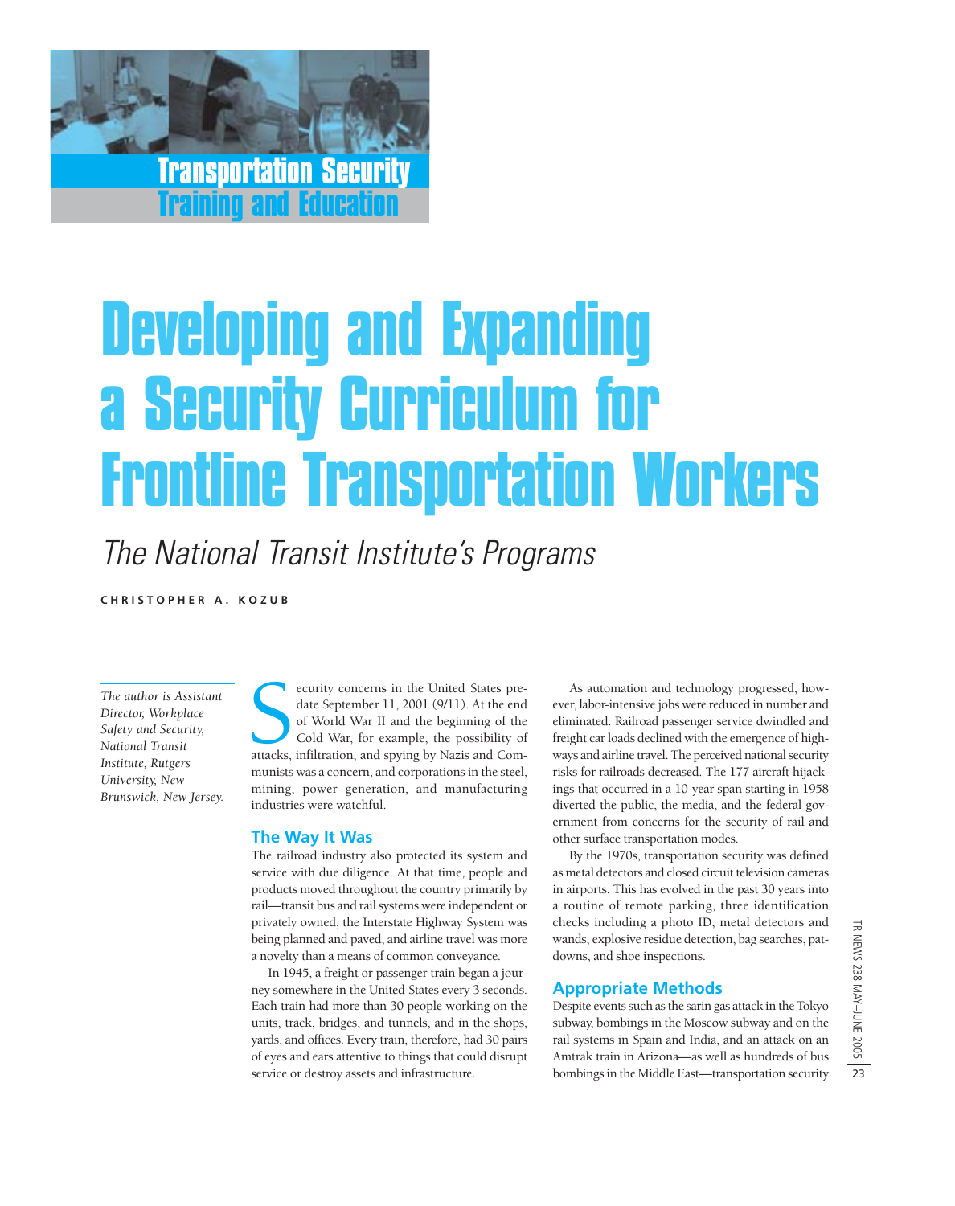Transportation Security Training and Education

# Developing and Expanding a Security Curriculum for Frontline Transportation Workers

## *The National Transit Institute's Programs*

**CHRISTOPHER A. KOZUB**

*The author is Assistant Director, Workplace Safety and Security, National Transit Institute, Rutgers University, New Brunswick, New Jersey.*

Security concerns in the United States predate September 11, 2001 (9/11). At the end of World War II and the beginning of the Cold War, for example, the possibility of attacks, infiltration, and spying by Nazis and Communists was a concern, and corporations in the steel, mining, power generation, and manufacturing industries were watchful.

### The Way It Was

The railroad industry also protected its system and service with due diligence. At that time, people and products moved throughout the country primarily by rail—transit bus and rail systems were independent or privately owned, the Interstate Highway System was being planned and paved, and airline travel was more a novelty than a means of common conveyance.

In 1945, a freight or passenger train began a journey somewhere in the United States every 3 seconds. Each train had more than 30 people working on the units, track, bridges, and tunnels, and in the shops, yards, and offices. Every train, therefore, had 30 pairs of eyes and ears attentive to things that could disrupt service or destroy assets and infrastructure.

As automation and technology progressed, however, labor-intensive jobs were reduced in number and eliminated. Railroad passenger service dwindled and freight car loads declined with the emergence of highways and airline travel. The perceived national security risks for railroads decreased. The 177 aircraft hijackings that occurred in a 10-year span starting in 1958 diverted the public, the media, and the federal government from concerns for the security of rail and other surface transportation modes.

By the 1970s, transportation security was defined as metal detectors and closed circuit television cameras in airports. This has evolved in the past 30 years into a routine of remote parking, three identification checks including a photo ID, metal detectors and wands, explosive residue detection, bag searches, pat-downs, and shoe inspections.

### Appropriate Methods

Despite events such as the sarin gas attack in the Tokyo subway, bombings in the Moscow subway and on the rail systems in Spain and India, and an attack on an Amtrak train in Arizona—as well as hundreds of bus bombings in the Middle East—transportation security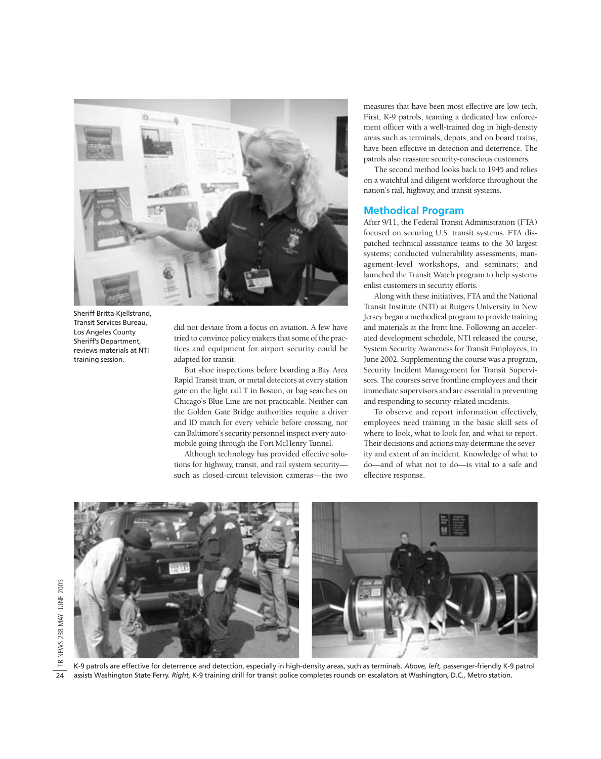Sheriff Britta Kjellstrand, Transit Services Bureau, Los Angeles County Sheriff's Department, reviews materials at NTI training session.

did not deviate from a focus on aviation. A few have tried to convince policy makers that some of the practices and equipment for airport security could be adapted for transit.

But shoe inspections before boarding a Bay Area Rapid Transit train, or metal detectors at every station gate on the light rail T in Boston, or bag searches on Chicago's Blue Line are not practicable. Neither can the Golden Gate Bridge authorities require a driver and ID match for every vehicle before crossing, nor can Baltimore's security personnel inspect every automobile going through the Fort McHenry Tunnel.

Although technology has provided effective solutions for highway, transit, and rail system security—such as closed-circuit television cameras—the two measures that have been most effective are low tech. First, K-9 patrols, teaming a dedicated law enforcement officer with a well-trained dog in high-density areas such as terminals, depots, and on board trains, have been effective in detection and deterrence. The patrols also reassure security-conscious customers.

The second method looks back to 1945 and relies on a watchful and diligent workforce throughout the nation's rail, highway, and transit systems.

## Methodical Program

After 9/11, the Federal Transit Administration (FTA) focused on securing U.S. transit systems. FTA dispatched technical assistance teams to the 30 largest systems; conducted vulnerability assessments, management-level workshops, and seminars; and launched the Transit Watch program to help systems enlist customers in security efforts.

Along with these initiatives, FTA and the National Transit Institute (NTI) at Rutgers University in New Jersey began a methodical program to provide training and materials at the front line. Following an accelerated development schedule, NTI released the course, System Security Awareness for Transit Employees, in June 2002. Supplementing the course was a program, Security Incident Management for Transit Supervisors. The courses serve frontline employees and their immediate supervisors and are essential in preventing and responding to security-related incidents.

To observe and report information effectively, employees need training in the basic skill sets of where to look, what to look for, and what to report. Their decisions and actions may determine the severity and extent of an incident. Knowledge of what to do—and of what not to do—is vital to a safe and effective response.

K-9 patrols are effective for deterrence and detection, especially in high-density areas, such as terminals. *Above, left,* passenger-friendly K-9 patrol assists Washington State Ferry. *Right,* K-9 training drill for transit police completes rounds on escalators at Washington, D.C., Metro station.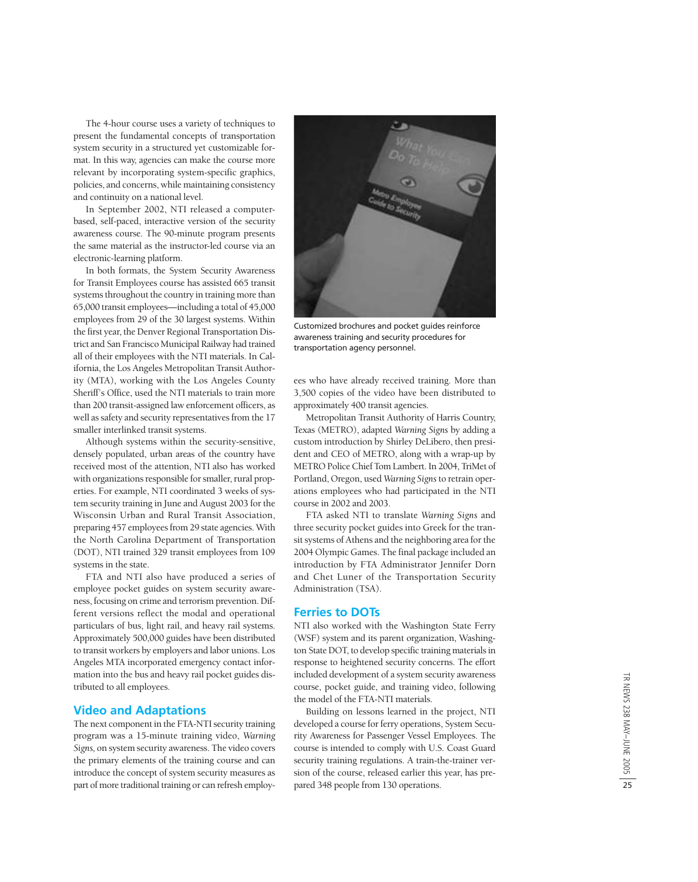The 4-hour course uses a variety of techniques to present the fundamental concepts of transportation system security in a structured yet customizable format. In this way, agencies can make the course more relevant by incorporating system-specific graphics, policies, and concerns, while maintaining consistency and continuity on a national level.

In September 2002, NTI released a computer-based, self-paced, interactive version of the security awareness course. The 90-minute program presents the same material as the instructor-led course via an electronic-learning platform.

In both formats, the System Security Awareness for Transit Employees course has assisted 665 transit systems throughout the country in training more than 65,000 transit employees—including a total of 45,000 employees from 29 of the 30 largest systems. Within the first year, the Denver Regional Transportation District and San Francisco Municipal Railway had trained all of their employees with the NTI materials. In California, the Los Angeles Metropolitan Transit Authority (MTA), working with the Los Angeles County Sheriff's Office, used the NTI materials to train more than 200 transit-assigned law enforcement officers, as well as safety and security representatives from the 17 smaller interlinked transit systems.

Although systems within the security-sensitive, densely populated, urban areas of the country have received most of the attention, NTI also has worked with organizations responsible for smaller, rural properties. For example, NTI coordinated 3 weeks of system security training in June and August 2003 for the Wisconsin Urban and Rural Transit Association, preparing 457 employees from 29 state agencies. With the North Carolina Department of Transportation (DOT), NTI trained 329 transit employees from 109 systems in the state.

FTA and NTI also have produced a series of employee pocket guides on system security awareness, focusing on crime and terrorism prevention. Different versions reflect the modal and operational particulars of bus, light rail, and heavy rail systems. Approximately 500,000 guides have been distributed to transit workers by employers and labor unions. Los Angeles MTA incorporated emergency contact information into the bus and heavy rail pocket guides distributed to all employees.

Customized brochures and pocket guides reinforce awareness training and security procedures for transportation agency personnel.

## Video and Adaptations

The next component in the FTA-NTI security training program was a 15-minute training video, *Warning Signs,* on system security awareness. The video covers the primary elements of the training course and can introduce the concept of system security measures as part of more traditional training or can refresh employees who have already received training. More than 3,500 copies of the video have been distributed to approximately 400 transit agencies.

Metropolitan Transit Authority of Harris Country, Texas (METRO), adapted *Warning Signs* by adding a custom introduction by Shirley DeLibero, then president and CEO of METRO, along with a wrap-up by METRO Police Chief Tom Lambert. In 2004, TriMet of Portland, Oregon, used *Warning Signs* to retrain operations employees who had participated in the NTI course in 2002 and 2003.

FTA asked NTI to translate *Warning Signs* and three security pocket guides into Greek for the transit systems of Athens and the neighboring area for the 2004 Olympic Games. The final package included an introduction by FTA Administrator Jennifer Dorn and Chet Luner of the Transportation Security Administration (TSA).

## Ferries to DOTs

NTI also worked with the Washington State Ferry (WSF) system and its parent organization, Washington State DOT, to develop specific training materials in response to heightened security concerns. The effort included development of a system security awareness course, pocket guide, and training video, following the model of the FTA-NTI materials.

Building on lessons learned in the project, NTI developed a course for ferry operations, System Security Awareness for Passenger Vessel Employees. The course is intended to comply with U.S. Coast Guard security training regulations. A train-the-trainer version of the course, released earlier this year, has prepared 348 people from 130 operations.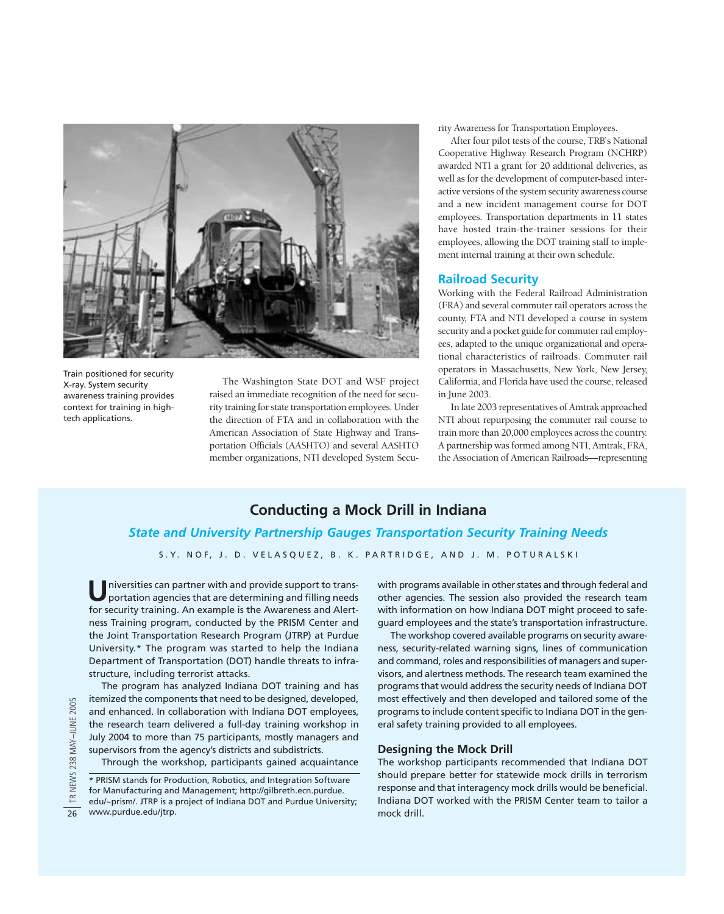Train positioned for security X-ray. System security awareness training provides context for training in high-tech applications.

The Washington State DOT and WSF project raised an immediate recognition of the need for security training for state transportation employees. Under the direction of FTA and in collaboration with the American Association of State Highway and Transportation Officials (AASHTO) and several AASHTO member organizations, NTI developed System Security Awareness for Transportation Employees.

After four pilot tests of the course, TRB's National Cooperative Highway Research Program (NCHRP) awarded NTI a grant for 20 additional deliveries, as well as for the development of computer-based interactive versions of the system security awareness course and a new incident management course for DOT employees. Transportation departments in 11 states have hosted train-the-trainer sessions for their employees, allowing the DOT training staff to implement internal training at their own schedule.

## Railroad Security

Working with the Federal Railroad Administration (FRA) and several commuter rail operators across the county, FTA and NTI developed a course in system security and a pocket guide for commuter rail employees, adapted to the unique organizational and operational characteristics of railroads. Commuter rail operators in Massachusetts, New York, New Jersey, California, and Florida have used the course, released in June 2003.

In late 2003 representatives of Amtrak approached NTI about repurposing the commuter rail course to train more than 20,000 employees across the country. A partnership was formed among NTI, Amtrak, FRA, the Association of American Railroads—representing

## Conducting a Mock Drill in Indiana

### *State and University Partnership Gauges Transportation Security Training Needs*

S.Y. NOF, J. D. VELASQUEZ, B. K. PARTRIDGE, AND J. M. POTURALSKI

Universities can partner with and provide support to transportation agencies that are determining and filling needs for security training. An example is the Awareness and Alertness Training program, conducted by the PRISM Center and the Joint Transportation Research Program (JTRP) at Purdue University.* The program was started to help the Indiana Department of Transportation (DOT) handle threats to infrastructure, including terrorist attacks.

The program has analyzed Indiana DOT training and has itemized the components that need to be designed, developed, and enhanced. In collaboration with Indiana DOT employees, the research team delivered a full-day training workshop in July 2004 to more than 75 participants, mostly managers and supervisors from the agency's districts and subdistricts.

Through the workshop, participants gained acquaintance with programs available in other states and through federal and other agencies. The session also provided the research team with information on how Indiana DOT might proceed to safeguard employees and the state's transportation infrastructure.

The workshop covered available programs on security awareness, security-related warning signs, lines of communication and command, roles and responsibilities of managers and supervisors, and alertness methods. The research team examined the programs that would address the security needs of Indiana DOT most effectively and then developed and tailored some of the programs to include content specific to Indiana DOT in the general safety training provided to all employees.

### Designing the Mock Drill

The workshop participants recommended that Indiana DOT should prepare better for statewide mock drills in terrorism response and that interagency mock drills would be beneficial. Indiana DOT worked with the PRISM Center team to tailor a mock drill.

\* PRISM stands for Production, Robotics, and Integration Software for Manufacturing and Management; http://gilbreth.ecn.purdue.edu/~prism/. JTRP is a project of Indiana DOT and Purdue University; www.purdue.edu/jtrp.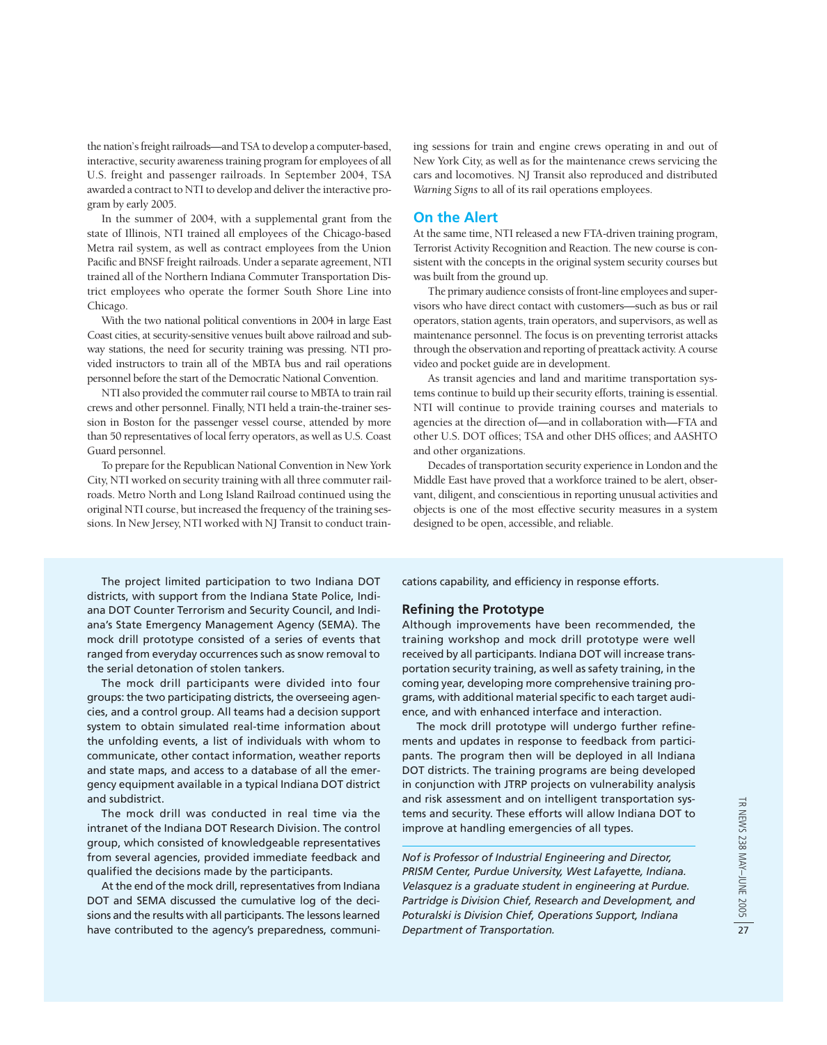the nation's freight railroads—and TSA to develop a computer-based, interactive, security awareness training program for employees of all U.S. freight and passenger railroads. In September 2004, TSA awarded a contract to NTI to develop and deliver the interactive program by early 2005.

In the summer of 2004, with a supplemental grant from the state of Illinois, NTI trained all employees of the Chicago-based Metra rail system, as well as contract employees from the Union Pacific and BNSF freight railroads. Under a separate agreement, NTI trained all of the Northern Indiana Commuter Transportation District employees who operate the former South Shore Line into Chicago.

With the two national political conventions in 2004 in large East Coast cities, at security-sensitive venues built above railroad and subway stations, the need for security training was pressing. NTI provided instructors to train all of the MBTA bus and rail operations personnel before the start of the Democratic National Convention.

NTI also provided the commuter rail course to MBTA to train rail crews and other personnel. Finally, NTI held a train-the-trainer session in Boston for the passenger vessel course, attended by more than 50 representatives of local ferry operators, as well as U.S. Coast Guard personnel.

To prepare for the Republican National Convention in New York City, NTI worked on security training with all three commuter railroads. Metro North and Long Island Railroad continued using the original NTI course, but increased the frequency of the training sessions. In New Jersey, NTI worked with NJ Transit to conduct training sessions for train and engine crews operating in and out of New York City, as well as for the maintenance crews servicing the cars and locomotives. NJ Transit also reproduced and distributed *Warning Signs* to all of its rail operations employees.

## On the Alert

At the same time, NTI released a new FTA-driven training program, Terrorist Activity Recognition and Reaction. The new course is consistent with the concepts in the original system security courses but was built from the ground up.

The primary audience consists of front-line employees and supervisors who have direct contact with customers—such as bus or rail operators, station agents, train operators, and supervisors, as well as maintenance personnel. The focus is on preventing terrorist attacks through the observation and reporting of preattack activity. A course video and pocket guide are in development.

As transit agencies and land and maritime transportation systems continue to build up their security efforts, training is essential. NTI will continue to provide training courses and materials to agencies at the direction of—and in collaboration with—FTA and other U.S. DOT offices; TSA and other DHS offices; and AASHTO and other organizations.

Decades of transportation security experience in London and the Middle East have proved that a workforce trained to be alert, observant, diligent, and conscientious in reporting unusual activities and objects is one of the most effective security measures in a system designed to be open, accessible, and reliable.

---

The project limited participation to two Indiana DOT districts, with support from the Indiana State Police, Indiana DOT Counter Terrorism and Security Council, and Indiana's State Emergency Management Agency (SEMA). The mock drill prototype consisted of a series of events that ranged from everyday occurrences such as snow removal to the serial detonation of stolen tankers.

The mock drill participants were divided into four groups: the two participating districts, the overseeing agencies, and a control group. All teams had a decision support system to obtain simulated real-time information about the unfolding events, a list of individuals with whom to communicate, other contact information, weather reports and state maps, and access to a database of all the emergency equipment available in a typical Indiana DOT district and subdistrict.

The mock drill was conducted in real time via the intranet of the Indiana DOT Research Division. The control group, which consisted of knowledgeable representatives from several agencies, provided immediate feedback and qualified the decisions made by the participants.

At the end of the mock drill, representatives from Indiana DOT and SEMA discussed the cumulative log of the decisions and the results with all participants. The lessons learned have contributed to the agency's preparedness, communications capability, and efficiency in response efforts.

### Refining the Prototype

Although improvements have been recommended, the training workshop and mock drill prototype were well received by all participants. Indiana DOT will increase transportation security training, as well as safety training, in the coming year, developing more comprehensive training programs, with additional material specific to each target audience, and with enhanced interface and interaction.

The mock drill prototype will undergo further refinements and updates in response to feedback from participants. The program then will be deployed in all Indiana DOT districts. The training programs are being developed in conjunction with JTRP projects on vulnerability analysis and risk assessment and on intelligent transportation systems and security. These efforts will allow Indiana DOT to improve at handling emergencies of all types.

*Nof is Professor of Industrial Engineering and Director, PRISM Center, Purdue University, West Lafayette, Indiana. Velasquez is a graduate student in engineering at Purdue. Partridge is Division Chief, Research and Development, and Poturalski is Division Chief, Operations Support, Indiana Department of Transportation.*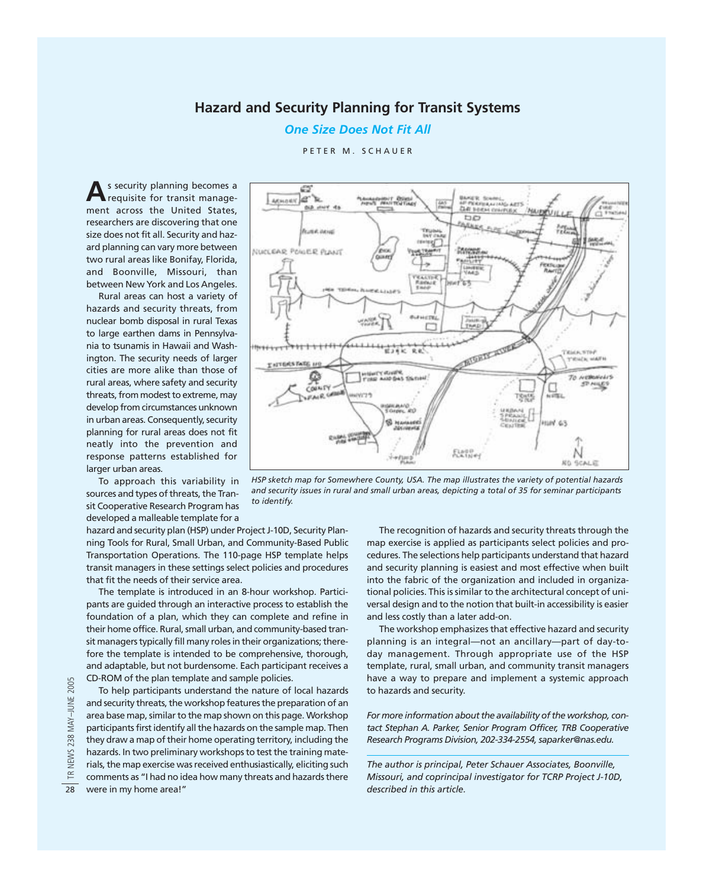# Hazard and Security Planning for Transit Systems

## *One Size Does Not Fit All*

PETER M. SCHAUER

As security planning becomes a requisite for transit management across the United States, researchers are discovering that one size does not fit all. Security and hazard planning can vary more between two rural areas like Bonifay, Florida, and Boonville, Missouri, than between New York and Los Angeles.

Rural areas can host a variety of hazards and security threats, from nuclear bomb disposal in rural Texas to large earthen dams in Pennsylvania to tsunamis in Hawaii and Washington. The security needs of larger cities are more alike than those of rural areas, where safety and security threats, from modest to extreme, may develop from circumstances unknown in urban areas. Consequently, security planning for rural areas does not fit neatly into the prevention and response patterns established for larger urban areas.

To approach this variability in sources and types of threats, the Transit Cooperative Research Program has developed a malleable template for a hazard and security plan (HSP) under Project J-10D, Security Planning Tools for Rural, Small Urban, and Community-Based Public Transportation Operations. The 110-page HSP template helps transit managers in these settings select policies and procedures that fit the needs of their service area.

The template is introduced in an 8-hour workshop. Participants are guided through an interactive process to establish the foundation of a plan, which they can complete and refine in their home office. Rural, small urban, and community-based transit managers typically fill many roles in their organizations; therefore the template is intended to be comprehensive, thorough, and adaptable, but not burdensome. Each participant receives a CD-ROM of the plan template and sample policies.

To help participants understand the nature of local hazards and security threats, the workshop features the preparation of an area base map, similar to the map shown on this page. Workshop participants first identify all the hazards on the sample map. Then they draw a map of their home operating territory, including the hazards. In two preliminary workshops to test the training materials, the map exercise was received enthusiastically, eliciting such comments as "I had no idea how many threats and hazards there were in my home area!"

*HSP sketch map for Somewhere County, USA. The map illustrates the variety of potential hazards and security issues in rural and small urban areas, depicting a total of 35 for seminar participants to identify.*

The recognition of hazards and security threats through the map exercise is applied as participants select policies and procedures. The selections help participants understand that hazard and security planning is easiest and most effective when built into the fabric of the organization and included in organizational policies. This is similar to the architectural concept of universal design and to the notion that built-in accessibility is easier and less costly than a later add-on.

The workshop emphasizes that effective hazard and security planning is an integral—not an ancillary—part of day-to-day management. Through appropriate use of the HSP template, rural, small urban, and community transit managers have a way to prepare and implement a systemic approach to hazards and security.

*For more information about the availability of the workshop, contact Stephan A. Parker, Senior Program Officer, TRB Cooperative Research Programs Division, 202-334-2554, saparker@nas.edu.*

---

*The author is principal, Peter Schauer Associates, Boonville, Missouri, and coprincipal investigator for TCRP Project J-10D, described in this article.*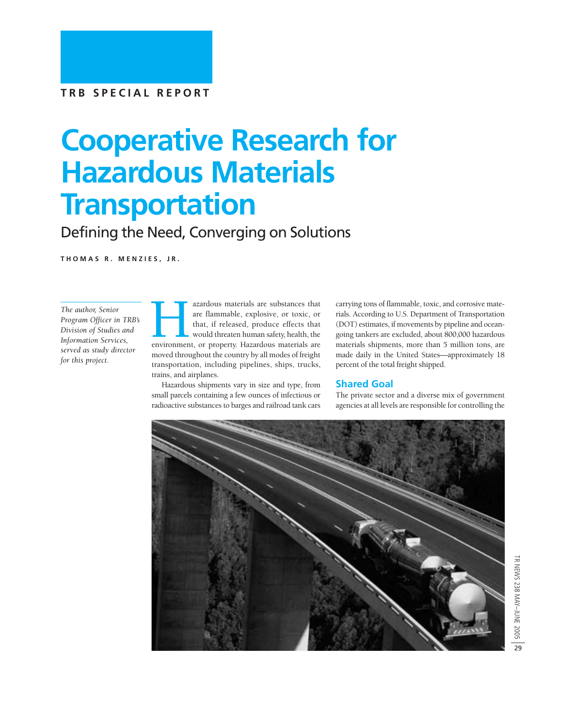TRB SPECIAL REPORT

# Cooperative Research for Hazardous Materials Transportation

## Defining the Need, Converging on Solutions

THOMAS R. MENZIES, JR.

*The author, Senior Program Officer in TRB's Division of Studies and Information Services, served as study director for this project.*

Hazardous materials are substances that are flammable, explosive, or toxic, or that, if released, produce effects that would threaten human safety, health, the environment, or property. Hazardous materials are moved throughout the country by all modes of freight transportation, including pipelines, ships, trucks, trains, and airplanes.

Hazardous shipments vary in size and type, from small parcels containing a few ounces of infectious or radioactive substances to barges and railroad tank cars carrying tons of flammable, toxic, and corrosive materials. According to U.S. Department of Transportation (DOT) estimates, if movements by pipeline and ocean-going tankers are excluded, about 800,000 hazardous materials shipments, more than 5 million tons, are made daily in the United States—approximately 18 percent of the total freight shipped.

### Shared Goal

The private sector and a diverse mix of government agencies at all levels are responsible for controlling the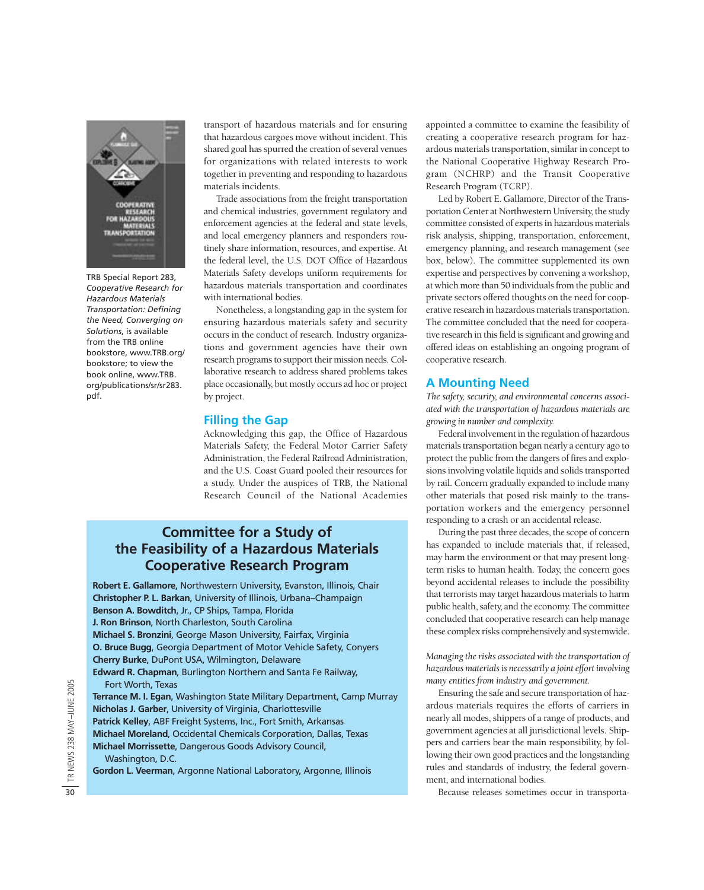TRB Special Report 283, *Cooperative Research for Hazardous Materials Transportation: Defining the Need, Converging on Solutions*, is available from the TRB online bookstore, www.TRB.org/bookstore; to view the book online, www.TRB.org/publications/sr/sr283.pdf.

transport of hazardous materials and for ensuring that hazardous cargoes move without incident. This shared goal has spurred the creation of several venues for organizations with related interests to work together in preventing and responding to hazardous materials incidents.

Trade associations from the freight transportation and chemical industries, government regulatory and enforcement agencies at the federal and state levels, and local emergency planners and responders routinely share information, resources, and expertise. At the federal level, the U.S. DOT Office of Hazardous Materials Safety develops uniform requirements for hazardous materials transportation and coordinates with international bodies.

Nonetheless, a longstanding gap in the system for ensuring hazardous materials safety and security occurs in the conduct of research. Industry organizations and government agencies have their own research programs to support their mission needs. Collaborative research to address shared problems takes place occasionally, but mostly occurs ad hoc or project by project.

## Filling the Gap

Acknowledging this gap, the Office of Hazardous Materials Safety, the Federal Motor Carrier Safety Administration, the Federal Railroad Administration, and the U.S. Coast Guard pooled their resources for a study. Under the auspices of TRB, the National Research Council of the National Academies appointed a committee to examine the feasibility of creating a cooperative research program for hazardous materials transportation, similar in concept to the National Cooperative Highway Research Program (NCHRP) and the Transit Cooperative Research Program (TCRP).

Led by Robert E. Gallamore, Director of the Transportation Center at Northwestern University, the study committee consisted of experts in hazardous materials risk analysis, shipping, transportation, enforcement, emergency planning, and research management (see box, below). The committee supplemented its own expertise and perspectives by convening a workshop, at which more than 50 individuals from the public and private sectors offered thoughts on the need for cooperative research in hazardous materials transportation. The committee concluded that the need for cooperative research in this field is significant and growing and offered ideas on establishing an ongoing program of cooperative research.

## A Mounting Need

*The safety, security, and environmental concerns associated with the transportation of hazardous materials are growing in number and complexity.*

Federal involvement in the regulation of hazardous materials transportation began nearly a century ago to protect the public from the dangers of fires and explosions involving volatile liquids and solids transported by rail. Concern gradually expanded to include many other materials that posed risk mainly to the transportation workers and the emergency personnel responding to a crash or an accidental release.

During the past three decades, the scope of concern has expanded to include materials that, if released, may harm the environment or that may present long-term risks to human health. Today, the concern goes beyond accidental releases to include the possibility that terrorists may target hazardous materials to harm public health, safety, and the economy. The committee concluded that cooperative research can help manage these complex risks comprehensively and systemwide.

*Managing the risks associated with the transportation of hazardous materials is necessarily a joint effort involving many entities from industry and government.*

Ensuring the safe and secure transportation of hazardous materials requires the efforts of carriers in nearly all modes, shippers of a range of products, and government agencies at all jurisdictional levels. Shippers and carriers bear the main responsibility, by following their own good practices and the longstanding rules and standards of industry, the federal government, and international bodies.

Because releases sometimes occur in transporta-

### Committee for a Study of the Feasibility of a Hazardous Materials Cooperative Research Program

**Robert E. Gallamore**, Northwestern University, Evanston, Illinois, Chair
**Christopher P. L. Barkan**, University of Illinois, Urbana–Champaign
**Benson A. Bowditch**, Jr., CP Ships, Tampa, Florida
**J. Ron Brinson**, North Charleston, South Carolina
**Michael S. Bronzini**, George Mason University, Fairfax, Virginia
**O. Bruce Bugg**, Georgia Department of Motor Vehicle Safety, Conyers
**Cherry Burke**, DuPont USA, Wilmington, Delaware
**Edward R. Chapman**, Burlington Northern and Santa Fe Railway, Fort Worth, Texas
**Terrance M. I. Egan**, Washington State Military Department, Camp Murray
**Nicholas J. Garber**, University of Virginia, Charlottesville
**Patrick Kelley**, ABF Freight Systems, Inc., Fort Smith, Arkansas
**Michael Moreland**, Occidental Chemicals Corporation, Dallas, Texas
**Michael Morrissette**, Dangerous Goods Advisory Council, Washington, D.C.
**Gordon L. Veerman**, Argonne National Laboratory, Argonne, Illinois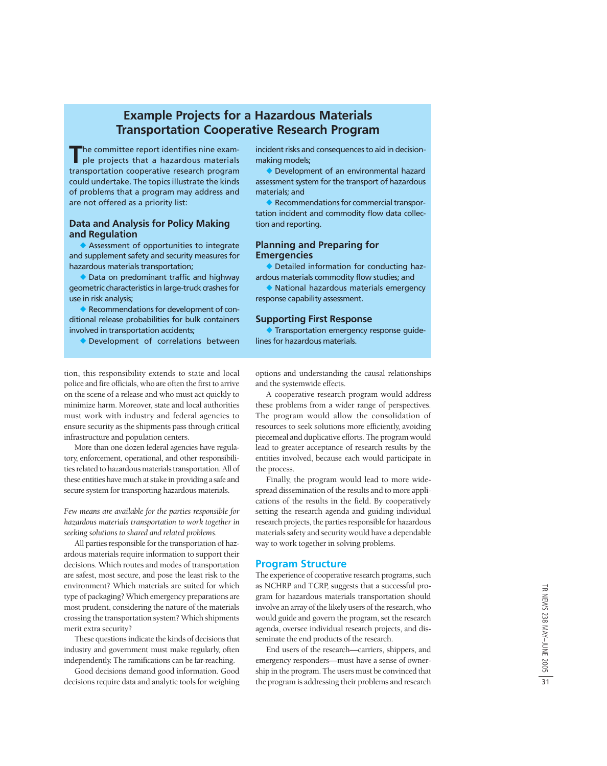## Example Projects for a Hazardous Materials Transportation Cooperative Research Program

The committee report identifies nine example projects that a hazardous materials transportation cooperative research program could undertake. The topics illustrate the kinds of problems that a program may address and are not offered as a priority list:

### Data and Analysis for Policy Making and Regulation

- Assessment of opportunities to integrate and supplement safety and security measures for hazardous materials transportation;
- Data on predominant traffic and highway geometric characteristics in large-truck crashes for use in risk analysis;
- Recommendations for development of conditional release probabilities for bulk containers involved in transportation accidents;
- Development of correlations between incident risks and consequences to aid in decision-making models;
- Development of an environmental hazard assessment system for the transport of hazardous materials; and
- Recommendations for commercial transportation incident and commodity flow data collection and reporting.

### Planning and Preparing for Emergencies

- Detailed information for conducting hazardous materials commodity flow studies; and
- National hazardous materials emergency response capability assessment.

### Supporting First Response

- Transportation emergency response guidelines for hazardous materials.

---

tion, this responsibility extends to state and local police and fire officials, who are often the first to arrive on the scene of a release and who must act quickly to minimize harm. Moreover, state and local authorities must work with industry and federal agencies to ensure security as the shipments pass through critical infrastructure and population centers.

More than one dozen federal agencies have regulatory, enforcement, operational, and other responsibilities related to hazardous materials transportation. All of these entities have much at stake in providing a safe and secure system for transporting hazardous materials.

*Few means are available for the parties responsible for hazardous materials transportation to work together in seeking solutions to shared and related problems.*

All parties responsible for the transportation of hazardous materials require information to support their decisions. Which routes and modes of transportation are safest, most secure, and pose the least risk to the environment? Which materials are suited for which type of packaging? Which emergency preparations are most prudent, considering the nature of the materials crossing the transportation system? Which shipments merit extra security?

These questions indicate the kinds of decisions that industry and government must make regularly, often independently. The ramifications can be far-reaching.

Good decisions demand good information. Good decisions require data and analytic tools for weighing options and understanding the causal relationships and the systemwide effects.

A cooperative research program would address these problems from a wider range of perspectives. The program would allow the consolidation of resources to seek solutions more efficiently, avoiding piecemeal and duplicative efforts. The program would lead to greater acceptance of research results by the entities involved, because each would participate in the process.

Finally, the program would lead to more widespread dissemination of the results and to more applications of the results in the field. By cooperatively setting the research agenda and guiding individual research projects, the parties responsible for hazardous materials safety and security would have a dependable way to work together in solving problems.

## Program Structure

The experience of cooperative research programs, such as NCHRP and TCRP, suggests that a successful program for hazardous materials transportation should involve an array of the likely users of the research, who would guide and govern the program, set the research agenda, oversee individual research projects, and disseminate the end products of the research.

End users of the research—carriers, shippers, and emergency responders—must have a sense of ownership in the program. The users must be convinced that the program is addressing their problems and research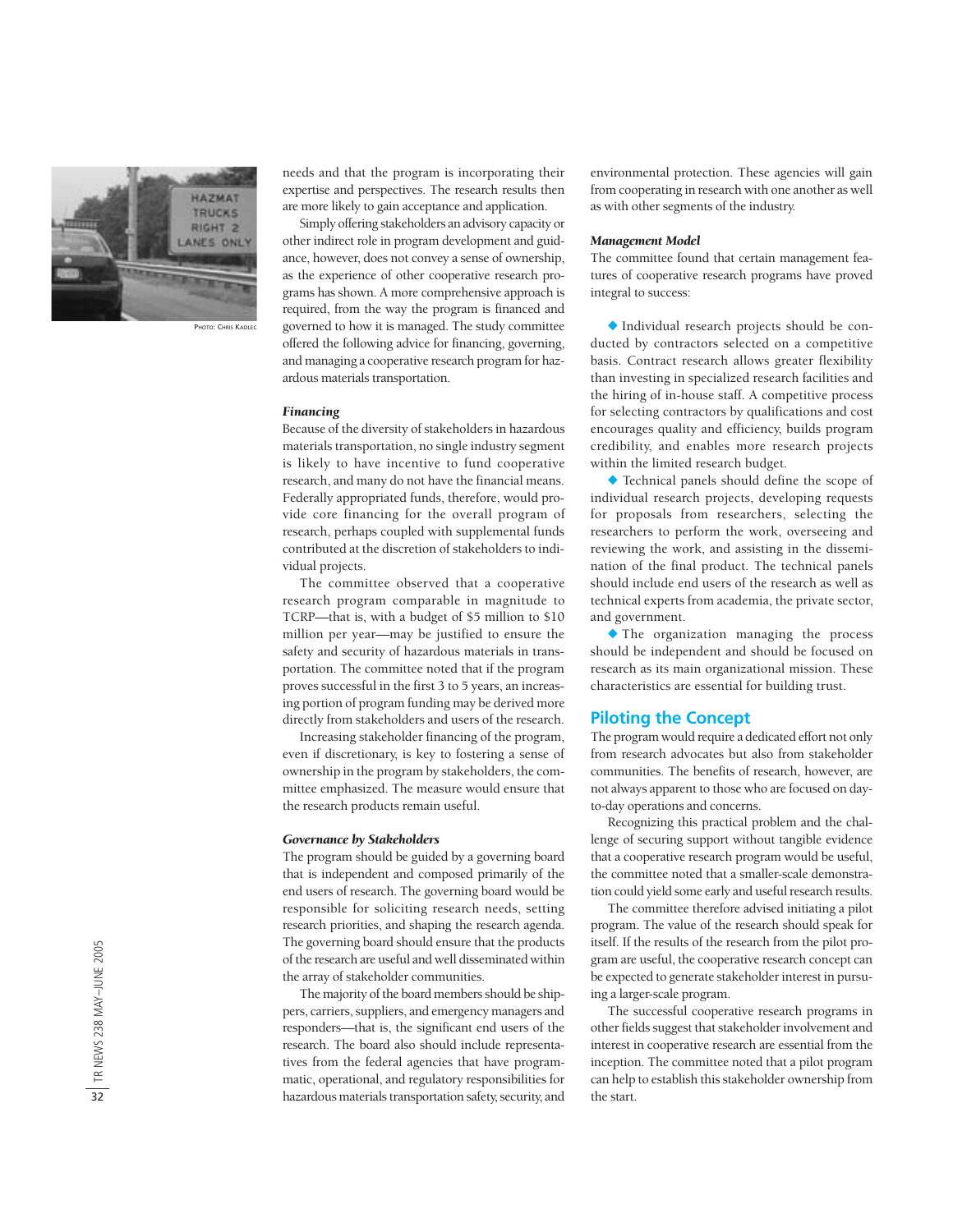needs and that the program is incorporating their expertise and perspectives. The research results then are more likely to gain acceptance and application.

Simply offering stakeholders an advisory capacity or other indirect role in program development and guidance, however, does not convey a sense of ownership, as the experience of other cooperative research programs has shown. A more comprehensive approach is required, from the way the program is financed and governed to how it is managed. The study committee offered the following advice for financing, governing, and managing a cooperative research program for hazardous materials transportation.

PHOTO: CHRIS KADLEC

### *Financing*

Because of the diversity of stakeholders in hazardous materials transportation, no single industry segment is likely to have incentive to fund cooperative research, and many do not have the financial means. Federally appropriated funds, therefore, would provide core financing for the overall program of research, perhaps coupled with supplemental funds contributed at the discretion of stakeholders to individual projects.

The committee observed that a cooperative research program comparable in magnitude to TCRP—that is, with a budget of \$5 million to \$10 million per year—may be justified to ensure the safety and security of hazardous materials in transportation. The committee noted that if the program proves successful in the first 3 to 5 years, an increasing portion of program funding may be derived more directly from stakeholders and users of the research.

Increasing stakeholder financing of the program, even if discretionary, is key to fostering a sense of ownership in the program by stakeholders, the committee emphasized. The measure would ensure that the research products remain useful.

### *Governance by Stakeholders*

The program should be guided by a governing board that is independent and composed primarily of the end users of research. The governing board would be responsible for soliciting research needs, setting research priorities, and shaping the research agenda. The governing board should ensure that the products of the research are useful and well disseminated within the array of stakeholder communities.

The majority of the board members should be shippers, carriers, suppliers, and emergency managers and responders—that is, the significant end users of the research. The board also should include representatives from the federal agencies that have programmatic, operational, and regulatory responsibilities for hazardous materials transportation safety, security, and environmental protection. These agencies will gain from cooperating in research with one another as well as with other segments of the industry.

### *Management Model*

The committee found that certain management features of cooperative research programs have proved integral to success:

- Individual research projects should be conducted by contractors selected on a competitive basis. Contract research allows greater flexibility than investing in specialized research facilities and the hiring of in-house staff. A competitive process for selecting contractors by qualifications and cost encourages quality and efficiency, builds program credibility, and enables more research projects within the limited research budget.
- Technical panels should define the scope of individual research projects, developing requests for proposals from researchers, selecting the researchers to perform the work, overseeing and reviewing the work, and assisting in the dissemination of the final product. The technical panels should include end users of the research as well as technical experts from academia, the private sector, and government.
- The organization managing the process should be independent and should be focused on research as its main organizational mission. These characteristics are essential for building trust.

## Piloting the Concept

The program would require a dedicated effort not only from research advocates but also from stakeholder communities. The benefits of research, however, are not always apparent to those who are focused on day-to-day operations and concerns.

Recognizing this practical problem and the challenge of securing support without tangible evidence that a cooperative research program would be useful, the committee noted that a smaller-scale demonstration could yield some early and useful research results.

The committee therefore advised initiating a pilot program. The value of the research should speak for itself. If the results of the research from the pilot program are useful, the cooperative research concept can be expected to generate stakeholder interest in pursuing a larger-scale program.

The successful cooperative research programs in other fields suggest that stakeholder involvement and interest in cooperative research are essential from the inception. The committee noted that a pilot program can help to establish this stakeholder ownership from the start.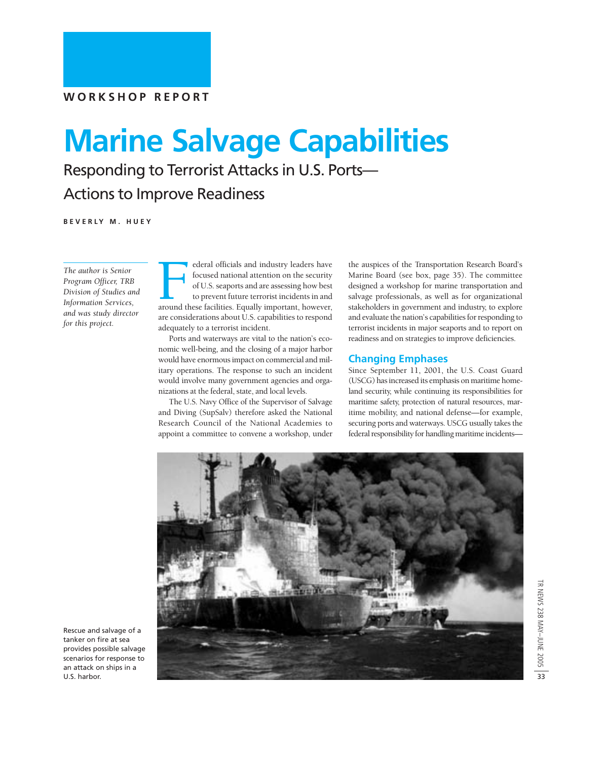WORKSHOP REPORT

# Marine Salvage Capabilities

## Responding to Terrorist Attacks in U.S. Ports—Actions to Improve Readiness

BEVERLY M. HUEY

*The author is Senior Program Officer, TRB Division of Studies and Information Services, and was study director for this project.*

Federal officials and industry leaders have focused national attention on the security of U.S. seaports and are assessing how best to prevent future terrorist incidents in and around these facilities. Equally important, however, are considerations about U.S. capabilities to respond adequately to a terrorist incident.

Ports and waterways are vital to the nation's economic well-being, and the closing of a major harbor would have enormous impact on commercial and military operations. The response to such an incident would involve many government agencies and organizations at the federal, state, and local levels.

The U.S. Navy Office of the Supervisor of Salvage and Diving (SupSalv) therefore asked the National Research Council of the National Academies to appoint a committee to convene a workshop, under the auspices of the Transportation Research Board's Marine Board (see box, page 35). The committee designed a workshop for marine transportation and salvage professionals, as well as for organizational stakeholders in government and industry, to explore and evaluate the nation's capabilities for responding to terrorist incidents in major seaports and to report on readiness and on strategies to improve deficiencies.

### Changing Emphases

Since September 11, 2001, the U.S. Coast Guard (USCG) has increased its emphasis on maritime homeland security, while continuing its responsibilities for maritime safety, protection of natural resources, maritime mobility, and national defense—for example, securing ports and waterways. USCG usually takes the federal responsibility for handling maritime incidents—

Rescue and salvage of a tanker on fire at sea provides possible salvage scenarios for response to an attack on ships in a U.S. harbor.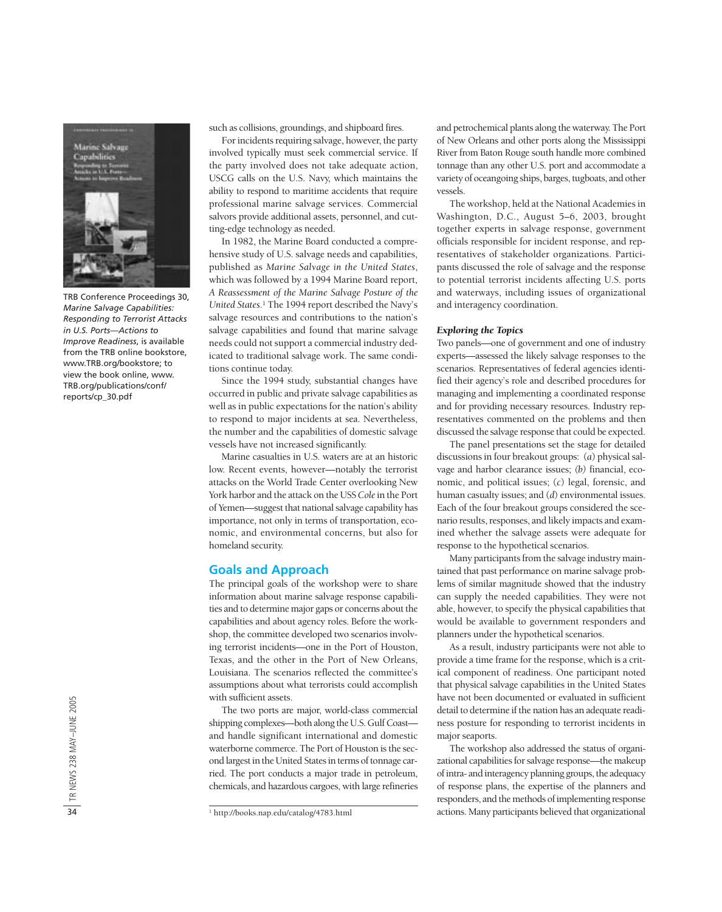TRB Conference Proceedings 30, *Marine Salvage Capabilities: Responding to Terrorist Attacks in U.S. Ports—Actions to Improve Readiness*, is available from the TRB online bookstore, www.TRB.org/bookstore; to view the book online, www.TRB.org/publications/conf/reports/cp_30.pdf

such as collisions, groundings, and shipboard fires.

For incidents requiring salvage, however, the party involved typically must seek commercial service. If the party involved does not take adequate action, USCG calls on the U.S. Navy, which maintains the ability to respond to maritime accidents that require professional marine salvage services. Commercial salvors provide additional assets, personnel, and cutting-edge technology as needed.

In 1982, the Marine Board conducted a comprehensive study of U.S. salvage needs and capabilities, published as *Marine Salvage in the United States*, which was followed by a 1994 Marine Board report, *A Reassessment of the Marine Salvage Posture of the United States*.[1] The 1994 report described the Navy's salvage resources and contributions to the nation's salvage capabilities and found that marine salvage needs could not support a commercial industry dedicated to traditional salvage work. The same conditions continue today.

Since the 1994 study, substantial changes have occurred in public and private salvage capabilities as well as in public expectations for the nation's ability to respond to major incidents at sea. Nevertheless, the number and the capabilities of domestic salvage vessels have not increased significantly.

Marine casualties in U.S. waters are at an historic low. Recent events, however—notably the terrorist attacks on the World Trade Center overlooking New York harbor and the attack on the USS *Cole* in the Port of Yemen—suggest that national salvage capability has importance, not only in terms of transportation, economic, and environmental concerns, but also for homeland security.

## Goals and Approach

The principal goals of the workshop were to share information about marine salvage response capabilities and to determine major gaps or concerns about the capabilities and about agency roles. Before the workshop, the committee developed two scenarios involving terrorist incidents—one in the Port of Houston, Texas, and the other in the Port of New Orleans, Louisiana. The scenarios reflected the committee's assumptions about what terrorists could accomplish with sufficient assets.

The two ports are major, world-class commercial shipping complexes—both along the U.S. Gulf Coast—and handle significant international and domestic waterborne commerce. The Port of Houston is the second largest in the United States in terms of tonnage carried. The port conducts a major trade in petroleum, chemicals, and hazardous cargoes, with large refineries and petrochemical plants along the waterway. The Port of New Orleans and other ports along the Mississippi River from Baton Rouge south handle more combined tonnage than any other U.S. port and accommodate a variety of oceangoing ships, barges, tugboats, and other vessels.

The workshop, held at the National Academies in Washington, D.C., August 5–6, 2003, brought together experts in salvage response, government officials responsible for incident response, and representatives of stakeholder organizations. Participants discussed the role of salvage and the response to potential terrorist incidents affecting U.S. ports and waterways, including issues of organizational and interagency coordination.

### *Exploring the Topics*

Two panels—one of government and one of industry experts—assessed the likely salvage responses to the scenarios. Representatives of federal agencies identified their agency's role and described procedures for managing and implementing a coordinated response and for providing necessary resources. Industry representatives commented on the problems and then discussed the salvage response that could be expected.

The panel presentations set the stage for detailed discussions in four breakout groups: (*a*) physical salvage and harbor clearance issues; (*b*) financial, economic, and political issues; (*c*) legal, forensic, and human casualty issues; and (*d*) environmental issues. Each of the four breakout groups considered the scenario results, responses, and likely impacts and examined whether the salvage assets were adequate for response to the hypothetical scenarios.

Many participants from the salvage industry maintained that past performance on marine salvage problems of similar magnitude showed that the industry can supply the needed capabilities. They were not able, however, to specify the physical capabilities that would be available to government responders and planners under the hypothetical scenarios.

As a result, industry participants were not able to provide a time frame for the response, which is a critical component of readiness. One participant noted that physical salvage capabilities in the United States have not been documented or evaluated in sufficient detail to determine if the nation has an adequate readiness posture for responding to terrorist incidents in major seaports.

The workshop also addressed the status of organizational capabilities for salvage response—the makeup of intra- and interagency planning groups, the adequacy of response plans, the expertise of the planners and responders, and the methods of implementing response actions. Many participants believed that organizational

[1] http://books.nap.edu/catalog/4783.html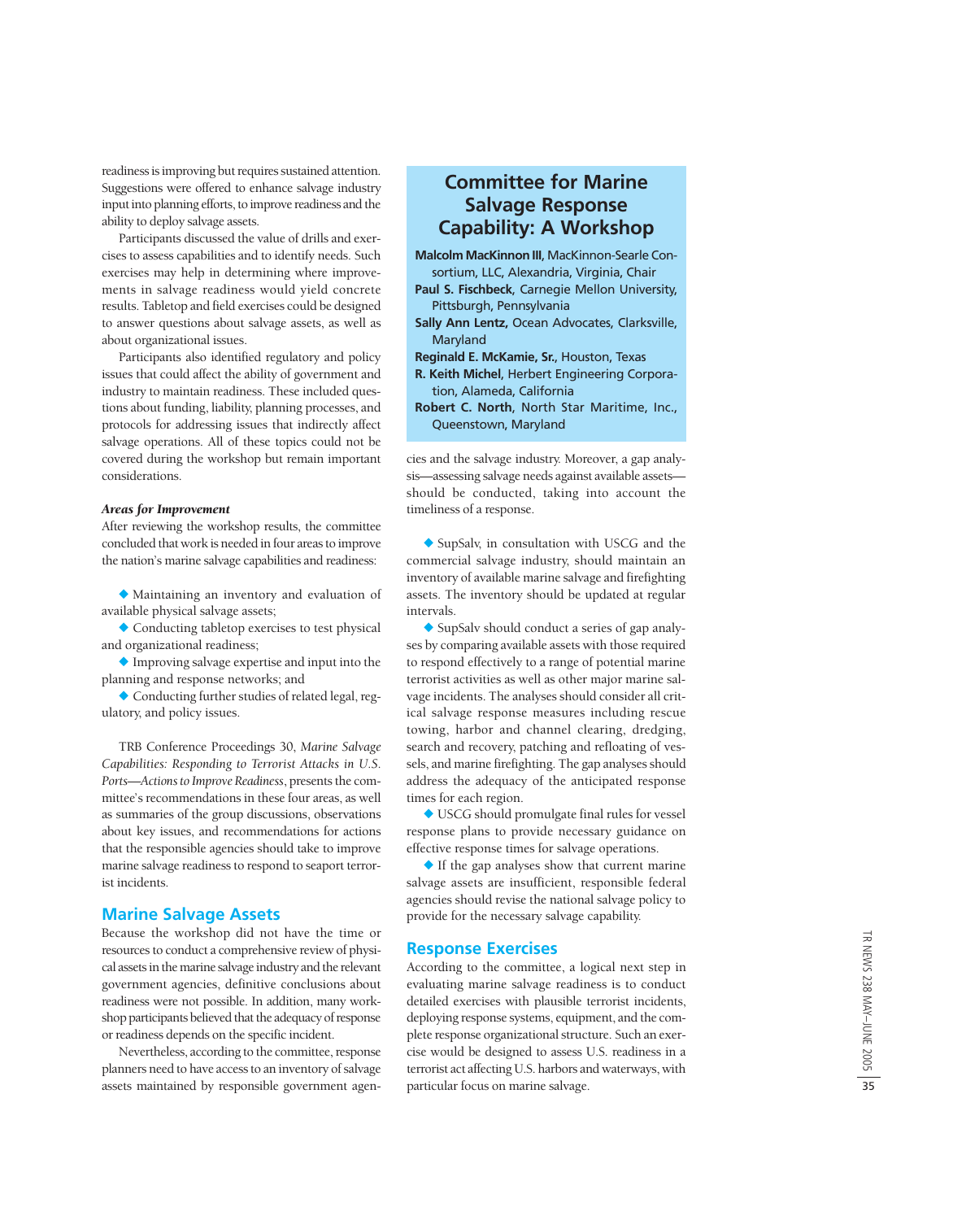readiness is improving but requires sustained attention. Suggestions were offered to enhance salvage industry input into planning efforts, to improve readiness and the ability to deploy salvage assets.

Participants discussed the value of drills and exercises to assess capabilities and to identify needs. Such exercises may help in determining where improvements in salvage readiness would yield concrete results. Tabletop and field exercises could be designed to answer questions about salvage assets, as well as about organizational issues.

Participants also identified regulatory and policy issues that could affect the ability of government and industry to maintain readiness. These included questions about funding, liability, planning processes, and protocols for addressing issues that indirectly affect salvage operations. All of these topics could not be covered during the workshop but remain important considerations.

***Areas for Improvement***

After reviewing the workshop results, the committee concluded that work is needed in four areas to improve the nation's marine salvage capabilities and readiness:

- Maintaining an inventory and evaluation of available physical salvage assets;
- Conducting tabletop exercises to test physical and organizational readiness;
- Improving salvage expertise and input into the planning and response networks; and
- Conducting further studies of related legal, regulatory, and policy issues.

TRB Conference Proceedings 30, *Marine Salvage Capabilities: Responding to Terrorist Attacks in U.S. Ports—Actions to Improve Readiness*, presents the committee's recommendations in these four areas, as well as summaries of the group discussions, observations about key issues, and recommendations for actions that the responsible agencies should take to improve marine salvage readiness to respond to seaport terrorist incidents.

## Committee for Marine Salvage Response Capability: A Workshop

**Malcolm MacKinnon III,** MacKinnon-Searle Consortium, LLC, Alexandria, Virginia, Chair
**Paul S. Fischbeck,** Carnegie Mellon University, Pittsburgh, Pennsylvania
**Sally Ann Lentz,** Ocean Advocates, Clarksville, Maryland
**Reginald E. McKamie, Sr.,** Houston, Texas
**R. Keith Michel,** Herbert Engineering Corporation, Alameda, California
**Robert C. North,** North Star Maritime, Inc., Queenstown, Maryland

## Marine Salvage Assets

Because the workshop did not have the time or resources to conduct a comprehensive review of physical assets in the marine salvage industry and the relevant government agencies, definitive conclusions about readiness were not possible. In addition, many workshop participants believed that the adequacy of response or readiness depends on the specific incident.

Nevertheless, according to the committee, response planners need to have access to an inventory of salvage assets maintained by responsible government agencies and the salvage industry. Moreover, a gap analysis—assessing salvage needs against available assets—should be conducted, taking into account the timeliness of a response.

- SupSalv, in consultation with USCG and the commercial salvage industry, should maintain an inventory of available marine salvage and firefighting assets. The inventory should be updated at regular intervals.
- SupSalv should conduct a series of gap analyses by comparing available assets with those required to respond effectively to a range of potential marine terrorist activities as well as other major marine salvage incidents. The analyses should consider all critical salvage response measures including rescue towing, harbor and channel clearing, dredging, search and recovery, patching and refloating of vessels, and marine firefighting. The gap analyses should address the adequacy of the anticipated response times for each region.
- USCG should promulgate final rules for vessel response plans to provide necessary guidance on effective response times for salvage operations.
- If the gap analyses show that current marine salvage assets are insufficient, responsible federal agencies should revise the national salvage policy to provide for the necessary salvage capability.

## Response Exercises

According to the committee, a logical next step in evaluating marine salvage readiness is to conduct detailed exercises with plausible terrorist incidents, deploying response systems, equipment, and the complete response organizational structure. Such an exercise would be designed to assess U.S. readiness in a terrorist act affecting U.S. harbors and waterways, with particular focus on marine salvage.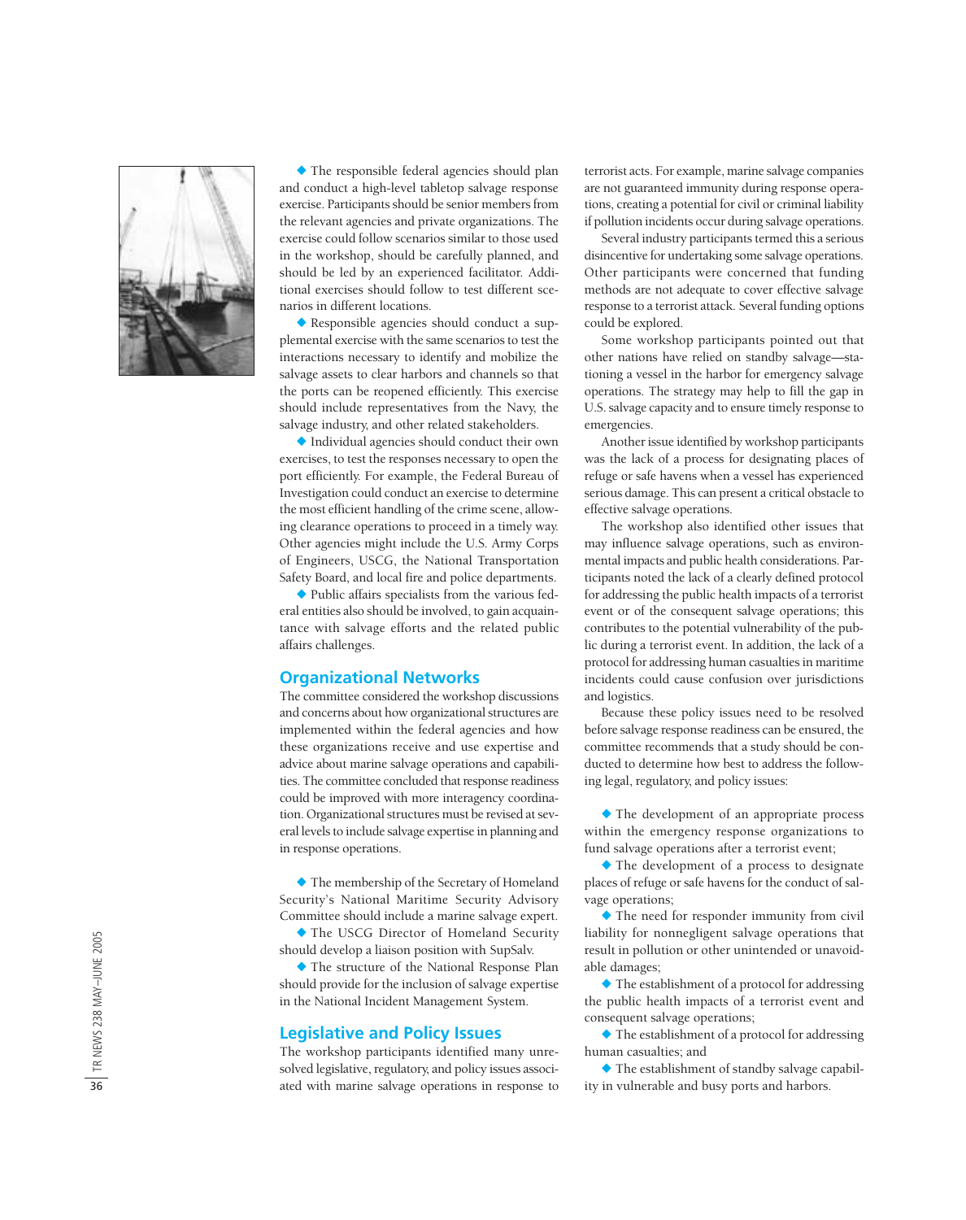- The responsible federal agencies should plan and conduct a high-level tabletop salvage response exercise. Participants should be senior members from the relevant agencies and private organizations. The exercise could follow scenarios similar to those used in the workshop, should be carefully planned, and should be led by an experienced facilitator. Additional exercises should follow to test different scenarios in different locations.
- Responsible agencies should conduct a supplemental exercise with the same scenarios to test the interactions necessary to identify and mobilize the salvage assets to clear harbors and channels so that the ports can be reopened efficiently. This exercise should include representatives from the Navy, the salvage industry, and other related stakeholders.
- Individual agencies should conduct their own exercises, to test the responses necessary to open the port efficiently. For example, the Federal Bureau of Investigation could conduct an exercise to determine the most efficient handling of the crime scene, allowing clearance operations to proceed in a timely way. Other agencies might include the U.S. Army Corps of Engineers, USCG, the National Transportation Safety Board, and local fire and police departments.
- Public affairs specialists from the various federal entities also should be involved, to gain acquaintance with salvage efforts and the related public affairs challenges.

## Organizational Networks

The committee considered the workshop discussions and concerns about how organizational structures are implemented within the federal agencies and how these organizations receive and use expertise and advice about marine salvage operations and capabilities. The committee concluded that response readiness could be improved with more interagency coordination. Organizational structures must be revised at several levels to include salvage expertise in planning and in response operations.

- The membership of the Secretary of Homeland Security's National Maritime Security Advisory Committee should include a marine salvage expert.
- The USCG Director of Homeland Security should develop a liaison position with SupSalv.
- The structure of the National Response Plan should provide for the inclusion of salvage expertise in the National Incident Management System.

## Legislative and Policy Issues

The workshop participants identified many unresolved legislative, regulatory, and policy issues associated with marine salvage operations in response to terrorist acts. For example, marine salvage companies are not guaranteed immunity during response operations, creating a potential for civil or criminal liability if pollution incidents occur during salvage operations.

Several industry participants termed this a serious disincentive for undertaking some salvage operations. Other participants were concerned that funding methods are not adequate to cover effective salvage response to a terrorist attack. Several funding options could be explored.

Some workshop participants pointed out that other nations have relied on standby salvage—stationing a vessel in the harbor for emergency salvage operations. The strategy may help to fill the gap in U.S. salvage capacity and to ensure timely response to emergencies.

Another issue identified by workshop participants was the lack of a process for designating places of refuge or safe havens when a vessel has experienced serious damage. This can present a critical obstacle to effective salvage operations.

The workshop also identified other issues that may influence salvage operations, such as environmental impacts and public health considerations. Participants noted the lack of a clearly defined protocol for addressing the public health impacts of a terrorist event or of the consequent salvage operations; this contributes to the potential vulnerability of the public during a terrorist event. In addition, the lack of a protocol for addressing human casualties in maritime incidents could cause confusion over jurisdictions and logistics.

Because these policy issues need to be resolved before salvage response readiness can be ensured, the committee recommends that a study should be conducted to determine how best to address the following legal, regulatory, and policy issues:

- The development of an appropriate process within the emergency response organizations to fund salvage operations after a terrorist event;
- The development of a process to designate places of refuge or safe havens for the conduct of salvage operations;
- The need for responder immunity from civil liability for nonnegligent salvage operations that result in pollution or other unintended or unavoidable damages;
- The establishment of a protocol for addressing the public health impacts of a terrorist event and consequent salvage operations;
- The establishment of a protocol for addressing human casualties; and
- The establishment of standby salvage capability in vulnerable and busy ports and harbors.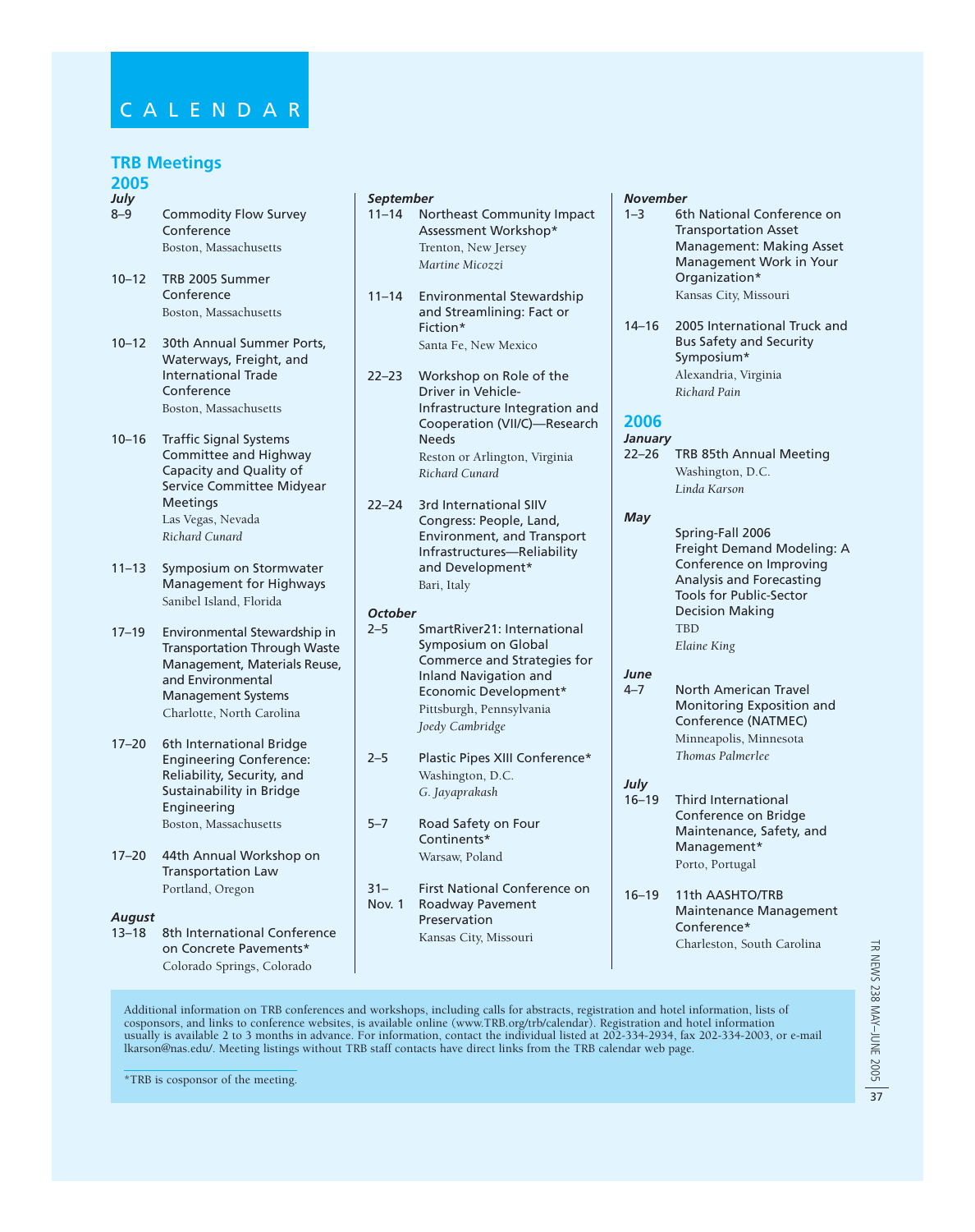# CALENDAR

## TRB Meetings

### 2005

***July***

**8–9** Commodity Flow Survey Conference
Boston, Massachusetts

**10–12** TRB 2005 Summer Conference
Boston, Massachusetts

**10–12** 30th Annual Summer Ports, Waterways, Freight, and International Trade Conference
Boston, Massachusetts

**10–16** Traffic Signal Systems Committee and Highway Capacity and Quality of Service Committee Midyear Meetings
Las Vegas, Nevada
*Richard Cunard*

**11–13** Symposium on Stormwater Management for Highways
Sanibel Island, Florida

**17–19** Environmental Stewardship in Transportation Through Waste Management, Materials Reuse, and Environmental Management Systems
Charlotte, North Carolina

**17–20** 6th International Bridge Engineering Conference: Reliability, Security, and Sustainability in Bridge Engineering
Boston, Massachusetts

**17–20** 44th Annual Workshop on Transportation Law
Portland, Oregon

***August***

**13–18** 8th International Conference on Concrete Pavements*
Colorado Springs, Colorado

***September***

**11–14** Northeast Community Impact Assessment Workshop*
Trenton, New Jersey
*Martine Micozzi*

**11–14** Environmental Stewardship and Streamlining: Fact or Fiction*
Santa Fe, New Mexico

**22–23** Workshop on Role of the Driver in Vehicle-Infrastructure Integration and Cooperation (VII/C)—Research Needs
Reston or Arlington, Virginia
*Richard Cunard*

**22–24** 3rd International SIIV Congress: People, Land, Environment, and Transport Infrastructures—Reliability and Development*
Bari, Italy

***October***

**2–5** SmartRiver21: International Symposium on Global Commerce and Strategies for Inland Navigation and Economic Development*
Pittsburgh, Pennsylvania
*Joedy Cambridge*

**2–5** Plastic Pipes XIII Conference*
Washington, D.C.
*G. Jayaprakash*

**5–7** Road Safety on Four Continents*
Warsaw, Poland

**31–Nov. 1** First National Conference on Roadway Pavement Preservation
Kansas City, Missouri

***November***

**1–3** 6th National Conference on Transportation Asset Management: Making Asset Management Work in Your Organization*
Kansas City, Missouri

**14–16** 2005 International Truck and Bus Safety and Security Symposium*
Alexandria, Virginia
*Richard Pain*

### 2006

***January***

**22–26** TRB 85th Annual Meeting
Washington, D.C.
*Linda Karson*

***May***

Spring-Fall 2006
Freight Demand Modeling: A Conference on Improving Analysis and Forecasting Tools for Public-Sector Decision Making
TBD
*Elaine King*

***June***

**4–7** North American Travel Monitoring Exposition and Conference (NATMEC)
Minneapolis, Minnesota
*Thomas Palmerlee*

***July***

**16–19** Third International Conference on Bridge Maintenance, Safety, and Management*
Porto, Portugal

**16–19** 11th AASHTO/TRB Maintenance Management Conference*
Charleston, South Carolina

Additional information on TRB conferences and workshops, including calls for abstracts, registration and hotel information, lists of cosponsors, and links to conference websites, is available online (www.TRB.org/trb/calendar). Registration and hotel information usually is available 2 to 3 months in advance. For information, contact the individual listed at 202-334-2934, fax 202-334-2003, or e-mail lkarson@nas.edu/. Meeting listings without TRB staff contacts have direct links from the TRB calendar web page.

*TRB is cosponsor of the meeting.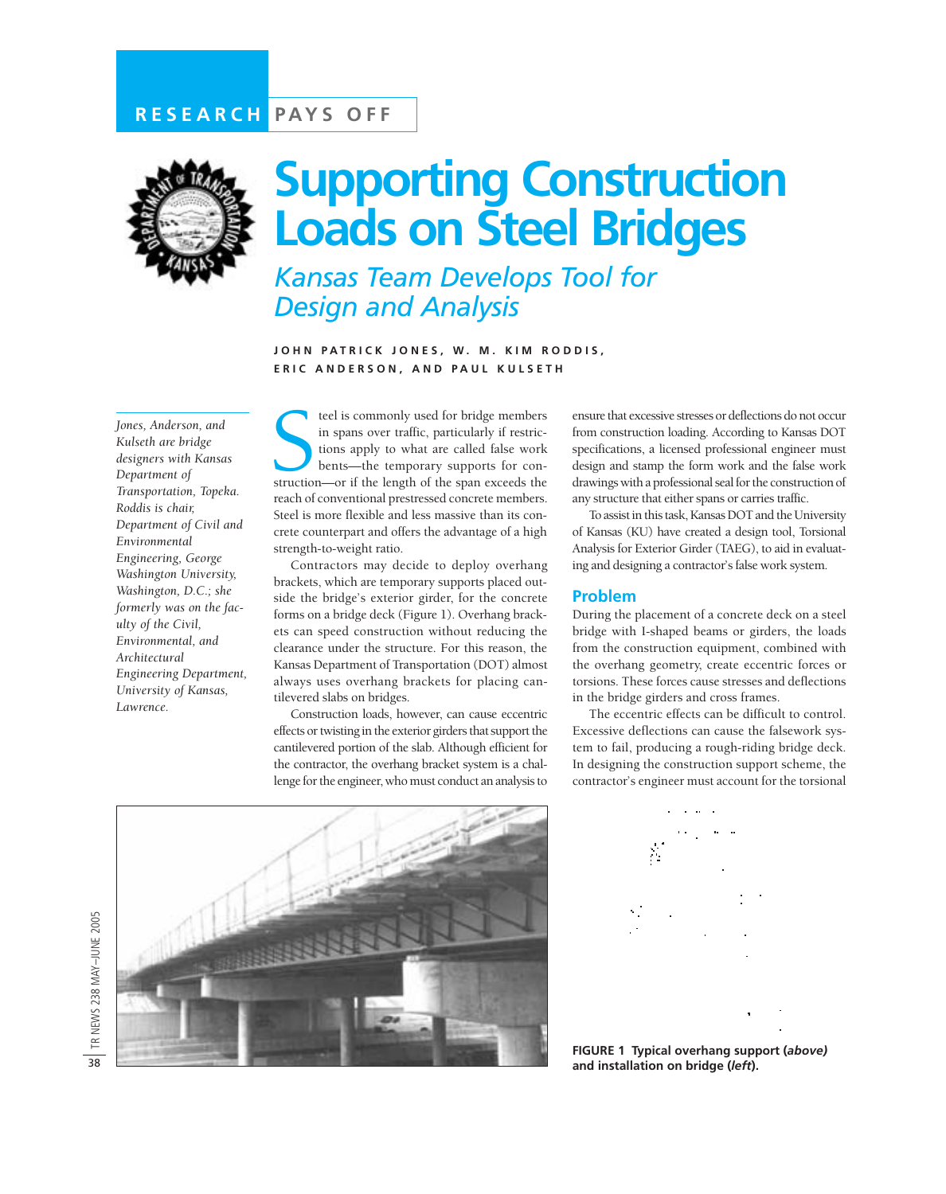RESEARCH PAYS OFF

# Supporting Construction Loads on Steel Bridges

## *Kansas Team Develops Tool for Design and Analysis*

JOHN PATRICK JONES, W. M. KIM RODDIS, ERIC ANDERSON, AND PAUL KULSETH

*Jones, Anderson, and Kulseth are bridge designers with Kansas Department of Transportation, Topeka. Roddis is chair, Department of Civil and Environmental Engineering, George Washington University, Washington, D.C.; she formerly was on the faculty of the Civil, Environmental, and Architectural Engineering Department, University of Kansas, Lawrence.*

Steel is commonly used for bridge members in spans over traffic, particularly if restrictions apply to what are called false work bents—the temporary supports for construction—or if the length of the span exceeds the reach of conventional prestressed concrete members. Steel is more flexible and less massive than its concrete counterpart and offers the advantage of a high strength-to-weight ratio.

Contractors may decide to deploy overhang brackets, which are temporary supports placed outside the bridge's exterior girder, for the concrete forms on a bridge deck (Figure 1). Overhang brackets can speed construction without reducing the clearance under the structure. For this reason, the Kansas Department of Transportation (DOT) almost always uses overhang brackets for placing cantilevered slabs on bridges.

Construction loads, however, can cause eccentric effects or twisting in the exterior girders that support the cantilevered portion of the slab. Although efficient for the contractor, the overhang bracket system is a challenge for the engineer, who must conduct an analysis to ensure that excessive stresses or deflections do not occur from construction loading. According to Kansas DOT specifications, a licensed professional engineer must design and stamp the form work and the false work drawings with a professional seal for the construction of any structure that either spans or carries traffic.

To assist in this task, Kansas DOT and the University of Kansas (KU) have created a design tool, Torsional Analysis for Exterior Girder (TAEG), to aid in evaluating and designing a contractor's false work system.

## Problem

During the placement of a concrete deck on a steel bridge with I-shaped beams or girders, the loads from the construction equipment, combined with the overhang geometry, create eccentric forces or torsions. These forces cause stresses and deflections in the bridge girders and cross frames.

The eccentric effects can be difficult to control. Excessive deflections can cause the falsework system to fail, producing a rough-riding bridge deck. In designing the construction support scheme, the contractor's engineer must account for the torsional

**FIGURE 1 Typical overhang support (*above*) and installation on bridge (*left*).**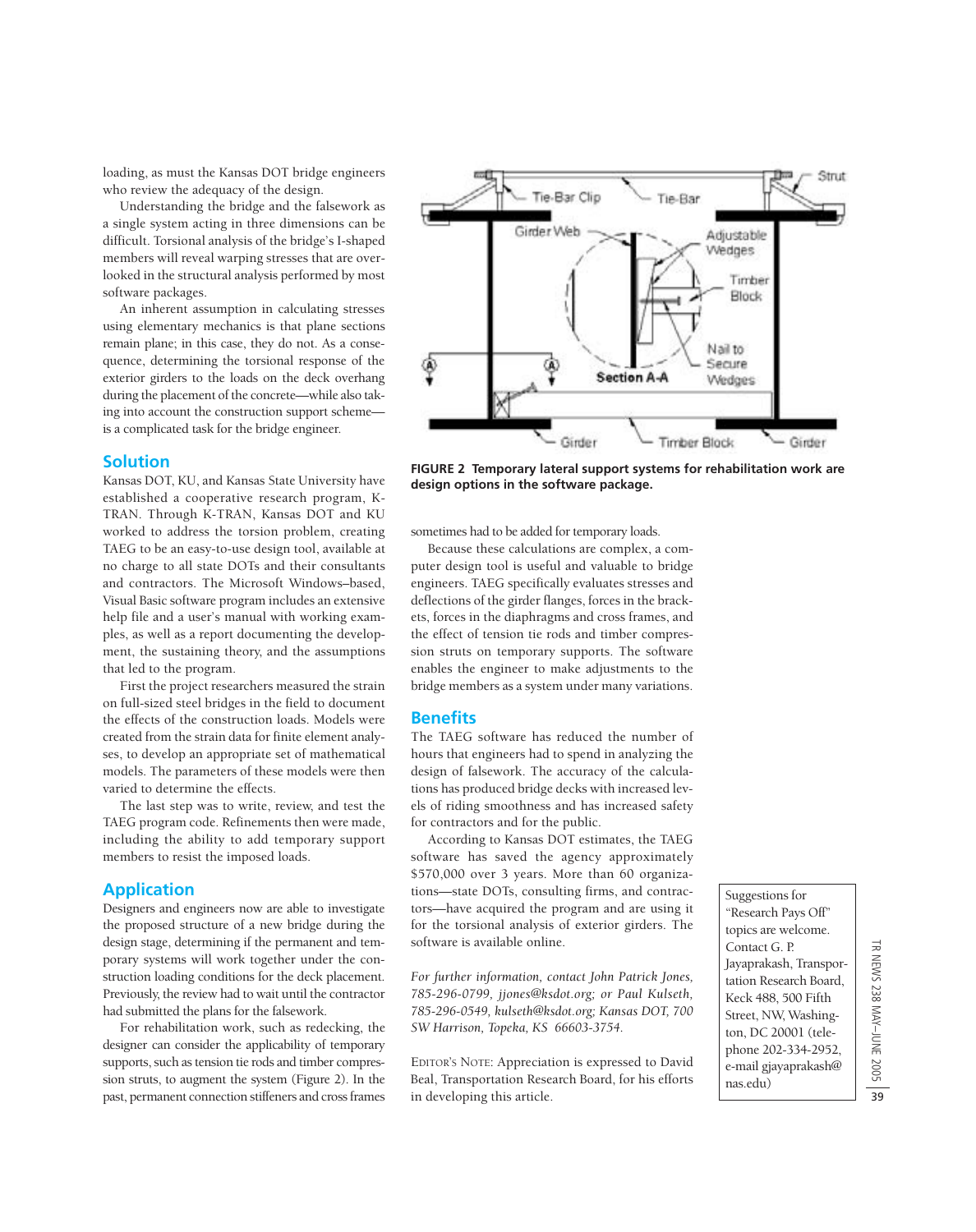loading, as must the Kansas DOT bridge engineers who review the adequacy of the design.

Understanding the bridge and the falsework as a single system acting in three dimensions can be difficult. Torsional analysis of the bridge's I-shaped members will reveal warping stresses that are overlooked in the structural analysis performed by most software packages.

An inherent assumption in calculating stresses using elementary mechanics is that plane sections remain plane; in this case, they do not. As a consequence, determining the torsional response of the exterior girders to the loads on the deck overhang during the placement of the concrete—while also taking into account the construction support scheme—is a complicated task for the bridge engineer.

## Solution

Kansas DOT, KU, and Kansas State University have established a cooperative research program, K-TRAN. Through K-TRAN, Kansas DOT and KU worked to address the torsion problem, creating TAEG to be an easy-to-use design tool, available at no charge to all state DOTs and their consultants and contractors. The Microsoft Windows–based, Visual Basic software program includes an extensive help file and a user's manual with working examples, as well as a report documenting the development, the sustaining theory, and the assumptions that led to the program.

First the project researchers measured the strain on full-sized steel bridges in the field to document the effects of the construction loads. Models were created from the strain data for finite element analyses, to develop an appropriate set of mathematical models. The parameters of these models were then varied to determine the effects.

The last step was to write, review, and test the TAEG program code. Refinements then were made, including the ability to add temporary support members to resist the imposed loads.

## Application

Designers and engineers now are able to investigate the proposed structure of a new bridge during the design stage, determining if the permanent and temporary systems will work together under the construction loading conditions for the deck placement. Previously, the review had to wait until the contractor had submitted the plans for the falsework.

For rehabilitation work, such as redecking, the designer can consider the applicability of temporary supports, such as tension tie rods and timber compression struts, to augment the system (Figure 2). In the past, permanent connection stiffeners and cross frames sometimes had to be added for temporary loads.

**FIGURE 2 Temporary lateral support systems for rehabilitation work are design options in the software package.**

Because these calculations are complex, a computer design tool is useful and valuable to bridge engineers. TAEG specifically evaluates stresses and deflections of the girder flanges, forces in the brackets, forces in the diaphragms and cross frames, and the effect of tension tie rods and timber compression struts on temporary supports. The software enables the engineer to make adjustments to the bridge members as a system under many variations.

## Benefits

The TAEG software has reduced the number of hours that engineers had to spend in analyzing the design of falsework. The accuracy of the calculations has produced bridge decks with increased levels of riding smoothness and has increased safety for contractors and for the public.

According to Kansas DOT estimates, the TAEG software has saved the agency approximately $570,000 over 3 years. More than 60 organizations—state DOTs, consulting firms, and contractors—have acquired the program and are using it for the torsional analysis of exterior girders. The software is available online.

*For further information, contact John Patrick Jones, 785-296-0799, jjones@ksdot.org; or Paul Kulseth, 785-296-0549, kulseth@ksdot.org; Kansas DOT, 700 SW Harrison, Topeka, KS 66603-3754.*

EDITOR'S NOTE: Appreciation is expressed to David Beal, Transportation Research Board, for his efforts in developing this article.

Suggestions for "Research Pays Off" topics are welcome. Contact G. P. Jayaprakash, Transportation Research Board, Keck 488, 500 Fifth Street, NW, Washington, DC 20001 (telephone 202-334-2952, e-mail gjayaprakash@nas.edu)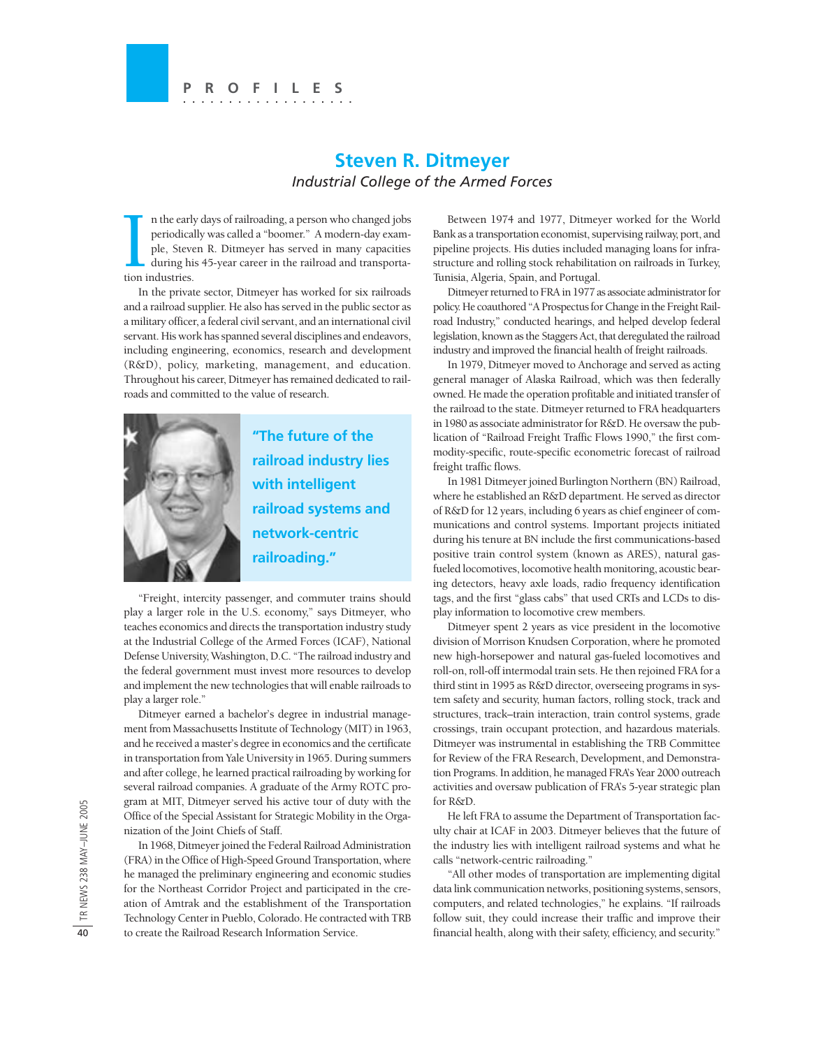PROFILES

# Steven R. Ditmeyer

*Industrial College of the Armed Forces*

In the early days of railroading, a person who changed jobs periodically was called a "boomer." A modern-day example, Steven R. Ditmeyer has served in many capacities during his 45-year career in the railroad and transportation industries.

In the private sector, Ditmeyer has worked for six railroads and a railroad supplier. He also has served in the public sector as a military officer, a federal civil servant, and an international civil servant. His work has spanned several disciplines and endeavors, including engineering, economics, research and development (R&D), policy, marketing, management, and education. Throughout his career, Ditmeyer has remained dedicated to railroads and committed to the value of research.

**"The future of the railroad industry lies with intelligent railroad systems and network-centric railroading."**

"Freight, intercity passenger, and commuter trains should play a larger role in the U.S. economy," says Ditmeyer, who teaches economics and directs the transportation industry study at the Industrial College of the Armed Forces (ICAF), National Defense University, Washington, D.C. "The railroad industry and the federal government must invest more resources to develop and implement the new technologies that will enable railroads to play a larger role."

Ditmeyer earned a bachelor's degree in industrial management from Massachusetts Institute of Technology (MIT) in 1963, and he received a master's degree in economics and the certificate in transportation from Yale University in 1965. During summers and after college, he learned practical railroading by working for several railroad companies. A graduate of the Army ROTC program at MIT, Ditmeyer served his active tour of duty with the Office of the Special Assistant for Strategic Mobility in the Organization of the Joint Chiefs of Staff.

In 1968, Ditmeyer joined the Federal Railroad Administration (FRA) in the Office of High-Speed Ground Transportation, where he managed the preliminary engineering and economic studies for the Northeast Corridor Project and participated in the creation of Amtrak and the establishment of the Transportation Technology Center in Pueblo, Colorado. He contracted with TRB to create the Railroad Research Information Service.

Between 1974 and 1977, Ditmeyer worked for the World Bank as a transportation economist, supervising railway, port, and pipeline projects. His duties included managing loans for infrastructure and rolling stock rehabilitation on railroads in Turkey, Tunisia, Algeria, Spain, and Portugal.

Ditmeyer returned to FRA in 1977 as associate administrator for policy. He coauthored "A Prospectus for Change in the Freight Railroad Industry," conducted hearings, and helped develop federal legislation, known as the Staggers Act, that deregulated the railroad industry and improved the financial health of freight railroads.

In 1979, Ditmeyer moved to Anchorage and served as acting general manager of Alaska Railroad, which was then federally owned. He made the operation profitable and initiated transfer of the railroad to the state. Ditmeyer returned to FRA headquarters in 1980 as associate administrator for R&D. He oversaw the publication of "Railroad Freight Traffic Flows 1990," the first commodity-specific, route-specific econometric forecast of railroad freight traffic flows.

In 1981 Ditmeyer joined Burlington Northern (BN) Railroad, where he established an R&D department. He served as director of R&D for 12 years, including 6 years as chief engineer of communications and control systems. Important projects initiated during his tenure at BN include the first communications-based positive train control system (known as ARES), natural gas-fueled locomotives, locomotive health monitoring, acoustic bearing detectors, heavy axle loads, radio frequency identification tags, and the first "glass cabs" that used CRTs and LCDs to display information to locomotive crew members.

Ditmeyer spent 2 years as vice president in the locomotive division of Morrison Knudsen Corporation, where he promoted new high-horsepower and natural gas-fueled locomotives and roll-on, roll-off intermodal train sets. He then rejoined FRA for a third stint in 1995 as R&D director, overseeing programs in system safety and security, human factors, rolling stock, track and structures, track–train interaction, train control systems, grade crossings, train occupant protection, and hazardous materials. Ditmeyer was instrumental in establishing the TRB Committee for Review of the FRA Research, Development, and Demonstration Programs. In addition, he managed FRA's Year 2000 outreach activities and oversaw publication of FRA's 5-year strategic plan for R&D.

He left FRA to assume the Department of Transportation faculty chair at ICAF in 2003. Ditmeyer believes that the future of the industry lies with intelligent railroad systems and what he calls "network-centric railroading."

"All other modes of transportation are implementing digital data link communication networks, positioning systems, sensors, computers, and related technologies," he explains. "If railroads follow suit, they could increase their traffic and improve their financial health, along with their safety, efficiency, and security."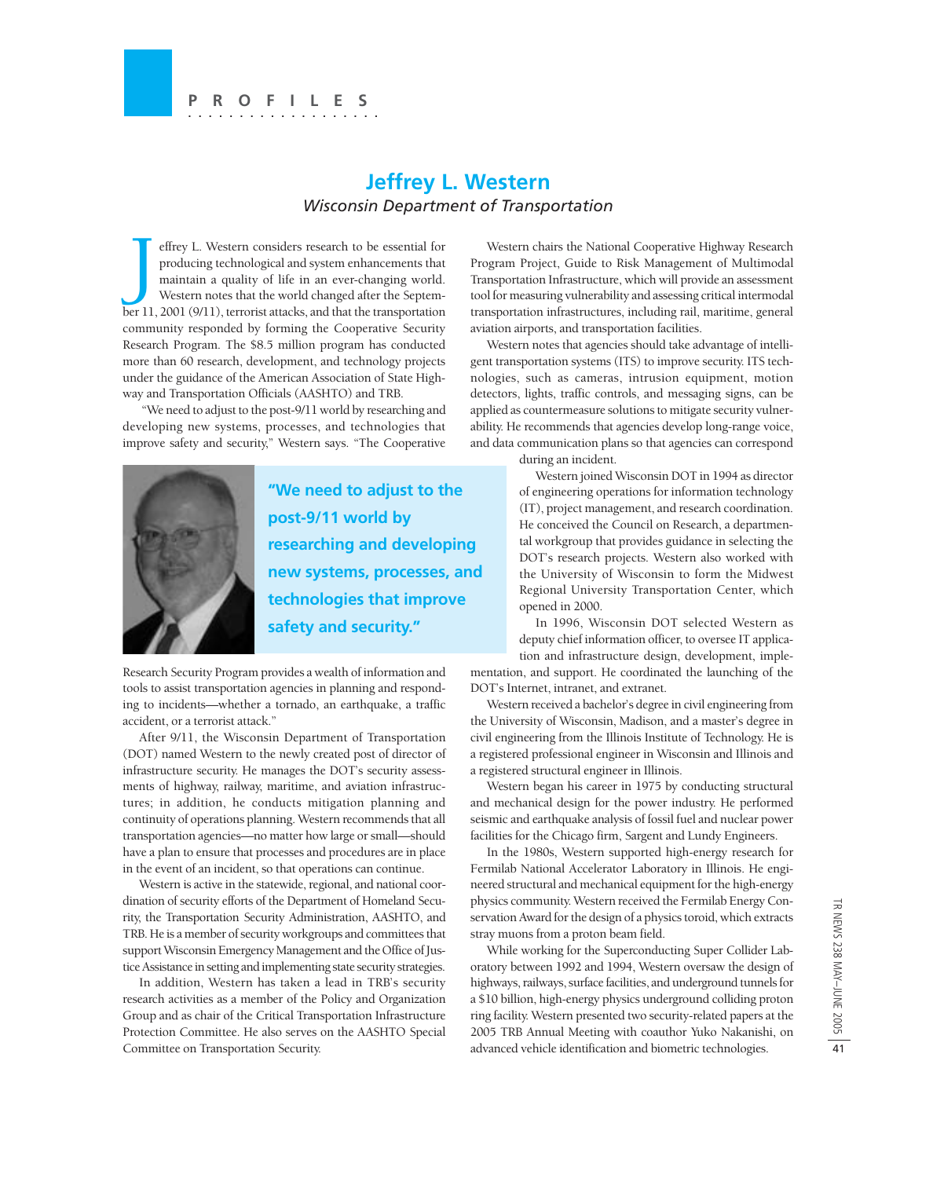PROFILES

# Jeffrey L. Western

*Wisconsin Department of Transportation*

Jeffrey L. Western considers research to be essential for producing technological and system enhancements that maintain a quality of life in an ever-changing world. Western notes that the world changed after the September 11, 2001 (9/11), terrorist attacks, and that the transportation community responded by forming the Cooperative Security Research Program. The $8.5 million program has conducted more than 60 research, development, and technology projects under the guidance of the American Association of State Highway and Transportation Officials (AASHTO) and TRB.

"We need to adjust to the post-9/11 world by researching and developing new systems, processes, and technologies that improve safety and security," Western says. "The Cooperative Research Security Program provides a wealth of information and tools to assist transportation agencies in planning and responding to incidents—whether a tornado, an earthquake, a traffic accident, or a terrorist attack."

**"We need to adjust to the post-9/11 world by researching and developing new systems, processes, and technologies that improve safety and security."**

After 9/11, the Wisconsin Department of Transportation (DOT) named Western to the newly created post of director of infrastructure security. He manages the DOT's security assessments of highway, railway, maritime, and aviation infrastructures; in addition, he conducts mitigation planning and continuity of operations planning. Western recommends that all transportation agencies—no matter how large or small—should have a plan to ensure that processes and procedures are in place in the event of an incident, so that operations can continue.

Western is active in the statewide, regional, and national coordination of security efforts of the Department of Homeland Security, the Transportation Security Administration, AASHTO, and TRB. He is a member of security workgroups and committees that support Wisconsin Emergency Management and the Office of Justice Assistance in setting and implementing state security strategies.

In addition, Western has taken a lead in TRB's security research activities as a member of the Policy and Organization Group and as chair of the Critical Transportation Infrastructure Protection Committee. He also serves on the AASHTO Special Committee on Transportation Security.

Western chairs the National Cooperative Highway Research Program Project, Guide to Risk Management of Multimodal Transportation Infrastructure, which will provide an assessment tool for measuring vulnerability and assessing critical intermodal transportation infrastructures, including rail, maritime, general aviation airports, and transportation facilities.

Western notes that agencies should take advantage of intelligent transportation systems (ITS) to improve security. ITS technologies, such as cameras, intrusion equipment, motion detectors, lights, traffic controls, and messaging signs, can be applied as countermeasure solutions to mitigate security vulnerability. He recommends that agencies develop long-range voice, and data communication plans so that agencies can correspond during an incident.

Western joined Wisconsin DOT in 1994 as director of engineering operations for information technology (IT), project management, and research coordination. He conceived the Council on Research, a departmental workgroup that provides guidance in selecting the DOT's research projects. Western also worked with the University of Wisconsin to form the Midwest Regional University Transportation Center, which opened in 2000.

In 1996, Wisconsin DOT selected Western as deputy chief information officer, to oversee IT application and infrastructure design, development, implementation, and support. He coordinated the launching of the DOT's Internet, intranet, and extranet.

Western received a bachelor's degree in civil engineering from the University of Wisconsin, Madison, and a master's degree in civil engineering from the Illinois Institute of Technology. He is a registered professional engineer in Wisconsin and Illinois and a registered structural engineer in Illinois.

Western began his career in 1975 by conducting structural and mechanical design for the power industry. He performed seismic and earthquake analysis of fossil fuel and nuclear power facilities for the Chicago firm, Sargent and Lundy Engineers.

In the 1980s, Western supported high-energy research for Fermilab National Accelerator Laboratory in Illinois. He engineered structural and mechanical equipment for the high-energy physics community. Western received the Fermilab Energy Conservation Award for the design of a physics toroid, which extracts stray muons from a proton beam field.

While working for the Superconducting Super Collider Laboratory between 1992 and 1994, Western oversaw the design of highways, railways, surface facilities, and underground tunnels for a $10 billion, high-energy physics underground colliding proton ring facility. Western presented two security-related papers at the 2005 TRB Annual Meeting with coauthor Yuko Nakanishi, on advanced vehicle identification and biometric technologies.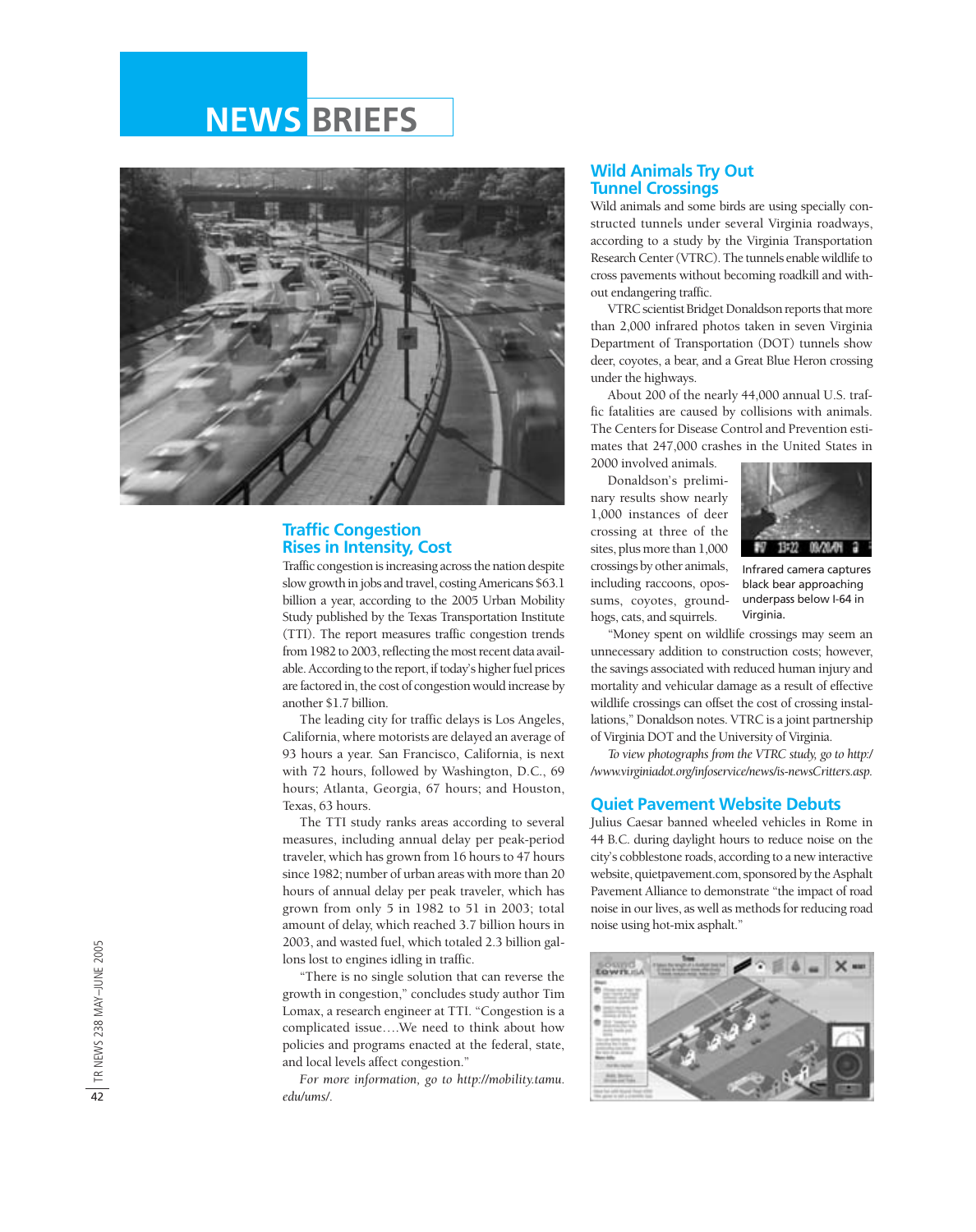# NEWS BRIEFS

## Traffic Congestion Rises in Intensity, Cost

Traffic congestion is increasing across the nation despite slow growth in jobs and travel, costing Americans $63.1 billion a year, according to the 2005 Urban Mobility Study published by the Texas Transportation Institute (TTI). The report measures traffic congestion trends from 1982 to 2003, reflecting the most recent data available. According to the report, if today's higher fuel prices are factored in, the cost of congestion would increase by another $1.7 billion.

The leading city for traffic delays is Los Angeles, California, where motorists are delayed an average of 93 hours a year. San Francisco, California, is next with 72 hours, followed by Washington, D.C., 69 hours; Atlanta, Georgia, 67 hours; and Houston, Texas, 63 hours.

The TTI study ranks areas according to several measures, including annual delay per peak-period traveler, which has grown from 16 hours to 47 hours since 1982; number of urban areas with more than 20 hours of annual delay per peak traveler, which has grown from only 5 in 1982 to 51 in 2003; total amount of delay, which reached 3.7 billion hours in 2003, and wasted fuel, which totaled 2.3 billion gallons lost to engines idling in traffic.

"There is no single solution that can reverse the growth in congestion," concludes study author Tim Lomax, a research engineer at TTI. "Congestion is a complicated issue….We need to think about how policies and programs enacted at the federal, state, and local levels affect congestion."

*For more information, go to http://mobility.tamu.edu/ums/.*

## Wild Animals Try Out Tunnel Crossings

Wild animals and some birds are using specially constructed tunnels under several Virginia roadways, according to a study by the Virginia Transportation Research Center (VTRC). The tunnels enable wildlife to cross pavements without becoming roadkill and without endangering traffic.

VTRC scientist Bridget Donaldson reports that more than 2,000 infrared photos taken in seven Virginia Department of Transportation (DOT) tunnels show deer, coyotes, a bear, and a Great Blue Heron crossing under the highways.

About 200 of the nearly 44,000 annual U.S. traffic fatalities are caused by collisions with animals. The Centers for Disease Control and Prevention estimates that 247,000 crashes in the United States in 2000 involved animals.

Infrared camera captures black bear approaching underpass below I-64 in Virginia.

Donaldson's preliminary results show nearly 1,000 instances of deer crossing at three of the sites, plus more than 1,000 crossings by other animals, including raccoons, opossums, coyotes, groundhogs, cats, and squirrels.

"Money spent on wildlife crossings may seem an unnecessary addition to construction costs; however, the savings associated with reduced human injury and mortality and vehicular damage as a result of effective wildlife crossings can offset the cost of crossing installations," Donaldson notes. VTRC is a joint partnership of Virginia DOT and the University of Virginia.

*To view photographs from the VTRC study, go to http://www.virginiadot.org/infoservice/news/is-newsCritters.asp.*

## Quiet Pavement Website Debuts

Julius Caesar banned wheeled vehicles in Rome in 44 B.C. during daylight hours to reduce noise on the city's cobblestone roads, according to a new interactive website, quietpavement.com, sponsored by the Asphalt Pavement Alliance to demonstrate "the impact of road noise in our lives, as well as methods for reducing road noise using hot-mix asphalt."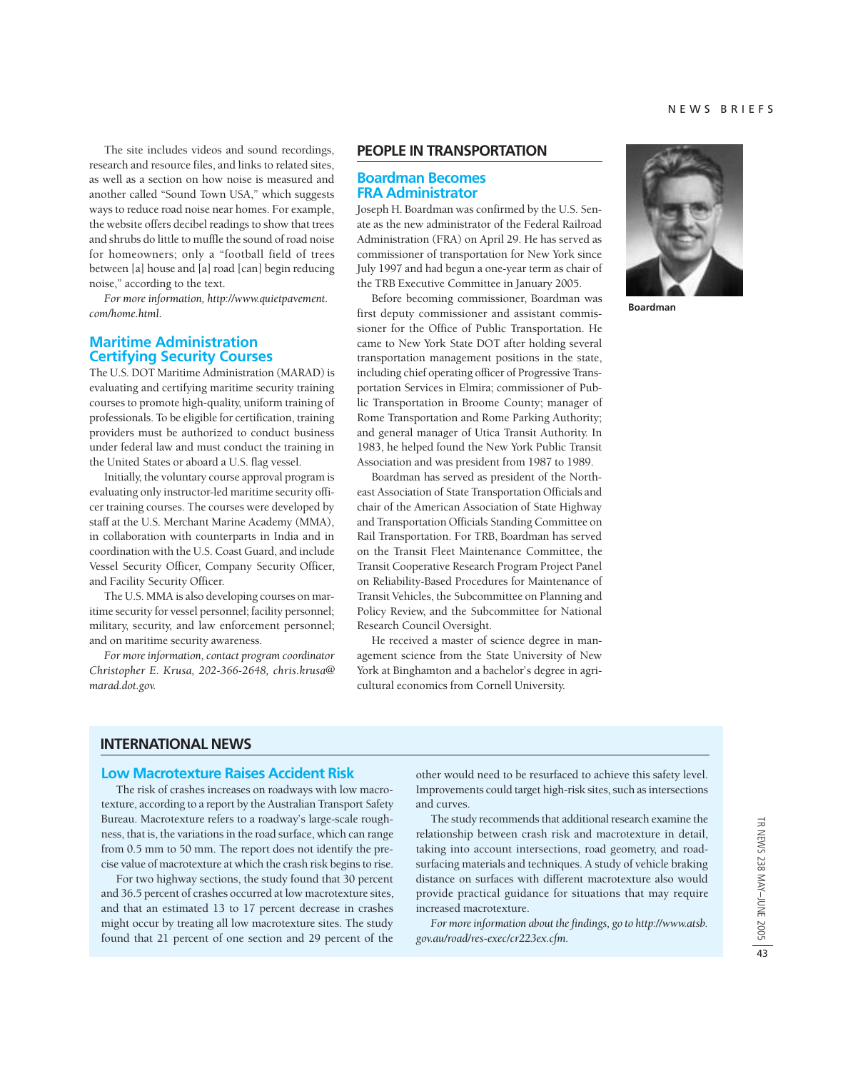The site includes videos and sound recordings, research and resource files, and links to related sites, as well as a section on how noise is measured and another called "Sound Town USA," which suggests ways to reduce road noise near homes. For example, the website offers decibel readings to show that trees and shrubs do little to muffle the sound of road noise for homeowners; only a "football field of trees between [a] house and [a] road [can] begin reducing noise," according to the text.

*For more information, http://www.quietpavement.com/home.html.*

## Maritime Administration Certifying Security Courses

The U.S. DOT Maritime Administration (MARAD) is evaluating and certifying maritime security training courses to promote high-quality, uniform training of professionals. To be eligible for certification, training providers must be authorized to conduct business under federal law and must conduct the training in the United States or aboard a U.S. flag vessel.

Initially, the voluntary course approval program is evaluating only instructor-led maritime security officer training courses. The courses were developed by staff at the U.S. Merchant Marine Academy (MMA), in collaboration with counterparts in India and in coordination with the U.S. Coast Guard, and include Vessel Security Officer, Company Security Officer, and Facility Security Officer.

The U.S. MMA is also developing courses on maritime security for vessel personnel; facility personnel; military, security, and law enforcement personnel; and on maritime security awareness.

*For more information, contact program coordinator Christopher E. Krusa, 202-366-2648, chris.krusa@marad.dot.gov.*

# PEOPLE IN TRANSPORTATION

## Boardman Becomes FRA Administrator

Joseph H. Boardman was confirmed by the U.S. Senate as the new administrator of the Federal Railroad Administration (FRA) on April 29. He has served as commissioner of transportation for New York since July 1997 and had begun a one-year term as chair of the TRB Executive Committee in January 2005.

Before becoming commissioner, Boardman was first deputy commissioner and assistant commissioner for the Office of Public Transportation. He came to New York State DOT after holding several transportation management positions in the state, including chief operating officer of Progressive Transportation Services in Elmira; commissioner of Public Transportation in Broome County; manager of Rome Transportation and Rome Parking Authority; and general manager of Utica Transit Authority. In 1983, he helped found the New York Public Transit Association and was president from 1987 to 1989.

Boardman has served as president of the Northeast Association of State Transportation Officials and chair of the American Association of State Highway and Transportation Officials Standing Committee on Rail Transportation. For TRB, Boardman has served on the Transit Fleet Maintenance Committee, the Transit Cooperative Research Program Project Panel on Reliability-Based Procedures for Maintenance of Transit Vehicles, the Subcommittee on Planning and Policy Review, and the Subcommittee for National Research Council Oversight.

He received a master of science degree in management science from the State University of New York at Binghamton and a bachelor's degree in agricultural economics from Cornell University.

**Boardman**

# INTERNATIONAL NEWS

## Low Macrotexture Raises Accident Risk

The risk of crashes increases on roadways with low macrotexture, according to a report by the Australian Transport Safety Bureau. Macrotexture refers to a roadway's large-scale roughness, that is, the variations in the road surface, which can range from 0.5 mm to 50 mm. The report does not identify the precise value of macrotexture at which the crash risk begins to rise.

For two highway sections, the study found that 30 percent and 36.5 percent of crashes occurred at low macrotexture sites, and that an estimated 13 to 17 percent decrease in crashes might occur by treating all low macrotexture sites. The study found that 21 percent of one section and 29 percent of the other would need to be resurfaced to achieve this safety level. Improvements could target high-risk sites, such as intersections and curves.

The study recommends that additional research examine the relationship between crash risk and macrotexture in detail, taking into account intersections, road geometry, and road-surfacing materials and techniques. A study of vehicle braking distance on surfaces with different macrotexture also would provide practical guidance for situations that may require increased macrotexture.

*For more information about the findings, go to http://www.atsb.gov.au/road/res-exec/cr223ex.cfm.*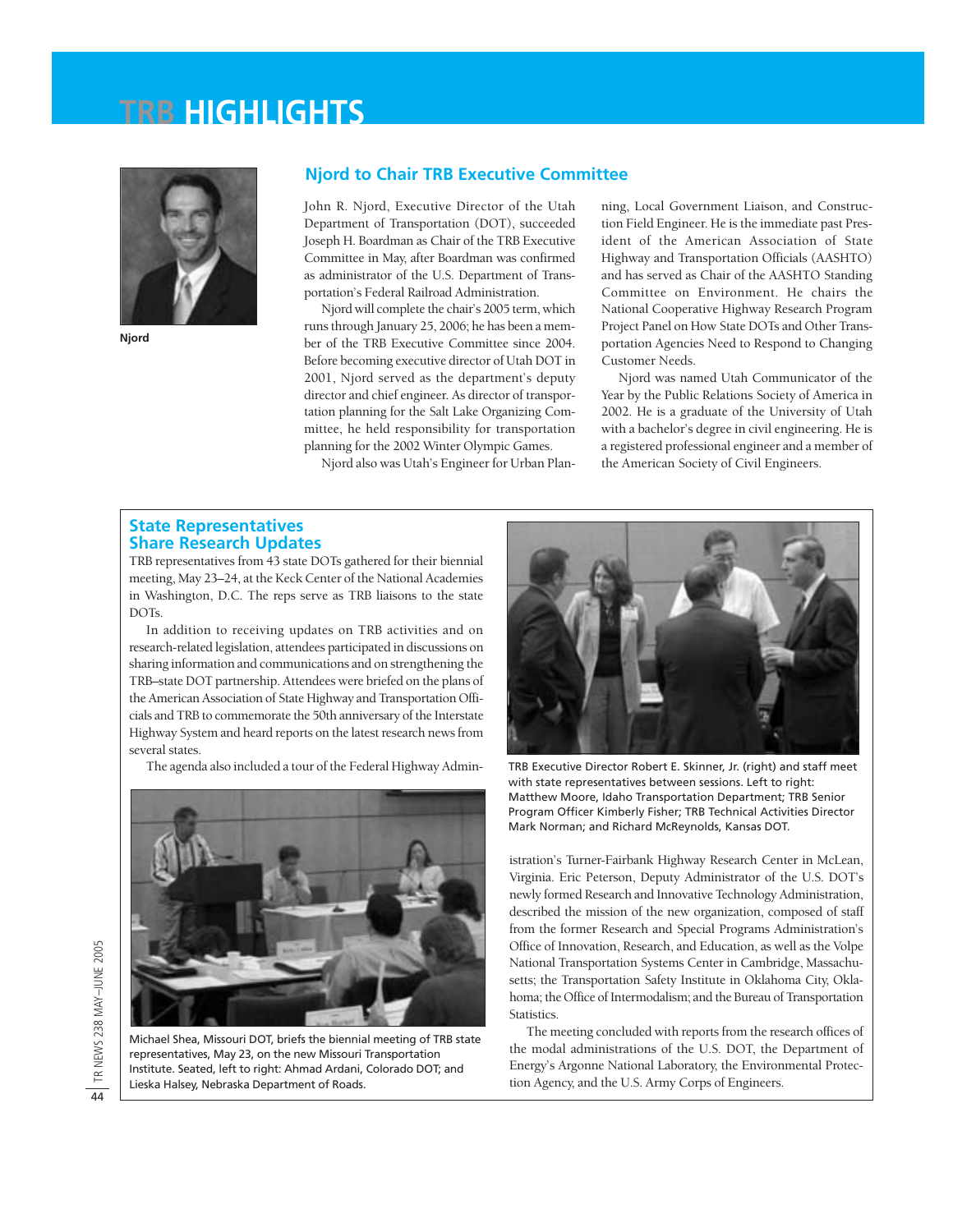# TRB HIGHLIGHTS

Njord

## Njord to Chair TRB Executive Committee

John R. Njord, Executive Director of the Utah Department of Transportation (DOT), succeeded Joseph H. Boardman as Chair of the TRB Executive Committee in May, after Boardman was confirmed as administrator of the U.S. Department of Transportation's Federal Railroad Administration.

Njord will complete the chair's 2005 term, which runs through January 25, 2006; he has been a member of the TRB Executive Committee since 2004. Before becoming executive director of Utah DOT in 2001, Njord served as the department's deputy director and chief engineer. As director of transportation planning for the Salt Lake Organizing Committee, he held responsibility for transportation planning for the 2002 Winter Olympic Games.

Njord also was Utah's Engineer for Urban Planning, Local Government Liaison, and Construction Field Engineer. He is the immediate past President of the American Association of State Highway and Transportation Officials (AASHTO) and has served as Chair of the AASHTO Standing Committee on Environment. He chairs the National Cooperative Highway Research Program Project Panel on How State DOTs and Other Transportation Agencies Need to Respond to Changing Customer Needs.

Njord was named Utah Communicator of the Year by the Public Relations Society of America in 2002. He is a graduate of the University of Utah with a bachelor's degree in civil engineering. He is a registered professional engineer and a member of the American Society of Civil Engineers.

## State Representatives Share Research Updates

TRB representatives from 43 state DOTs gathered for their biennial meeting, May 23–24, at the Keck Center of the National Academies in Washington, D.C. The reps serve as TRB liaisons to the state DOTs.

In addition to receiving updates on TRB activities and on research-related legislation, attendees participated in discussions on sharing information and communications and on strengthening the TRB–state DOT partnership. Attendees were briefed on the plans of the American Association of State Highway and Transportation Officials and TRB to commemorate the 50th anniversary of the Interstate Highway System and heard reports on the latest research news from several states.

The agenda also included a tour of the Federal Highway Administration's Turner-Fairbank Highway Research Center in McLean, Virginia. Eric Peterson, Deputy Administrator of the U.S. DOT's newly formed Research and Innovative Technology Administration, described the mission of the new organization, composed of staff from the former Research and Special Programs Administration's Office of Innovation, Research, and Education, as well as the Volpe National Transportation Systems Center in Cambridge, Massachusetts; the Transportation Safety Institute in Oklahoma City, Oklahoma; the Office of Intermodalism; and the Bureau of Transportation Statistics.

The meeting concluded with reports from the research offices of the modal administrations of the U.S. DOT, the Department of Energy's Argonne National Laboratory, the Environmental Protection Agency, and the U.S. Army Corps of Engineers.

Michael Shea, Missouri DOT, briefs the biennial meeting of TRB state representatives, May 23, on the new Missouri Transportation Institute. Seated, left to right: Ahmad Ardani, Colorado DOT; and Lieska Halsey, Nebraska Department of Roads.

TRB Executive Director Robert E. Skinner, Jr. (right) and staff meet with state representatives between sessions. Left to right: Matthew Moore, Idaho Transportation Department; TRB Senior Program Officer Kimberly Fisher; TRB Technical Activities Director Mark Norman; and Richard McReynolds, Kansas DOT.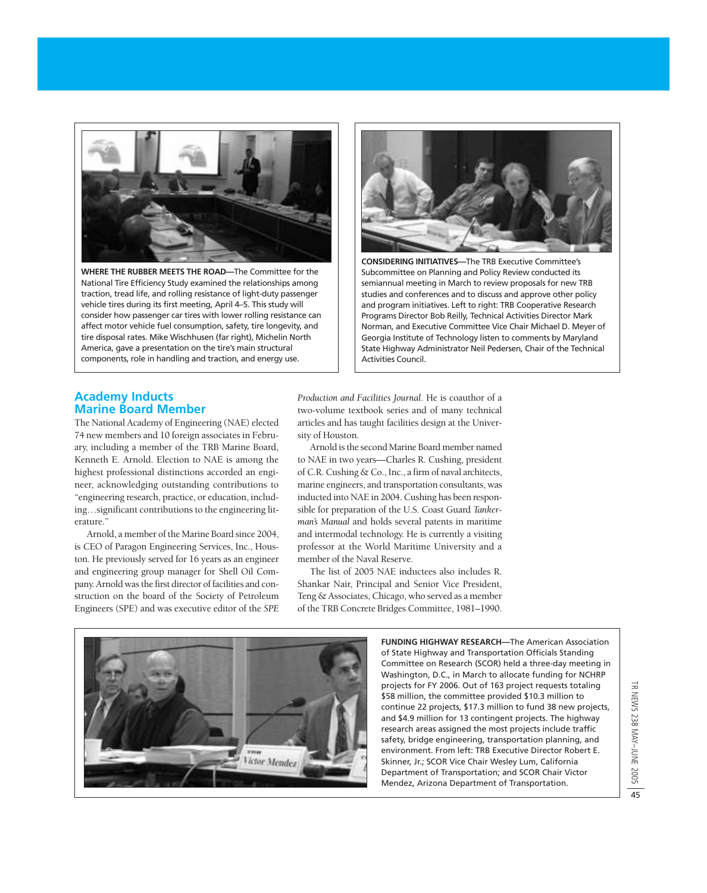**WHERE THE RUBBER MEETS THE ROAD**—The Committee for the National Tire Efficiency Study examined the relationships among traction, tread life, and rolling resistance of light-duty passenger vehicle tires during its first meeting, April 4–5. This study will consider how passenger car tires with lower rolling resistance can affect motor vehicle fuel consumption, safety, tire longevity, and tire disposal rates. Mike Wischhusen (far right), Michelin North America, gave a presentation on the tire's main structural components, role in handling and traction, and energy use.

**CONSIDERING INITIATIVES**—The TRB Executive Committee's Subcommittee on Planning and Policy Review conducted its semiannual meeting in March to review proposals for new TRB studies and conferences and to discuss and approve other policy and program initiatives. Left to right: TRB Cooperative Research Programs Director Bob Reilly, Technical Activities Director Mark Norman, and Executive Committee Vice Chair Michael D. Meyer of Georgia Institute of Technology listen to comments by Maryland State Highway Administrator Neil Pedersen, Chair of the Technical Activities Council.

## Academy Inducts Marine Board Member

The National Academy of Engineering (NAE) elected 74 new members and 10 foreign associates in February, including a member of the TRB Marine Board, Kenneth E. Arnold. Election to NAE is among the highest professional distinctions accorded an engineer, acknowledging outstanding contributions to "engineering research, practice, or education, including…significant contributions to the engineering literature."

Arnold, a member of the Marine Board since 2004, is CEO of Paragon Engineering Services, Inc., Houston. He previously served for 16 years as an engineer and engineering group manager for Shell Oil Company. Arnold was the first director of facilities and construction on the board of the Society of Petroleum Engineers (SPE) and was executive editor of the *SPE Production and Facilities Journal*. He is coauthor of a two-volume textbook series and of many technical articles and has taught facilities design at the University of Houston.

Arnold is the second Marine Board member named to NAE in two years—Charles R. Cushing, president of C.R. Cushing & Co., Inc., a firm of naval architects, marine engineers, and transportation consultants, was inducted into NAE in 2004. Cushing has been responsible for preparation of the U.S. Coast Guard *Tankerman's Manual* and holds several patents in maritime and intermodal technology. He is currently a visiting professor at the World Maritime University and a member of the Naval Reserve.

The list of 2005 NAE inductees also includes R. Shankar Nair, Principal and Senior Vice President, Teng & Associates, Chicago, who served as a member of the TRB Concrete Bridges Committee, 1981–1990.

**FUNDING HIGHWAY RESEARCH**—The American Association of State Highway and Transportation Officials Standing Committee on Research (SCOR) held a three-day meeting in Washington, D.C., in March to allocate funding for NCHRP projects for FY 2006. Out of 163 project requests totaling $58 million, the committee provided $10.3 million to continue 22 projects, $17.3 million to fund 38 new projects, and $4.9 million for 13 contingent projects. The highway research areas assigned the most projects include traffic safety, bridge engineering, transportation planning, and environment. From left: TRB Executive Director Robert E. Skinner, Jr.; SCOR Vice Chair Wesley Lum, California Department of Transportation; and SCOR Chair Victor Mendez, Arizona Department of Transportation.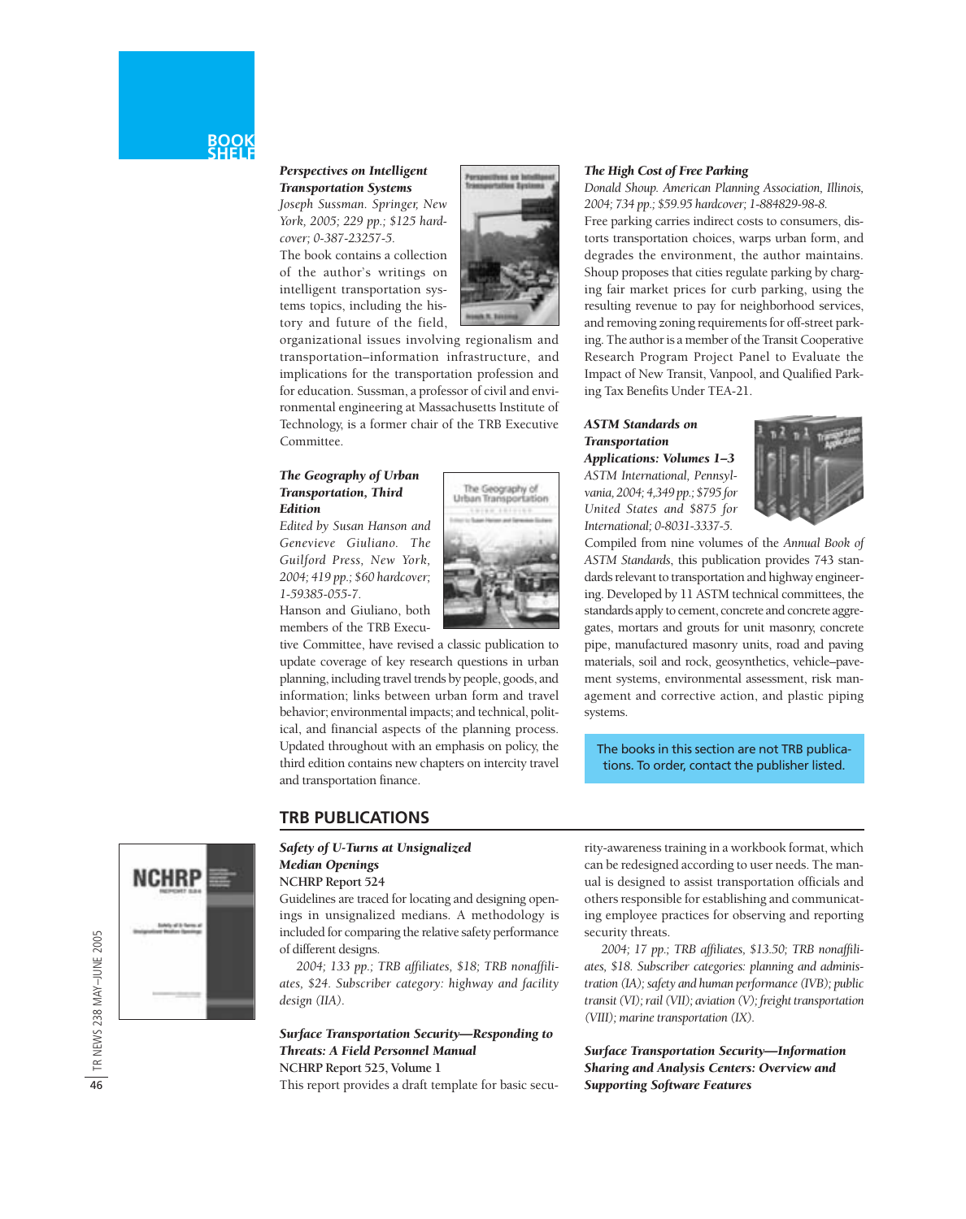# BOOK SHELF

***Perspectives on Intelligent Transportation Systems***

*Joseph Sussman. Springer, New York, 2005; 229 pp.; $125 hardcover; 0-387-23257-5.*

The book contains a collection of the author's writings on intelligent transportation systems topics, including the history and future of the field, organizational issues involving regionalism and transportation–information infrastructure, and implications for the transportation profession and for education. Sussman, a professor of civil and environmental engineering at Massachusetts Institute of Technology, is a former chair of the TRB Executive Committee.

***The Geography of Urban Transportation, Third Edition***

*Edited by Susan Hanson and Genevieve Giuliano. The Guilford Press, New York, 2004; 419 pp.; $60 hardcover; 1-59385-055-7.*

Hanson and Giuliano, both members of the TRB Executive Committee, have revised a classic publication to update coverage of key research questions in urban planning, including travel trends by people, goods, and information; links between urban form and travel behavior; environmental impacts; and technical, political, and financial aspects of the planning process. Updated throughout with an emphasis on policy, the third edition contains new chapters on intercity travel and transportation finance.

***The High Cost of Free Parking***

*Donald Shoup. American Planning Association, Illinois, 2004; 734 pp.; $59.95 hardcover; 1-884829-98-8.*

Free parking carries indirect costs to consumers, distorts transportation choices, warps urban form, and degrades the environment, the author maintains. Shoup proposes that cities regulate parking by charging fair market prices for curb parking, using the resulting revenue to pay for neighborhood services, and removing zoning requirements for off-street parking. The author is a member of the Transit Cooperative Research Program Project Panel to Evaluate the Impact of New Transit, Vanpool, and Qualified Parking Tax Benefits Under TEA-21.

***ASTM Standards on Transportation Applications: Volumes 1–3***

*ASTM International, Pennsylvania, 2004; 4,349 pp.; $795 for United States and $875 for International; 0-8031-3337-5.*

Compiled from nine volumes of the *Annual Book of ASTM Standards*, this publication provides 743 standards relevant to transportation and highway engineering. Developed by 11 ASTM technical committees, the standards apply to cement, concrete and concrete aggregates, mortars and grouts for unit masonry, concrete pipe, manufactured masonry units, road and paving materials, soil and rock, geosynthetics, vehicle–pavement systems, environmental assessment, risk management and corrective action, and plastic piping systems.

The books in this section are not TRB publications. To order, contact the publisher listed.

## TRB PUBLICATIONS

***Safety of U-Turns at Unsignalized Median Openings***

**NCHRP Report 524**

Guidelines are traced for locating and designing openings in unsignalized medians. A methodology is included for comparing the relative safety performance of different designs.

*2004; 133 pp.; TRB affiliates, $18; TRB nonaffiliates, $24. Subscriber category: highway and facility design (IIA).*

***Surface Transportation Security—Responding to Threats: A Field Personnel Manual***

**NCHRP Report 525, Volume 1**

This report provides a draft template for basic security-awareness training in a workbook format, which can be redesigned according to user needs. The manual is designed to assist transportation officials and others responsible for establishing and communicating employee best practices for observing and reporting security threats.

*2004; 17 pp.; TRB affiliates, $13.50; TRB nonaffiliates, $18. Subscriber categories: planning and administration (IA); safety and human performance (IVB); public transit (VI); rail (VII); aviation (V); freight transportation (VIII); marine transportation (IX).*

***Surface Transportation Security—Information Sharing and Analysis Centers: Overview and Supporting Software Features***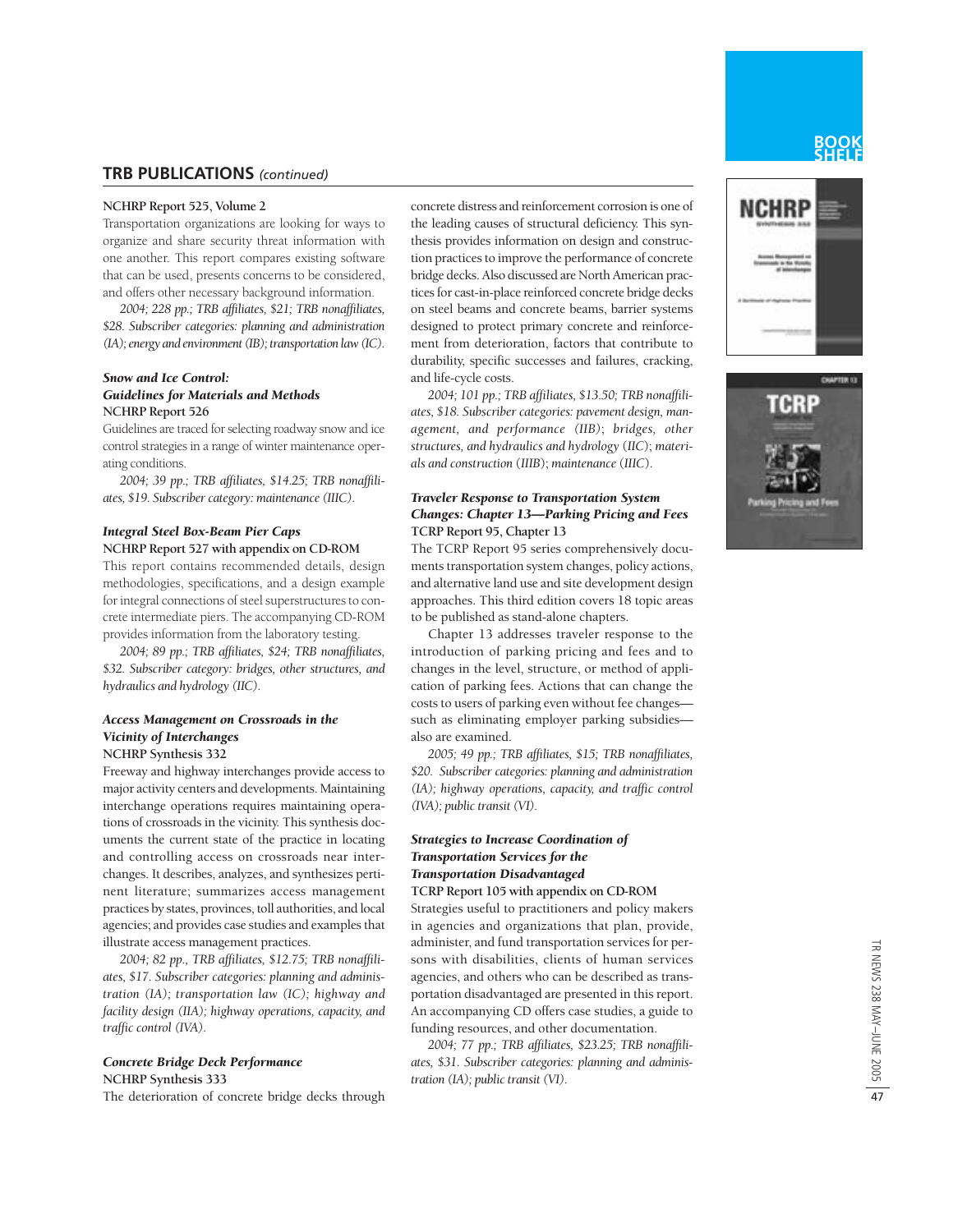## TRB PUBLICATIONS *(continued)*

**NCHRP Report 525, Volume 2**

Transportation organizations are looking for ways to organize and share security threat information with one another. This report compares existing software that can be used, presents concerns to be considered, and offers other necessary background information.

*2004; 228 pp.; TRB affiliates, $21; TRB nonaffiliates, $28. Subscriber categories: planning and administration (IA); energy and environment (IB); transportation law (IC).*

***Snow and Ice Control: Guidelines for Materials and Methods***
**NCHRP Report 526**

Guidelines are traced for selecting roadway snow and ice control strategies in a range of winter maintenance operating conditions.

*2004; 39 pp.; TRB affiliates, $14.25; TRB nonaffiliates, $19. Subscriber category: maintenance (IIIC).*

***Integral Steel Box-Beam Pier Caps***
**NCHRP Report 527 with appendix on CD-ROM**

This report contains recommended details, design methodologies, specifications, and a design example for integral connections of steel superstructures to concrete intermediate piers. The accompanying CD-ROM provides information from the laboratory testing.

*2004; 89 pp.; TRB affiliates, $24; TRB nonaffiliates, $32. Subscriber category: bridges, other structures, and hydraulics and hydrology (IIC).*

***Access Management on Crossroads in the Vicinity of Interchanges***
**NCHRP Synthesis 332**

Freeway and highway interchanges provide access to major activity centers and developments. Maintaining interchange operations requires maintaining operations of crossroads in the vicinity. This synthesis documents the current state of the practice in locating and controlling access on crossroads near interchanges. It describes, analyzes, and synthesizes pertinent literature; summarizes access management practices by states, provinces, toll authorities, and local agencies; and provides case studies and examples that illustrate access management practices.

*2004; 82 pp., TRB affiliates, $12.75; TRB nonaffiliates, $17. Subscriber categories: planning and administration (IA); transportation law (IC); highway and facility design (IIA); highway operations, capacity, and traffic control (IVA).*

***Concrete Bridge Deck Performance***
**NCHRP Synthesis 333**

The deterioration of concrete bridge decks through concrete distress and reinforcement corrosion is one of the leading causes of structural deficiency. This synthesis provides information on design and construction practices to improve the performance of concrete bridge decks. Also discussed are North American practices for cast-in-place reinforced concrete bridge decks on steel beams and concrete beams, barrier systems designed to protect primary concrete and reinforcement from deterioration, factors that contribute to durability, specific successes and failures, cracking, and life-cycle costs.

*2004; 101 pp.; TRB affiliates, $13.50; TRB nonaffiliates, $18. Subscriber categories: pavement design, management, and performance (IIB); bridges, other structures, and hydraulics and hydrology (IIC); materials and construction (IIIB); maintenance (IIIC).*

***Traveler Response to Transportation System Changes: Chapter 13—Parking Pricing and Fees***
**TCRP Report 95, Chapter 13**

The TCRP Report 95 series comprehensively documents transportation system changes, policy actions, and alternative land use and site development design approaches. This third edition covers 18 topic areas to be published as stand-alone chapters.

Chapter 13 addresses traveler response to the introduction of parking pricing and fees and to changes in the level, structure, or method of application of parking fees. Actions that can change the costs to users of parking even without fee changes—such as eliminating employer parking subsidies—also are examined.

*2005; 49 pp.; TRB affiliates, $15; TRB nonaffiliates, $20. Subscriber categories: planning and administration (IA); highway operations, capacity, and traffic control (IVA); public transit (VI).*

***Strategies to Increase Coordination of Transportation Services for the Transportation Disadvantaged***
**TCRP Report 105 with appendix on CD-ROM**

Strategies useful to practitioners and policy makers in agencies and organizations that plan, provide, administer, and fund transportation services for persons with disabilities, clients of human services agencies, and others who can be described as transportation disadvantaged are presented in this report. An accompanying CD offers case studies, a guide to funding resources, and other documentation.

*2004; 77 pp.; TRB affiliates, $23.25; TRB nonaffiliates, $31. Subscriber categories: planning and administration (IA); public transit (VI).*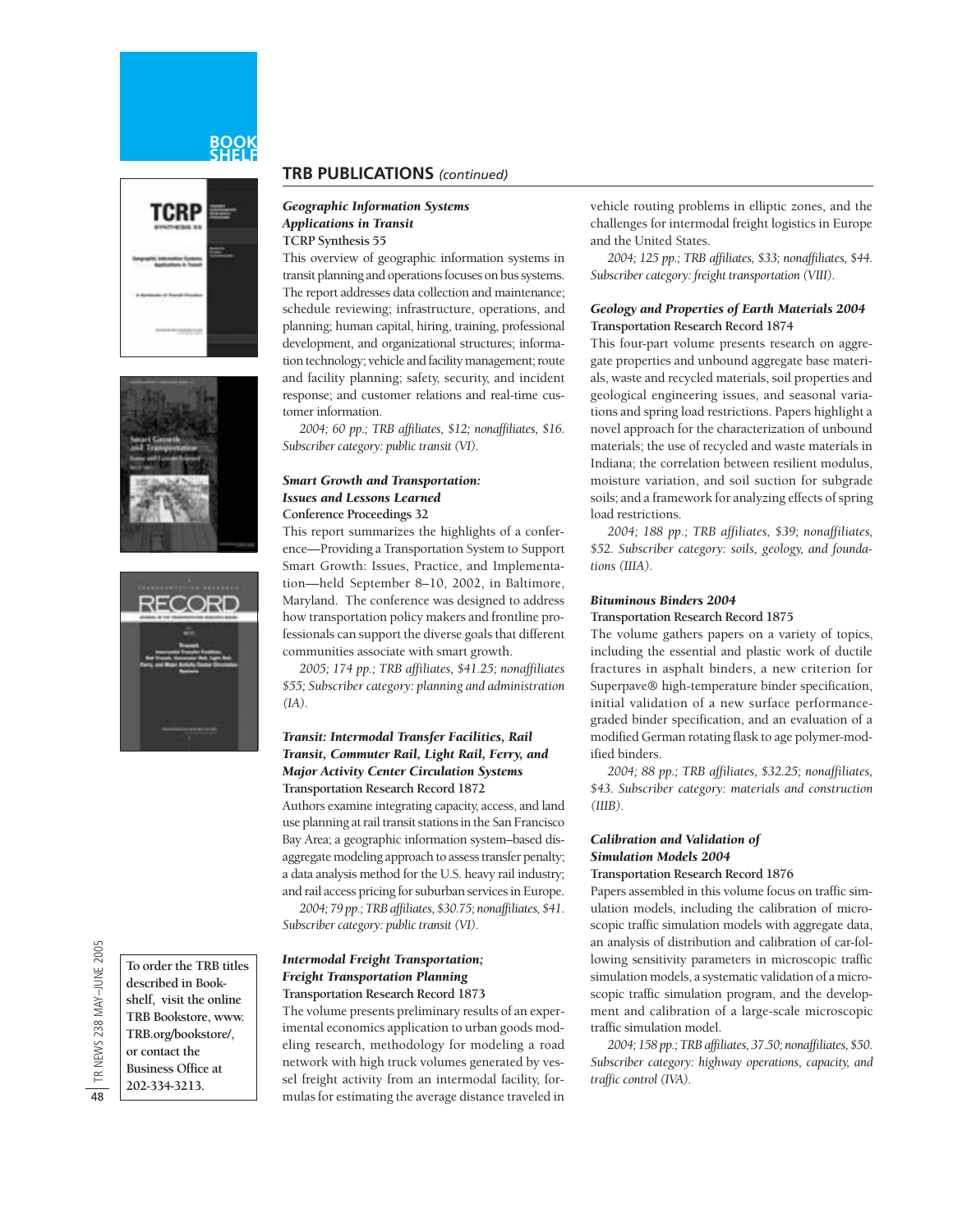## TRB PUBLICATIONS *(continued)*

***Geographic Information Systems Applications in Transit***
**TCRP Synthesis 55**

This overview of geographic information systems in transit planning and operations focuses on bus systems. The report addresses data collection and maintenance; schedule reviewing; infrastructure, operations, and planning; human capital, hiring, training, professional development, and organizational structures; information technology; vehicle and facility management; route and facility planning; safety, security, and incident response; and customer relations and real-time customer information.

*2004; 60 pp.; TRB affiliates, $12; nonaffiliates, $16. Subscriber category: public transit (VI).*

***Smart Growth and Transportation: Issues and Lessons Learned***
**Conference Proceedings 32**

This report summarizes the highlights of a conference—Providing a Transportation System to Support Smart Growth: Issues, Practice, and Implementation—held September 8–10, 2002, in Baltimore, Maryland. The conference was designed to address how transportation policy makers and frontline professionals can support the diverse goals that different communities associate with smart growth.

*2005; 174 pp.; TRB affiliates, $41.25; nonaffiliates $55; Subscriber category: planning and administration (IA).*

***Transit: Intermodal Transfer Facilities, Rail Transit, Commuter Rail, Light Rail, Ferry, and Major Activity Center Circulation Systems***
**Transportation Research Record 1872**

Authors examine integrating capacity, access, and land use planning at rail transit stations in the San Francisco Bay Area; a geographic information system–based disaggregate modeling approach to assess transfer penalty; a data analysis method for the U.S. heavy rail industry; and rail access pricing for suburban services in Europe.

*2004; 79 pp.; TRB affiliates, $30.75; nonaffiliates, $41. Subscriber category: public transit (VI).*

***Intermodal Freight Transportation; Freight Transportation Planning***
**Transportation Research Record 1873**

The volume presents preliminary results of an experimental economics application to urban goods modeling research, methodology for modeling a road network with high truck volumes generated by vessel freight activity from an intermodal facility, formulas for estimating the average distance traveled in vehicle routing problems in elliptic zones, and the challenges for intermodal freight logistics in Europe and the United States.

*2004; 125 pp.; TRB affiliates, $33; nonaffiliates, $44. Subscriber category: freight transportation (VIII).*

***Geology and Properties of Earth Materials 2004***
**Transportation Research Record 1874**

This four-part volume presents research on aggregate properties and unbound aggregate base materials, waste and recycled materials, soil properties and geological engineering issues, and seasonal variations and spring load restrictions. Papers highlight a novel approach for the characterization of unbound materials; the use of recycled and waste materials in Indiana; the correlation between resilient modulus, moisture variation, and soil suction for subgrade soils; and a framework for analyzing effects of spring load restrictions.

*2004; 188 pp.; TRB affiliates, $39; nonaffiliates, $52. Subscriber category: soils, geology, and foundations (IIIA).*

***Bituminous Binders 2004***
**Transportation Research Record 1875**

The volume gathers papers on a variety of topics, including the essential and plastic work of ductile fractures in asphalt binders, a new criterion for Superpave® high-temperature binder specification, initial validation of a new surface performance-graded binder specification, and an evaluation of a modified German rotating flask to age polymer-modified binders.

*2004; 88 pp.; TRB affiliates, $32.25; nonaffiliates, $43. Subscriber category: materials and construction (IIIB).*

***Calibration and Validation of Simulation Models 2004***
**Transportation Research Record 1876**

Papers assembled in this volume focus on traffic simulation models, including the calibration of microscopic traffic simulation models with aggregate data, an analysis of distribution and calibration of car-following sensitivity parameters in microscopic traffic simulation models, a systematic validation of a microscopic traffic simulation program, and the development and calibration of a large-scale microscopic traffic simulation model.

*2004; 158 pp.; TRB affiliates, 37.50; nonaffiliates, $50. Subscriber category: highway operations, capacity, and traffic control (IVA).*

To order the TRB titles described in Bookshelf, visit the online TRB Bookstore, www.TRB.org/bookstore/, or contact the Business Office at 202-334-3213.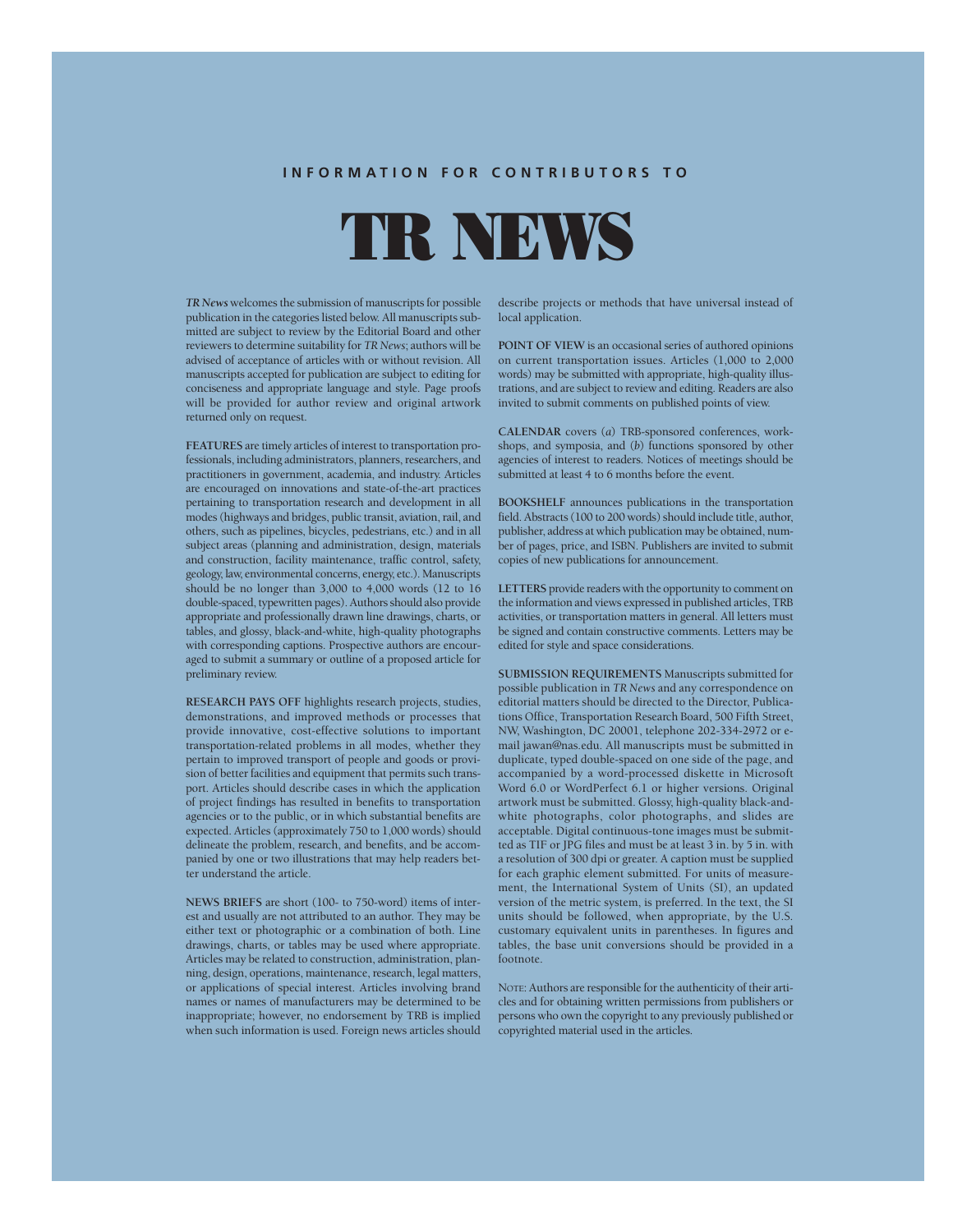INFORMATION FOR CONTRIBUTORS TO

# TR NEWS

*TR News* welcomes the submission of manuscripts for possible publication in the categories listed below. All manuscripts submitted are subject to review by the Editorial Board and other reviewers to determine suitability for *TR News*; authors will be advised of acceptance of articles with or without revision. All manuscripts accepted for publication are subject to editing for conciseness and appropriate language and style. Page proofs will be provided for author review and original artwork returned only on request.

**FEATURES** are timely articles of interest to transportation professionals, including administrators, planners, researchers, and practitioners in government, academia, and industry. Articles are encouraged on innovations and state-of-the-art practices pertaining to transportation research and development in all modes (highways and bridges, public transit, aviation, rail, and others, such as pipelines, bicycles, pedestrians, etc.) and in all subject areas (planning and administration, design, materials and construction, facility maintenance, traffic control, safety, geology, law, environmental concerns, energy, etc.). Manuscripts should be no longer than 3,000 to 4,000 words (12 to 16 double-spaced, typewritten pages). Authors should also provide appropriate and professionally drawn line drawings, charts, or tables, and glossy, black-and-white, high-quality photographs with corresponding captions. Prospective authors are encouraged to submit a summary or outline of a proposed article for preliminary review.

**RESEARCH PAYS OFF** highlights research projects, studies, demonstrations, and improved methods or processes that provide innovative, cost-effective solutions to important transportation-related problems in all modes, whether they pertain to improved transport of people and goods or provision of better facilities and equipment that permits such transport. Articles should describe cases in which the application of project findings has resulted in benefits to transportation agencies or to the public, or in which substantial benefits are expected. Articles (approximately 750 to 1,000 words) should delineate the problem, research, and benefits, and be accompanied by one or two illustrations that may help readers better understand the article.

**NEWS BRIEFS** are short (100- to 750-word) items of interest and usually are not attributed to an author. They may be either text or photographic or a combination of both. Line drawings, charts, or tables may be used where appropriate. Articles may be related to construction, administration, planning, design, operations, maintenance, research, legal matters, or applications of special interest. Articles involving brand names or names of manufacturers may be determined to be inappropriate; however, no endorsement by TRB is implied when such information is used. Foreign news articles should describe projects or methods that have universal instead of local application.

**POINT OF VIEW** is an occasional series of authored opinions on current transportation issues. Articles (1,000 to 2,000 words) may be submitted with appropriate, high-quality illustrations, and are subject to review and editing. Readers are also invited to submit comments on published points of view.

**CALENDAR** covers (*a*) TRB-sponsored conferences, workshops, and symposia, and (*b*) functions sponsored by other agencies of interest to readers. Notices of meetings should be submitted at least 4 to 6 months before the event.

**BOOKSHELF** announces publications in the transportation field. Abstracts (100 to 200 words) should include title, author, publisher, address at which publication may be obtained, number of pages, price, and ISBN. Publishers are invited to submit copies of new publications for announcement.

**LETTERS** provide readers with the opportunity to comment on the information and views expressed in published articles, TRB activities, or transportation matters in general. All letters must be signed and contain constructive comments. Letters may be edited for style and space considerations.

**SUBMISSION REQUIREMENTS** Manuscripts submitted for possible publication in *TR News* and any correspondence on editorial matters should be directed to the Director, Publications Office, Transportation Research Board, 500 Fifth Street, NW, Washington, DC 20001, telephone 202-334-2972 or e-mail jawan@nas.edu. All manuscripts must be submitted in duplicate, typed double-spaced on one side of the page, and accompanied by a word-processed diskette in Microsoft Word 6.0 or WordPerfect 6.1 or higher versions. Original artwork must be submitted. Glossy, high-quality black-and-white photographs, color photographs, and slides are acceptable. Digital continuous-tone images must be submitted as TIF or JPG files and must be at least 3 in. by 5 in. with a resolution of 300 dpi or greater. A caption must be supplied for each graphic element submitted. For units of measurement, the International System of Units (SI), an updated version of the metric system, is preferred. In the text, the SI units should be followed, when appropriate, by the U.S. customary equivalent units in parentheses. In figures and tables, the base unit conversions should be provided in a footnote.

NOTE: Authors are responsible for the authenticity of their articles and for obtaining written permissions from publishers or persons who own the copyright to any previously published or copyrighted material used in the articles.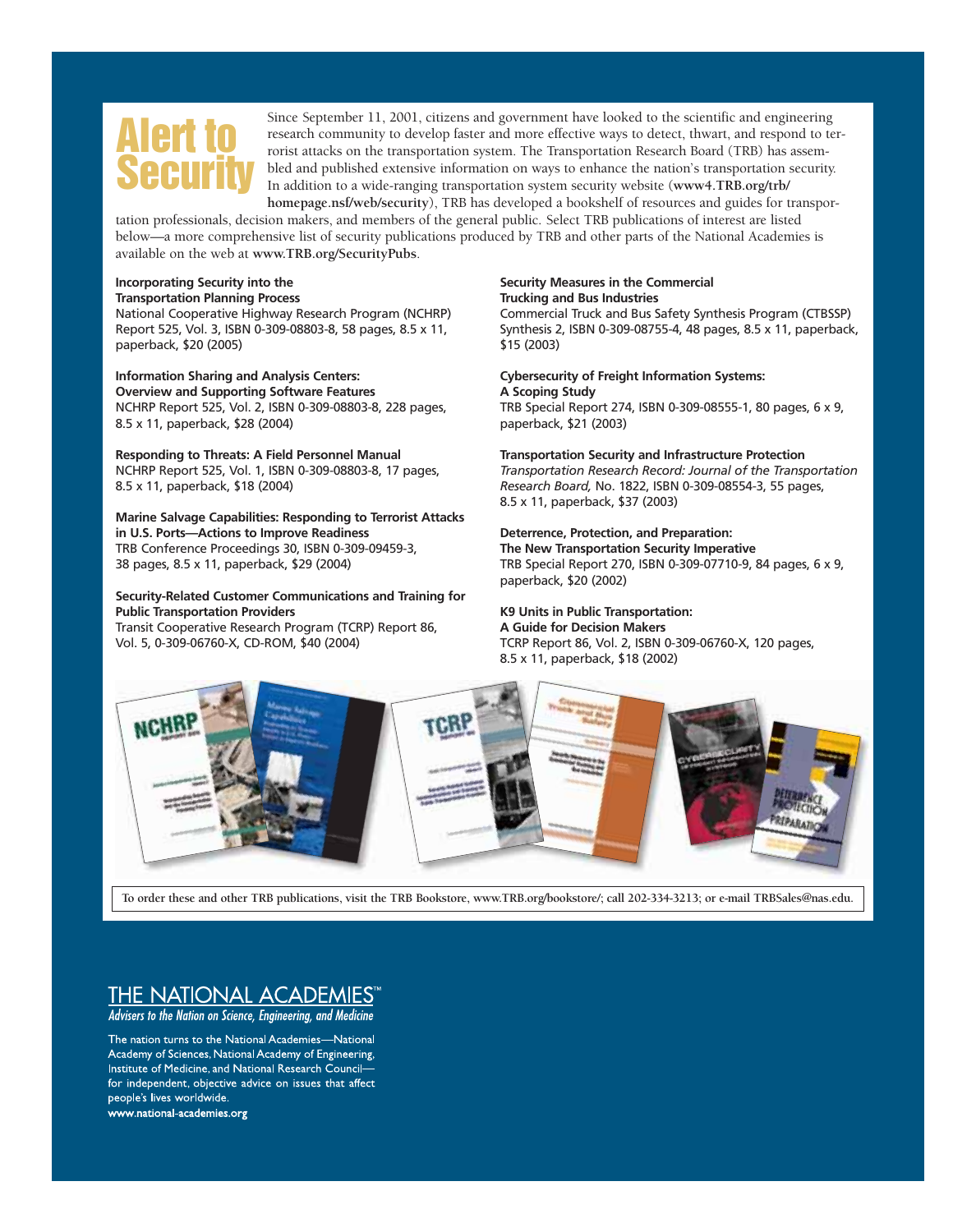# Alert to Security

Since September 11, 2001, citizens and government have looked to the scientific and engineering research community to develop faster and more effective ways to detect, thwart, and respond to terrorist attacks on the transportation system. The Transportation Research Board (TRB) has assembled and published extensive information on ways to enhance the nation's transportation security. In addition to a wide-ranging transportation system security website (**www4.TRB.org/trb/homepage.nsf/web/security**), TRB has developed a bookshelf of resources and guides for transportation professionals, decision makers, and members of the general public. Select TRB publications of interest are listed below—a more comprehensive list of security publications produced by TRB and other parts of the National Academies is available on the web at **www.TRB.org/SecurityPubs**.

**Incorporating Security into the Transportation Planning Process**
National Cooperative Highway Research Program (NCHRP) Report 525, Vol. 3, ISBN 0-309-08803-8, 58 pages, 8.5 x 11, paperback, $20 (2005)

**Information Sharing and Analysis Centers: Overview and Supporting Software Features**
NCHRP Report 525, Vol. 2, ISBN 0-309-08803-8, 228 pages, 8.5 x 11, paperback, $28 (2004)

**Responding to Threats: A Field Personnel Manual**
NCHRP Report 525, Vol. 1, ISBN 0-309-08803-8, 17 pages, 8.5 x 11, paperback, $18 (2004)

**Marine Salvage Capabilities: Responding to Terrorist Attacks in U.S. Ports—Actions to Improve Readiness**
TRB Conference Proceedings 30, ISBN 0-309-09459-3, 38 pages, 8.5 x 11, paperback, $29 (2004)

**Security-Related Customer Communications and Training for Public Transportation Providers**
Transit Cooperative Research Program (TCRP) Report 86, Vol. 5, 0-309-06760-X, CD-ROM, $40 (2004)

**Security Measures in the Commercial Trucking and Bus Industries**
Commercial Truck and Bus Safety Synthesis Program (CTBSSP) Synthesis 2, ISBN 0-309-08755-4, 48 pages, 8.5 x 11, paperback, $15 (2003)

**Cybersecurity of Freight Information Systems: A Scoping Study**
TRB Special Report 274, ISBN 0-309-08555-1, 80 pages, 6 x 9, paperback, $21 (2003)

**Transportation Security and Infrastructure Protection**
*Transportation Research Record: Journal of the Transportation Research Board,* No. 1822, ISBN 0-309-08554-3, 55 pages, 8.5 x 11, paperback, $37 (2003)

**Deterrence, Protection, and Preparation: The New Transportation Security Imperative**
TRB Special Report 270, ISBN 0-309-07710-9, 84 pages, 6 x 9, paperback, $20 (2002)

**K9 Units in Public Transportation: A Guide for Decision Makers**
TCRP Report 86, Vol. 2, ISBN 0-309-06760-X, 120 pages, 8.5 x 11, paperback, $18 (2002)

To order these and other TRB publications, visit the TRB Bookstore, www.TRB.org/bookstore/; call 202-334-3213; or e-mail TRBSales@nas.edu.

THE NATIONAL ACADEMIES™
*Advisers to the Nation on Science, Engineering, and Medicine*

The nation turns to the National Academies—National Academy of Sciences, National Academy of Engineering, Institute of Medicine, and National Research Council—for independent, objective advice on issues that affect people's lives worldwide.
**www.national-academies.org**